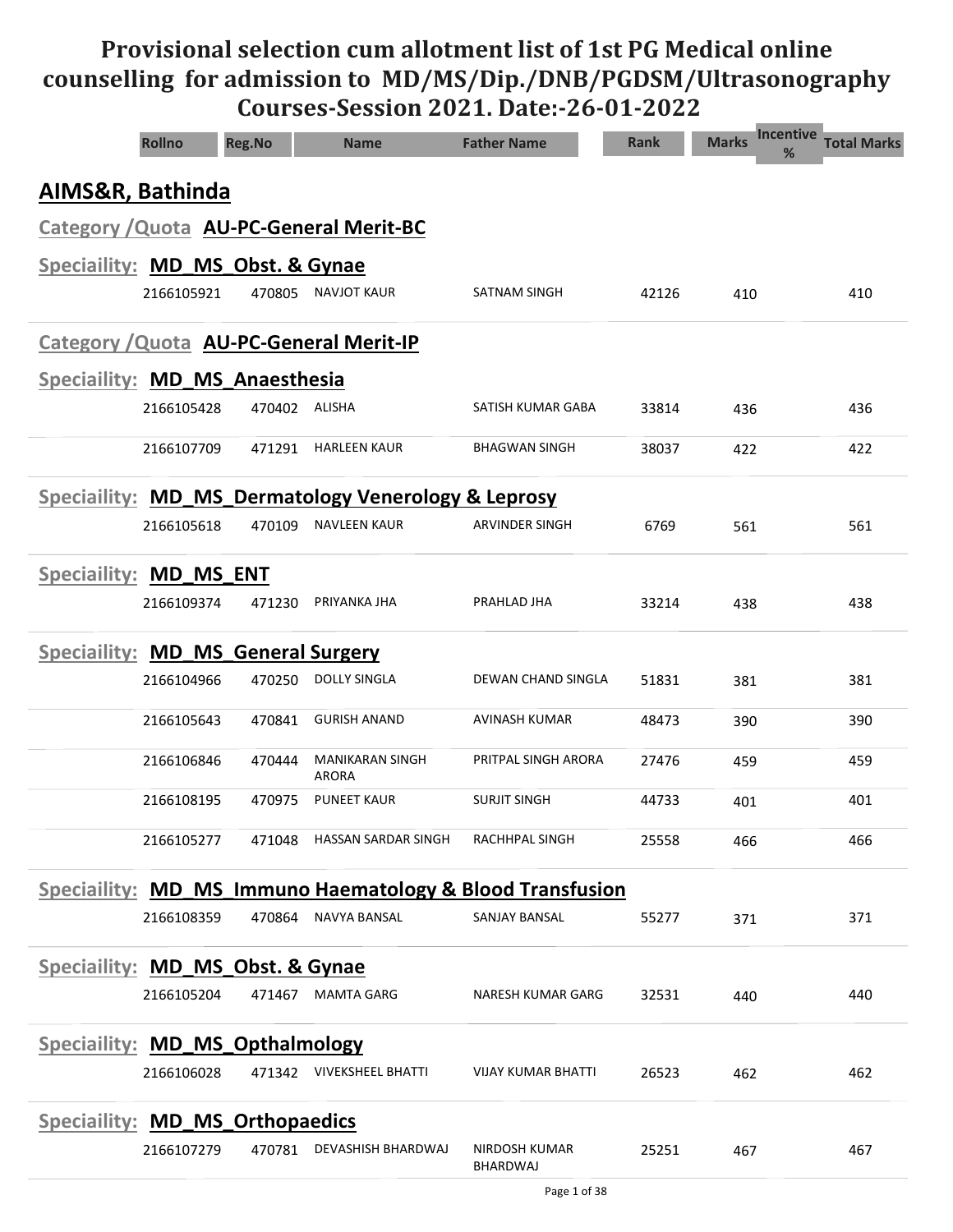# Provisional selection cum allotment list of 1st PG Medical online counselling for admission to MD/MS/Dip./DNB/PGDSM/Ultrasonography Courses-Session 2021. Date:-26-01-2022

| Rollno | Reg.No | Name | Father Name | Rank | Marks | Incentive % | Total Marks |
|---|---|---|---|---|---|---|---|

## AIMS&R, Bathinda

### Category /Quota AU-PC-General Merit-BC

#### Speciaility: MD_MS_Obst. & Gynae

| Rollno | Reg.No | Name | Father Name | Rank | Marks | Incentive % | Total Marks |
|---|---|---|---|---|---|---|---|
| 2166105921 | 470805 | NAVJOT KAUR | SATNAM SINGH | 42126 | 410 | | 410 |

### Category /Quota AU-PC-General Merit-IP

#### Speciaility: MD_MS_Anaesthesia

| Rollno | Reg.No | Name | Father Name | Rank | Marks | Incentive % | Total Marks |
|---|---|---|---|---|---|---|---|
| 2166105428 | 470402 | ALISHA | SATISH KUMAR GABA | 33814 | 436 | | 436 |
| 2166107709 | 471291 | HARLEEN KAUR | BHAGWAN SINGH | 38037 | 422 | | 422 |

#### Speciaility: MD_MS_Dermatology Venerology & Leprosy

| Rollno | Reg.No | Name | Father Name | Rank | Marks | Incentive % | Total Marks |
|---|---|---|---|---|---|---|---|
| 2166105618 | 470109 | NAVLEEN KAUR | ARVINDER SINGH | 6769 | 561 | | 561 |

#### Speciaility: MD_MS_ENT

| Rollno | Reg.No | Name | Father Name | Rank | Marks | Incentive % | Total Marks |
|---|---|---|---|---|---|---|---|
| 2166109374 | 471230 | PRIYANKA JHA | PRAHLAD JHA | 33214 | 438 | | 438 |

#### Speciaility: MD_MS_General Surgery

| Rollno | Reg.No | Name | Father Name | Rank | Marks | Incentive % | Total Marks |
|---|---|---|---|---|---|---|---|
| 2166104966 | 470250 | DOLLY SINGLA | DEWAN CHAND SINGLA | 51831 | 381 | | 381 |
| 2166105643 | 470841 | GURISH ANAND | AVINASH KUMAR | 48473 | 390 | | 390 |
| 2166106846 | 470444 | MANIKARAN SINGH ARORA | PRITPAL SINGH ARORA | 27476 | 459 | | 459 |
| 2166108195 | 470975 | PUNEET KAUR | SURJIT SINGH | 44733 | 401 | | 401 |
| 2166105277 | 471048 | HASSAN SARDAR SINGH | RACHHPAL SINGH | 25558 | 466 | | 466 |

#### Speciaility: MD_MS_Immuno Haematology & Blood Transfusion

| Rollno | Reg.No | Name | Father Name | Rank | Marks | Incentive % | Total Marks |
|---|---|---|---|---|---|---|---|
| 2166108359 | 470864 | NAVYA BANSAL | SANJAY BANSAL | 55277 | 371 | | 371 |

#### Speciaility: MD_MS_Obst. & Gynae

| Rollno | Reg.No | Name | Father Name | Rank | Marks | Incentive % | Total Marks |
|---|---|---|---|---|---|---|---|
| 2166105204 | 471467 | MAMTA GARG | NARESH KUMAR GARG | 32531 | 440 | | 440 |

#### Speciaility: MD_MS_Opthalmology

| Rollno | Reg.No | Name | Father Name | Rank | Marks | Incentive % | Total Marks |
|---|---|---|---|---|---|---|---|
| 2166106028 | 471342 | VIVEKSHEEL BHATTI | VIJAY KUMAR BHATTI | 26523 | 462 | | 462 |

#### Speciaility: MD_MS_Orthopaedics

| Rollno | Reg.No | Name | Father Name | Rank | Marks | Incentive % | Total Marks |
|---|---|---|---|---|---|---|---|
| 2166107279 | 470781 | DEVASHISH BHARDWAJ | NIRDOSH KUMAR BHARDWAJ | 25251 | 467 | | 467 |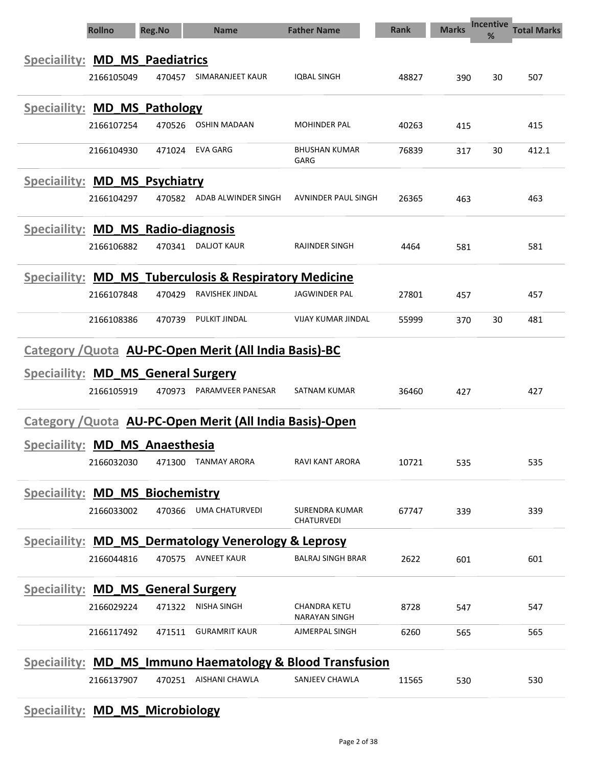| Rollno | Reg.No | Name | Father Name | Rank | Marks | Incentive % | Total Marks |
|---|---|---|---|---|---|---|---|

**Speciaility: MD_MS_Paediatrics**

| Rollno | Reg.No | Name | Father Name | Rank | Marks | Incentive % | Total Marks |
|---|---|---|---|---|---|---|---|
| 2166105049 | 470457 | SIMARANJEET KAUR | IQBAL SINGH | 48827 | 390 | 30 | 507 |

**Speciaility: MD_MS_Pathology**

| Rollno | Reg.No | Name | Father Name | Rank | Marks | Incentive % | Total Marks |
|---|---|---|---|---|---|---|---|
| 2166107254 | 470526 | OSHIN MADAAN | MOHINDER PAL | 40263 | 415 | | 415 |
| 2166104930 | 471024 | EVA GARG | BHUSHAN KUMAR GARG | 76839 | 317 | 30 | 412.1 |

**Speciaility: MD_MS_Psychiatry**

| Rollno | Reg.No | Name | Father Name | Rank | Marks | Incentive % | Total Marks |
|---|---|---|---|---|---|---|---|
| 2166104297 | 470582 | ADAB ALWINDER SINGH | AVNINDER PAUL SINGH | 26365 | 463 | | 463 |

**Speciaility: MD_MS_Radio-diagnosis**

| Rollno | Reg.No | Name | Father Name | Rank | Marks | Incentive % | Total Marks |
|---|---|---|---|---|---|---|---|
| 2166106882 | 470341 | DALJOT KAUR | RAJINDER SINGH | 4464 | 581 | | 581 |

**Speciaility: MD_MS_Tuberculosis & Respiratory Medicine**

| Rollno | Reg.No | Name | Father Name | Rank | Marks | Incentive % | Total Marks |
|---|---|---|---|---|---|---|---|
| 2166107848 | 470429 | RAVISHEK JINDAL | JAGWINDER PAL | 27801 | 457 | | 457 |
| 2166108386 | 470739 | PULKIT JINDAL | VIJAY KUMAR JINDAL | 55999 | 370 | 30 | 481 |

## Category /Quota AU-PC-Open Merit (All India Basis)-BC

**Speciaility: MD_MS_General Surgery**

| Rollno | Reg.No | Name | Father Name | Rank | Marks | Incentive % | Total Marks |
|---|---|---|---|---|---|---|---|
| 2166105919 | 470973 | PARAMVEER PANESAR | SATNAM KUMAR | 36460 | 427 | | 427 |

## Category /Quota AU-PC-Open Merit (All India Basis)-Open

**Speciaility: MD_MS_Anaesthesia**

| Rollno | Reg.No | Name | Father Name | Rank | Marks | Incentive % | Total Marks |
|---|---|---|---|---|---|---|---|
| 2166032030 | 471300 | TANMAY ARORA | RAVI KANT ARORA | 10721 | 535 | | 535 |

**Speciaility: MD_MS_Biochemistry**

| Rollno | Reg.No | Name | Father Name | Rank | Marks | Incentive % | Total Marks |
|---|---|---|---|---|---|---|---|
| 2166033002 | 470366 | UMA CHATURVEDI | SURENDRA KUMAR CHATURVEDI | 67747 | 339 | | 339 |

**Speciaility: MD_MS_Dermatology Venerology & Leprosy**

| Rollno | Reg.No | Name | Father Name | Rank | Marks | Incentive % | Total Marks |
|---|---|---|---|---|---|---|---|
| 2166044816 | 470575 | AVNEET KAUR | BALRAJ SINGH BRAR | 2622 | 601 | | 601 |

**Speciaility: MD_MS_General Surgery**

| Rollno | Reg.No | Name | Father Name | Rank | Marks | Incentive % | Total Marks |
|---|---|---|---|---|---|---|---|
| 2166029224 | 471322 | NISHA SINGH | CHANDRA KETU NARAYAN SINGH | 8728 | 547 | | 547 |
| 2166117492 | 471511 | GURAMRIT KAUR | AJMERPAL SINGH | 6260 | 565 | | 565 |

**Speciaility: MD_MS_Immuno Haematology & Blood Transfusion**

| Rollno | Reg.No | Name | Father Name | Rank | Marks | Incentive % | Total Marks |
|---|---|---|---|---|---|---|---|
| 2166137907 | 470251 | AISHANI CHAWLA | SANJEEV CHAWLA | 11565 | 530 | | 530 |

**Speciaility: MD_MS_Microbiology**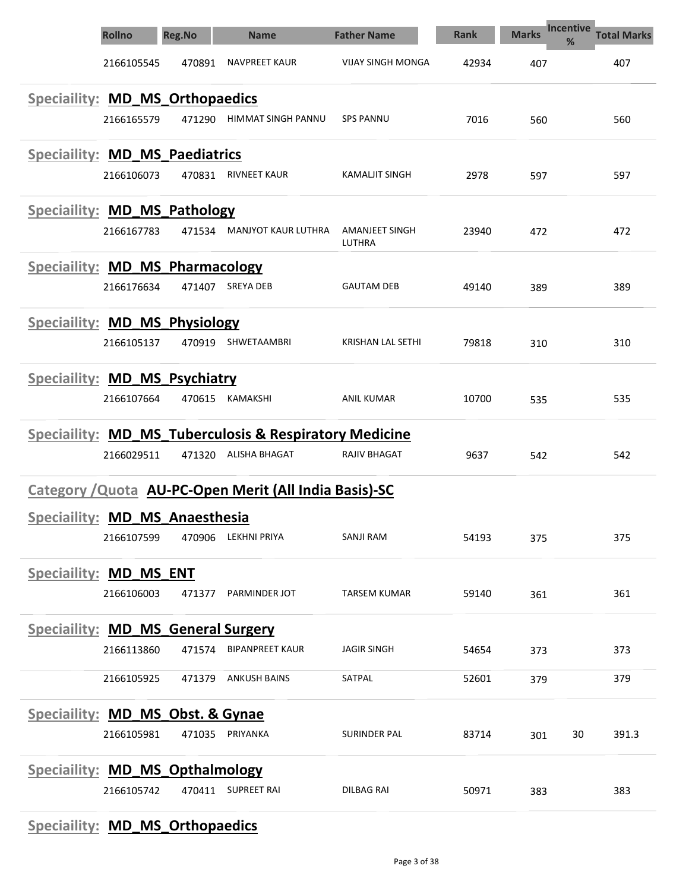| Rollno | Reg.No | Name | Father Name | Rank | Marks | Incentive % | Total Marks |
|---|---|---|---|---|---|---|---|
| 2166105545 | 470891 | NAVPREET KAUR | VIJAY SINGH MONGA | 42934 | 407 | | 407 |

**Speciaility: MD_MS_Orthopaedics**

| Rollno | Reg.No | Name | Father Name | Rank | Marks | Incentive % | Total Marks |
|---|---|---|---|---|---|---|---|
| 2166165579 | 471290 | HIMMAT SINGH PANNU | SPS PANNU | 7016 | 560 | | 560 |

**Speciaility: MD_MS_Paediatrics**

| Rollno | Reg.No | Name | Father Name | Rank | Marks | Incentive % | Total Marks |
|---|---|---|---|---|---|---|---|
| 2166106073 | 470831 | RIVNEET KAUR | KAMALJIT SINGH | 2978 | 597 | | 597 |

**Speciaility: MD_MS_Pathology**

| Rollno | Reg.No | Name | Father Name | Rank | Marks | Incentive % | Total Marks |
|---|---|---|---|---|---|---|---|
| 2166167783 | 471534 | MANJYOT KAUR LUTHRA | AMANJEET SINGH LUTHRA | 23940 | 472 | | 472 |

**Speciaility: MD_MS_Pharmacology**

| Rollno | Reg.No | Name | Father Name | Rank | Marks | Incentive % | Total Marks |
|---|---|---|---|---|---|---|---|
| 2166176634 | 471407 | SREYA DEB | GAUTAM DEB | 49140 | 389 | | 389 |

**Speciaility: MD_MS_Physiology**

| Rollno | Reg.No | Name | Father Name | Rank | Marks | Incentive % | Total Marks |
|---|---|---|---|---|---|---|---|
| 2166105137 | 470919 | SHWETAAMBRI | KRISHAN LAL SETHI | 79818 | 310 | | 310 |

**Speciaility: MD_MS_Psychiatry**

| Rollno | Reg.No | Name | Father Name | Rank | Marks | Incentive % | Total Marks |
|---|---|---|---|---|---|---|---|
| 2166107664 | 470615 | KAMAKSHI | ANIL KUMAR | 10700 | 535 | | 535 |

**Speciaility: MD_MS_Tuberculosis & Respiratory Medicine**

| Rollno | Reg.No | Name | Father Name | Rank | Marks | Incentive % | Total Marks |
|---|---|---|---|---|---|---|---|
| 2166029511 | 471320 | ALISHA BHAGAT | RAJIV BHAGAT | 9637 | 542 | | 542 |

## Category /Quota AU-PC-Open Merit (All India Basis)-SC

**Speciaility: MD_MS_Anaesthesia**

| Rollno | Reg.No | Name | Father Name | Rank | Marks | Incentive % | Total Marks |
|---|---|---|---|---|---|---|---|
| 2166107599 | 470906 | LEKHNI PRIYA | SANJI RAM | 54193 | 375 | | 375 |

**Speciaility: MD_MS_ENT**

| Rollno | Reg.No | Name | Father Name | Rank | Marks | Incentive % | Total Marks |
|---|---|---|---|---|---|---|---|
| 2166106003 | 471377 | PARMINDER JOT | TARSEM KUMAR | 59140 | 361 | | 361 |

**Speciaility: MD_MS_General Surgery**

| Rollno | Reg.No | Name | Father Name | Rank | Marks | Incentive % | Total Marks |
|---|---|---|---|---|---|---|---|
| 2166113860 | 471574 | BIPANPREET KAUR | JAGIR SINGH | 54654 | 373 | | 373 |
| 2166105925 | 471379 | ANKUSH BAINS | SATPAL | 52601 | 379 | | 379 |

**Speciaility: MD_MS_Obst. & Gynae**

| Rollno | Reg.No | Name | Father Name | Rank | Marks | Incentive % | Total Marks |
|---|---|---|---|---|---|---|---|
| 2166105981 | 471035 | PRIYANKA | SURINDER PAL | 83714 | 301 | 30 | 391.3 |

**Speciaility: MD_MS_Opthalmology**

| Rollno | Reg.No | Name | Father Name | Rank | Marks | Incentive % | Total Marks |
|---|---|---|---|---|---|---|---|
| 2166105742 | 470411 | SUPREET RAI | DILBAG RAI | 50971 | 383 | | 383 |

**Speciaility: MD_MS_Orthopaedics**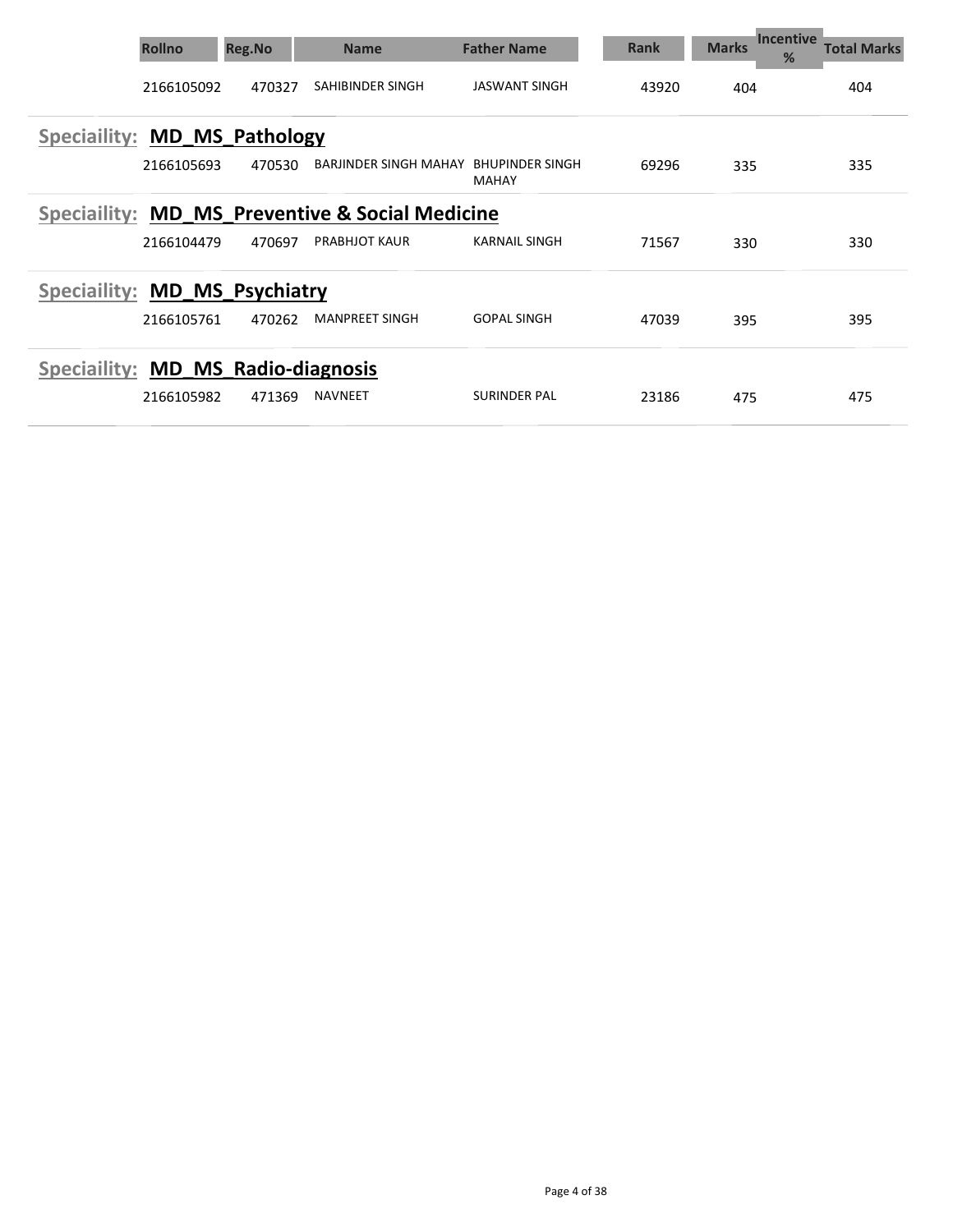| Rollno | Reg.No | Name | Father Name | Rank | Marks | Incentive % | Total Marks |
|---|---|---|---|---|---|---|---|
| 2166105092 | 470327 | SAHIBINDER SINGH | JASWANT SINGH | 43920 | 404 | | 404 |

## Speciaility: MD_MS_Pathology

| Rollno | Reg.No | Name | Father Name | Rank | Marks | Incentive % | Total Marks |
|---|---|---|---|---|---|---|---|
| 2166105693 | 470530 | BARJINDER SINGH MAHAY | BHUPINDER SINGH MAHAY | 69296 | 335 | | 335 |

## Speciaility: MD_MS_Preventive & Social Medicine

| Rollno | Reg.No | Name | Father Name | Rank | Marks | Incentive % | Total Marks |
|---|---|---|---|---|---|---|---|
| 2166104479 | 470697 | PRABHJOT KAUR | KARNAIL SINGH | 71567 | 330 | | 330 |

## Speciaility: MD_MS_Psychiatry

| Rollno | Reg.No | Name | Father Name | Rank | Marks | Incentive % | Total Marks |
|---|---|---|---|---|---|---|---|
| 2166105761 | 470262 | MANPREET SINGH | GOPAL SINGH | 47039 | 395 | | 395 |

## Speciaility: MD_MS_Radio-diagnosis

| Rollno | Reg.No | Name | Father Name | Rank | Marks | Incentive % | Total Marks |
|---|---|---|---|---|---|---|---|
| 2166105982 | 471369 | NAVNEET | SURINDER PAL | 23186 | 475 | | 475 |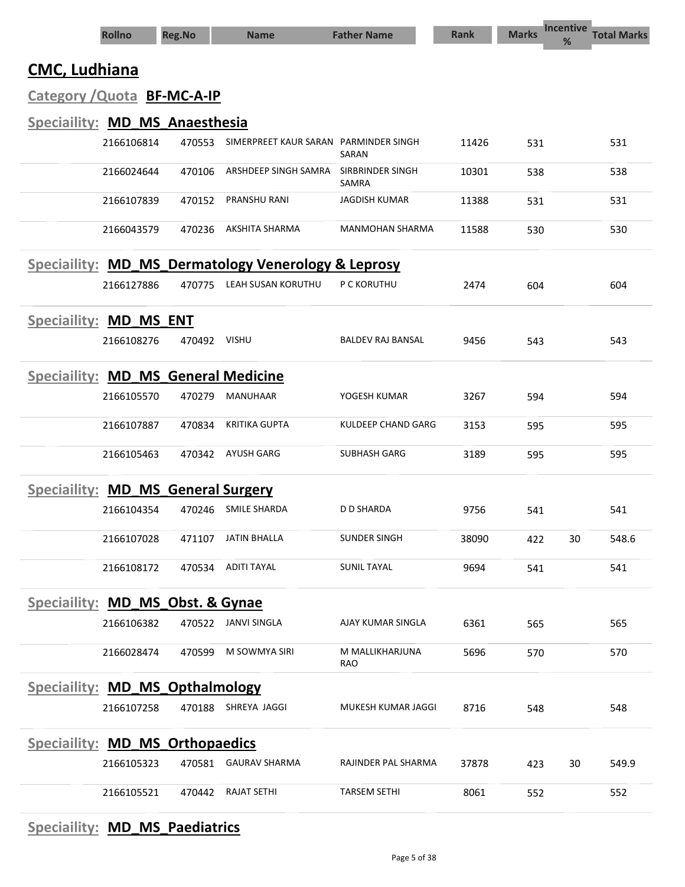| Rollno | Reg.No | Name | Father Name | Rank | Marks | Incentive % | Total Marks |
|---|---|---|---|---|---|---|---|

## CMC, Ludhiana

### Category /Quota BF-MC-A-IP

#### Speciaility: MD_MS_Anaesthesia

| Rollno | Reg.No | Name | Father Name | Rank | Marks | Incentive % | Total Marks |
|---|---|---|---|---|---|---|---|
| 2166106814 | 470553 | SIMERPREET KAUR SARAN | PARMINDER SINGH SARAN | 11426 | 531 | | 531 |
| 2166024644 | 470106 | ARSHDEEP SINGH SAMRA | SIRBRINDER SINGH SAMRA | 10301 | 538 | | 538 |
| 2166107839 | 470152 | PRANSHU RANI | JAGDISH KUMAR | 11388 | 531 | | 531 |
| 2166043579 | 470236 | AKSHITA SHARMA | MANMOHAN SHARMA | 11588 | 530 | | 530 |

#### Speciaility: MD_MS_Dermatology Venerology & Leprosy

| Rollno | Reg.No | Name | Father Name | Rank | Marks | Incentive % | Total Marks |
|---|---|---|---|---|---|---|---|
| 2166127886 | 470775 | LEAH SUSAN KORUTHU | P C KORUTHU | 2474 | 604 | | 604 |

#### Speciaility: MD_MS_ENT

| Rollno | Reg.No | Name | Father Name | Rank | Marks | Incentive % | Total Marks |
|---|---|---|---|---|---|---|---|
| 2166108276 | 470492 | VISHU | BALDEV RAJ BANSAL | 9456 | 543 | | 543 |

#### Speciaility: MD_MS_General Medicine

| Rollno | Reg.No | Name | Father Name | Rank | Marks | Incentive % | Total Marks |
|---|---|---|---|---|---|---|---|
| 2166105570 | 470279 | MANUHAAR | YOGESH KUMAR | 3267 | 594 | | 594 |
| 2166107887 | 470834 | KRITIKA GUPTA | KULDEEP CHAND GARG | 3153 | 595 | | 595 |
| 2166105463 | 470342 | AYUSH GARG | SUBHASH GARG | 3189 | 595 | | 595 |

#### Speciaility: MD_MS_General Surgery

| Rollno | Reg.No | Name | Father Name | Rank | Marks | Incentive % | Total Marks |
|---|---|---|---|---|---|---|---|
| 2166104354 | 470246 | SMILE SHARDA | D D SHARDA | 9756 | 541 | | 541 |
| 2166107028 | 471107 | JATIN BHALLA | SUNDER SINGH | 38090 | 422 | 30 | 548.6 |
| 2166108172 | 470534 | ADITI TAYAL | SUNIL TAYAL | 9694 | 541 | | 541 |

#### Speciaility: MD_MS_Obst. & Gynae

| Rollno | Reg.No | Name | Father Name | Rank | Marks | Incentive % | Total Marks |
|---|---|---|---|---|---|---|---|
| 2166106382 | 470522 | JANVI SINGLA | AJAY KUMAR SINGLA | 6361 | 565 | | 565 |
| 2166028474 | 470599 | M SOWMYA SIRI | M MALLIKHARJUNA RAO | 5696 | 570 | | 570 |

#### Speciaility: MD_MS_Opthalmology

| Rollno | Reg.No | Name | Father Name | Rank | Marks | Incentive % | Total Marks |
|---|---|---|---|---|---|---|---|
| 2166107258 | 470188 | SHREYA JAGGI | MUKESH KUMAR JAGGI | 8716 | 548 | | 548 |

#### Speciaility: MD_MS_Orthopaedics

| Rollno | Reg.No | Name | Father Name | Rank | Marks | Incentive % | Total Marks |
|---|---|---|---|---|---|---|---|
| 2166105323 | 470581 | GAURAV SHARMA | RAJINDER PAL SHARMA | 37878 | 423 | 30 | 549.9 |
| 2166105521 | 470442 | RAJAT SETHI | TARSEM SETHI | 8061 | 552 | | 552 |

#### Speciaility: MD_MS_Paediatrics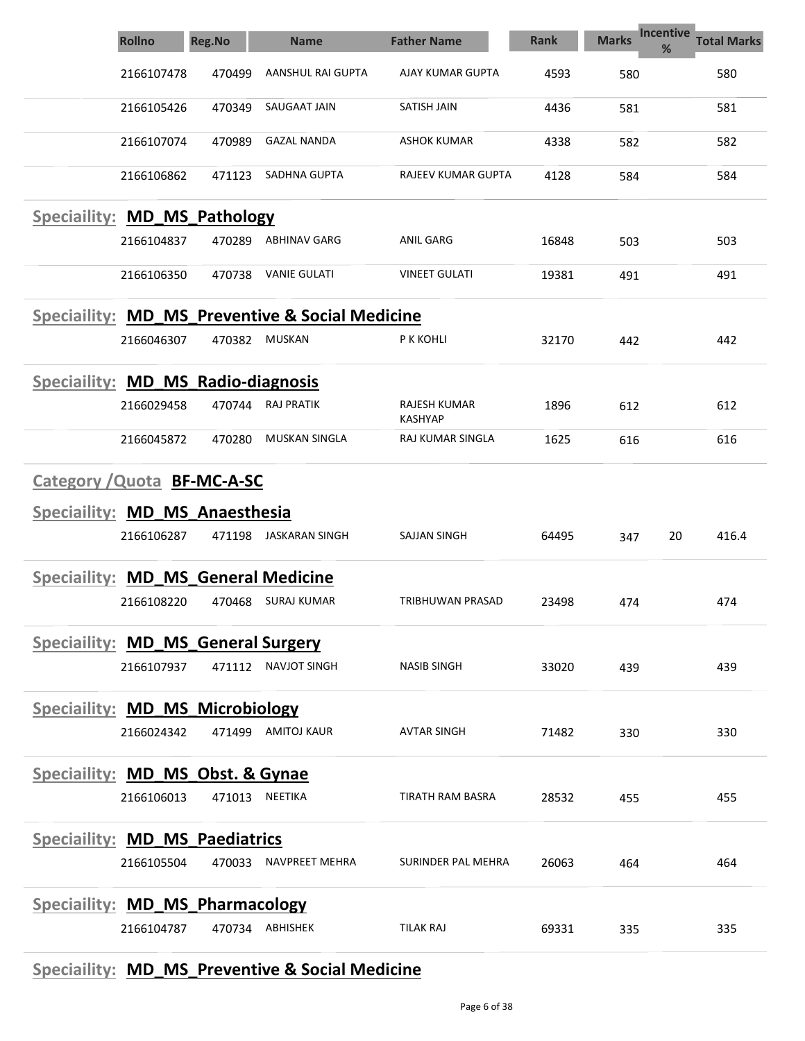| Rollno | Reg.No | Name | Father Name | Rank | Marks | Incentive % | Total Marks |
|---|---|---|---|---|---|---|---|
| 2166107478 | 470499 | AANSHUL RAI GUPTA | AJAY KUMAR GUPTA | 4593 | 580 | | 580 |
| 2166105426 | 470349 | SAUGAAT JAIN | SATISH JAIN | 4436 | 581 | | 581 |
| 2166107074 | 470989 | GAZAL NANDA | ASHOK KUMAR | 4338 | 582 | | 582 |
| 2166106862 | 471123 | SADHNA GUPTA | RAJEEV KUMAR GUPTA | 4128 | 584 | | 584 |

**Speciaility: MD_MS_Pathology**

| Rollno | Reg.No | Name | Father Name | Rank | Marks | Incentive % | Total Marks |
|---|---|---|---|---|---|---|---|
| 2166104837 | 470289 | ABHINAV GARG | ANIL GARG | 16848 | 503 | | 503 |
| 2166106350 | 470738 | VANIE GULATI | VINEET GULATI | 19381 | 491 | | 491 |

**Speciaility: MD_MS_Preventive & Social Medicine**

| Rollno | Reg.No | Name | Father Name | Rank | Marks | Incentive % | Total Marks |
|---|---|---|---|---|---|---|---|
| 2166046307 | 470382 | MUSKAN | P K KOHLI | 32170 | 442 | | 442 |

**Speciaility: MD_MS_Radio-diagnosis**

| Rollno | Reg.No | Name | Father Name | Rank | Marks | Incentive % | Total Marks |
|---|---|---|---|---|---|---|---|
| 2166029458 | 470744 | RAJ PRATIK | RAJESH KUMAR KASHYAP | 1896 | 612 | | 612 |
| 2166045872 | 470280 | MUSKAN SINGLA | RAJ KUMAR SINGLA | 1625 | 616 | | 616 |

## Category /Quota BF-MC-A-SC

**Speciaility: MD_MS_Anaesthesia**

| Rollno | Reg.No | Name | Father Name | Rank | Marks | Incentive % | Total Marks |
|---|---|---|---|---|---|---|---|
| 2166106287 | 471198 | JASKARAN SINGH | SAJJAN SINGH | 64495 | 347 | 20 | 416.4 |

**Speciaility: MD_MS_General Medicine**

| Rollno | Reg.No | Name | Father Name | Rank | Marks | Incentive % | Total Marks |
|---|---|---|---|---|---|---|---|
| 2166108220 | 470468 | SURAJ KUMAR | TRIBHUWAN PRASAD | 23498 | 474 | | 474 |

**Speciaility: MD_MS_General Surgery**

| Rollno | Reg.No | Name | Father Name | Rank | Marks | Incentive % | Total Marks |
|---|---|---|---|---|---|---|---|
| 2166107937 | 471112 | NAVJOT SINGH | NASIB SINGH | 33020 | 439 | | 439 |

**Speciaility: MD_MS_Microbiology**

| Rollno | Reg.No | Name | Father Name | Rank | Marks | Incentive % | Total Marks |
|---|---|---|---|---|---|---|---|
| 2166024342 | 471499 | AMITOJ KAUR | AVTAR SINGH | 71482 | 330 | | 330 |

**Speciaility: MD_MS_Obst. & Gynae**

| Rollno | Reg.No | Name | Father Name | Rank | Marks | Incentive % | Total Marks |
|---|---|---|---|---|---|---|---|
| 2166106013 | 471013 | NEETIKA | TIRATH RAM BASRA | 28532 | 455 | | 455 |

**Speciaility: MD_MS_Paediatrics**

| Rollno | Reg.No | Name | Father Name | Rank | Marks | Incentive % | Total Marks |
|---|---|---|---|---|---|---|---|
| 2166105504 | 470033 | NAVPREET MEHRA | SURINDER PAL MEHRA | 26063 | 464 | | 464 |

**Speciaility: MD_MS_Pharmacology**

| Rollno | Reg.No | Name | Father Name | Rank | Marks | Incentive % | Total Marks |
|---|---|---|---|---|---|---|---|
| 2166104787 | 470734 | ABHISHEK | TILAK RAJ | 69331 | 335 | | 335 |

**Speciaility: MD_MS_Preventive & Social Medicine**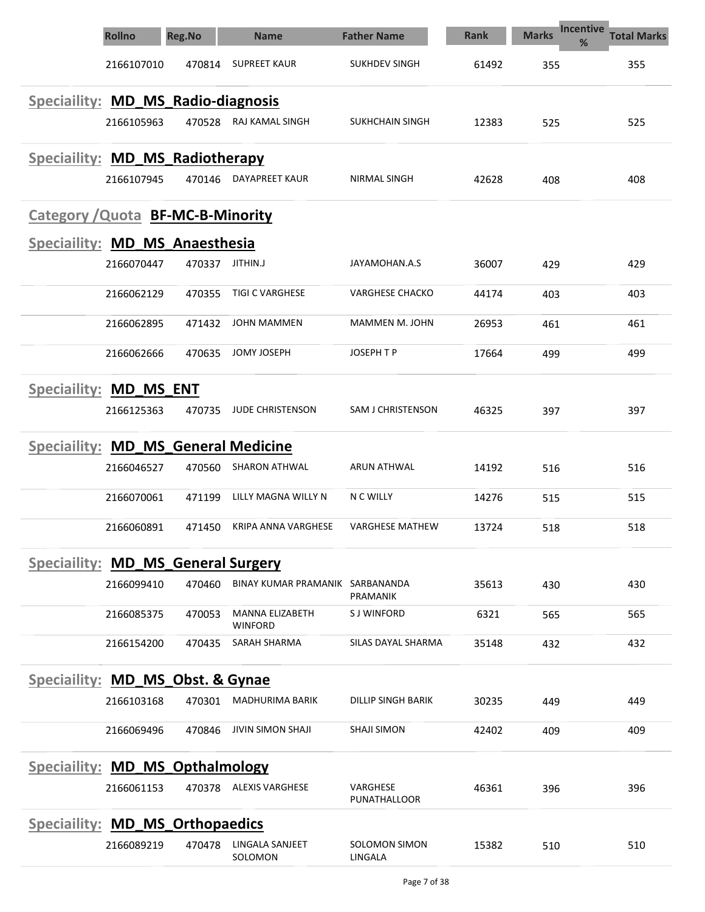| Rollno | Reg.No | Name | Father Name | Rank | Marks | Incentive % | Total Marks |
|---|---|---|---|---|---|---|---|
| 2166107010 | 470814 | SUPREET KAUR | SUKHDEV SINGH | 61492 | 355 | | 355 |

**Speciality: MD_MS_Radio-diagnosis**

| Rollno | Reg.No | Name | Father Name | Rank | Marks | Incentive % | Total Marks |
|---|---|---|---|---|---|---|---|
| 2166105963 | 470528 | RAJ KAMAL SINGH | SUKHCHAIN SINGH | 12383 | 525 | | 525 |

**Speciality: MD_MS_Radiotherapy**

| Rollno | Reg.No | Name | Father Name | Rank | Marks | Incentive % | Total Marks |
|---|---|---|---|---|---|---|---|
| 2166107945 | 470146 | DAYAPREET KAUR | NIRMAL SINGH | 42628 | 408 | | 408 |

## Category /Quota BF-MC-B-Minority

**Speciality: MD_MS_Anaesthesia**

| Rollno | Reg.No | Name | Father Name | Rank | Marks | Incentive % | Total Marks |
|---|---|---|---|---|---|---|---|
| 2166070447 | 470337 | JITHIN.J | JAYAMOHAN.A.S | 36007 | 429 | | 429 |
| 2166062129 | 470355 | TIGI C VARGHESE | VARGHESE CHACKO | 44174 | 403 | | 403 |
| 2166062895 | 471432 | JOHN MAMMEN | MAMMEN M. JOHN | 26953 | 461 | | 461 |
| 2166062666 | 470635 | JOMY JOSEPH | JOSEPH T P | 17664 | 499 | | 499 |

**Speciality: MD_MS_ENT**

| Rollno | Reg.No | Name | Father Name | Rank | Marks | Incentive % | Total Marks |
|---|---|---|---|---|---|---|---|
| 2166125363 | 470735 | JUDE CHRISTENSON | SAM J CHRISTENSON | 46325 | 397 | | 397 |

**Speciality: MD_MS_General Medicine**

| Rollno | Reg.No | Name | Father Name | Rank | Marks | Incentive % | Total Marks |
|---|---|---|---|---|---|---|---|
| 2166046527 | 470560 | SHARON ATHWAL | ARUN ATHWAL | 14192 | 516 | | 516 |
| 2166070061 | 471199 | LILLY MAGNA WILLY N | N C WILLY | 14276 | 515 | | 515 |
| 2166060891 | 471450 | KRIPA ANNA VARGHESE | VARGHESE MATHEW | 13724 | 518 | | 518 |

**Speciality: MD_MS_General Surgery**

| Rollno | Reg.No | Name | Father Name | Rank | Marks | Incentive % | Total Marks |
|---|---|---|---|---|---|---|---|
| 2166099410 | 470460 | BINAY KUMAR PRAMANIK | SARBANANDA PRAMANIK | 35613 | 430 | | 430 |
| 2166085375 | 470053 | MANNA ELIZABETH WINFORD | S J WINFORD | 6321 | 565 | | 565 |
| 2166154200 | 470435 | SARAH SHARMA | SILAS DAYAL SHARMA | 35148 | 432 | | 432 |

**Speciality: MD_MS_Obst. & Gynae**

| Rollno | Reg.No | Name | Father Name | Rank | Marks | Incentive % | Total Marks |
|---|---|---|---|---|---|---|---|
| 2166103168 | 470301 | MADHURIMA BARIK | DILLIP SINGH BARIK | 30235 | 449 | | 449 |
| 2166069496 | 470846 | JIVIN SIMON SHAJI | SHAJI SIMON | 42402 | 409 | | 409 |

**Speciality: MD_MS_Opthalmology**

| Rollno | Reg.No | Name | Father Name | Rank | Marks | Incentive % | Total Marks |
|---|---|---|---|---|---|---|---|
| 2166061153 | 470378 | ALEXIS VARGHESE | VARGHESE PUNATHALLOOR | 46361 | 396 | | 396 |

**Speciality: MD_MS_Orthopaedics**

| Rollno | Reg.No | Name | Father Name | Rank | Marks | Incentive % | Total Marks |
|---|---|---|---|---|---|---|---|
| 2166089219 | 470478 | LINGALA SANJEET SOLOMON | SOLOMON SIMON LINGALA | 15382 | 510 | | 510 |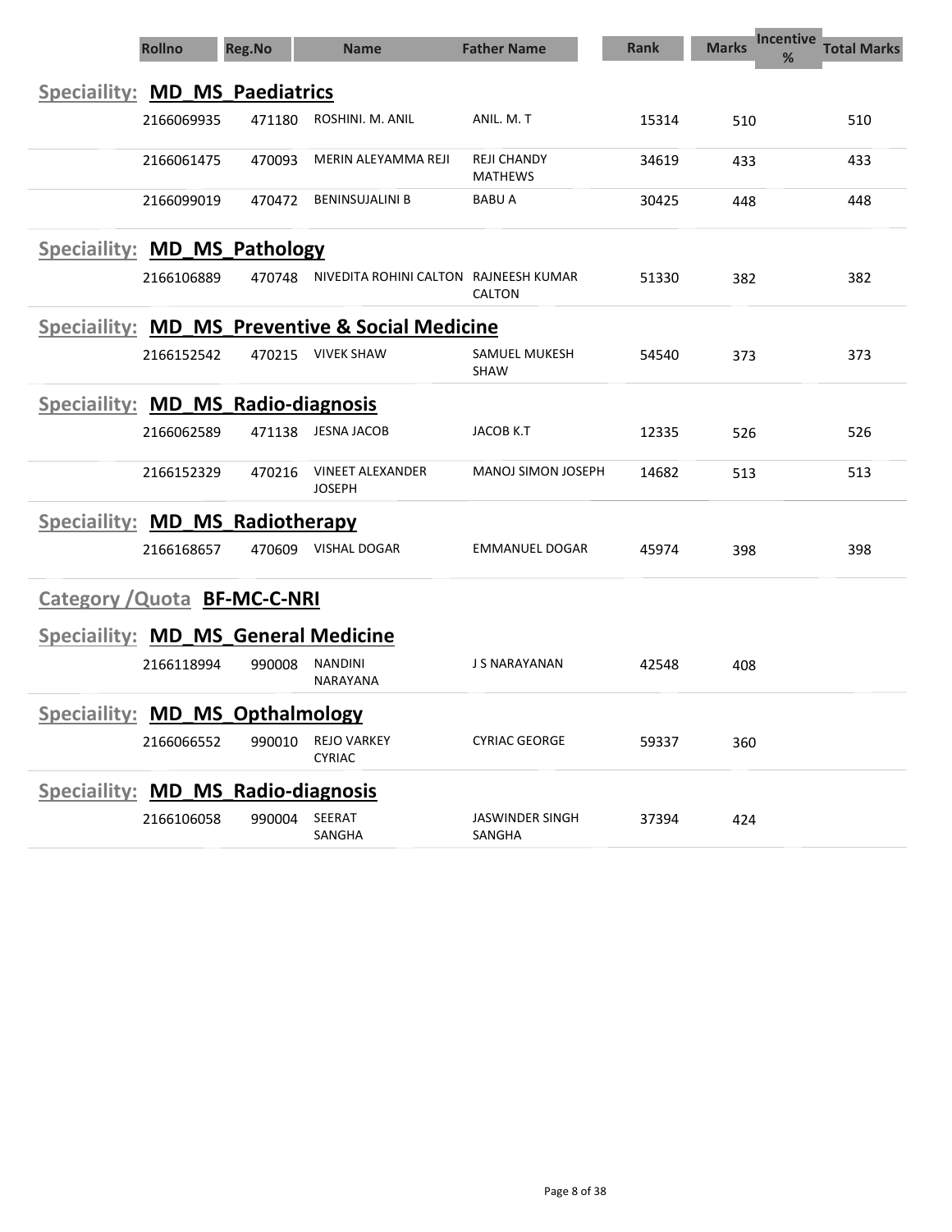| Rollno | Reg.No | Name | Father Name | Rank | Marks | Incentive % | Total Marks |
|---|---|---|---|---|---|---|---|

## Speciaility: MD_MS_Paediatrics

| Rollno | Reg.No | Name | Father Name | Rank | Marks | Incentive % | Total Marks |
|---|---|---|---|---|---|---|---|
| 2166069935 | 471180 | ROSHINI. M. ANIL | ANIL. M. T | 15314 | 510 | | 510 |
| 2166061475 | 470093 | MERIN ALEYAMMA REJI | REJI CHANDY MATHEWS | 34619 | 433 | | 433 |
| 2166099019 | 470472 | BENINSUJALINI B | BABU A | 30425 | 448 | | 448 |

## Speciaility: MD_MS_Pathology

| Rollno | Reg.No | Name | Father Name | Rank | Marks | Incentive % | Total Marks |
|---|---|---|---|---|---|---|---|
| 2166106889 | 470748 | NIVEDITA ROHINI CALTON | RAJNEESH KUMAR CALTON | 51330 | 382 | | 382 |

## Speciaility: MD_MS_Preventive & Social Medicine

| Rollno | Reg.No | Name | Father Name | Rank | Marks | Incentive % | Total Marks |
|---|---|---|---|---|---|---|---|
| 2166152542 | 470215 | VIVEK SHAW | SAMUEL MUKESH SHAW | 54540 | 373 | | 373 |

## Speciaility: MD_MS_Radio-diagnosis

| Rollno | Reg.No | Name | Father Name | Rank | Marks | Incentive % | Total Marks |
|---|---|---|---|---|---|---|---|
| 2166062589 | 471138 | JESNA JACOB | JACOB K.T | 12335 | 526 | | 526 |
| 2166152329 | 470216 | VINEET ALEXANDER JOSEPH | MANOJ SIMON JOSEPH | 14682 | 513 | | 513 |

## Speciaility: MD_MS_Radiotherapy

| Rollno | Reg.No | Name | Father Name | Rank | Marks | Incentive % | Total Marks |
|---|---|---|---|---|---|---|---|
| 2166168657 | 470609 | VISHAL DOGAR | EMMANUEL DOGAR | 45974 | 398 | | 398 |

# Category /Quota BF-MC-C-NRI

## Speciaility: MD_MS_General Medicine

| Rollno | Reg.No | Name | Father Name | Rank | Marks | Incentive % | Total Marks |
|---|---|---|---|---|---|---|---|
| 2166118994 | 990008 | NANDINI NARAYANA | J S NARAYANAN | 42548 | 408 | | |

## Speciaility: MD_MS_Opthalmology

| Rollno | Reg.No | Name | Father Name | Rank | Marks | Incentive % | Total Marks |
|---|---|---|---|---|---|---|---|
| 2166066552 | 990010 | REJO VARKEY CYRIAC | CYRIAC GEORGE | 59337 | 360 | | |

## Speciaility: MD_MS_Radio-diagnosis

| Rollno | Reg.No | Name | Father Name | Rank | Marks | Incentive % | Total Marks |
|---|---|---|---|---|---|---|---|
| 2166106058 | 990004 | SEERAT SANGHA | JASWINDER SINGH SANGHA | 37394 | 424 | | |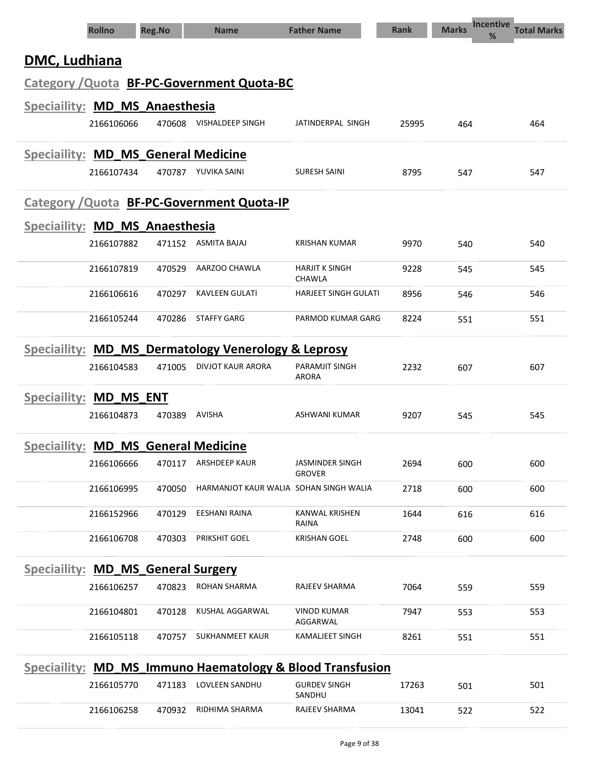| Rollno | Reg.No | Name | Father Name | Rank | Marks | Incentive % | Total Marks |
|---|---|---|---|---|---|---|---|

## DMC, Ludhiana

### Category /Quota BF-PC-Government Quota-BC

#### Speciaility: MD_MS_Anaesthesia

| Rollno | Reg.No | Name | Father Name | Rank | Marks | Incentive % | Total Marks |
|---|---|---|---|---|---|---|---|
| 2166106066 | 470608 | VISHALDEEP SINGH | JATINDERPAL SINGH | 25995 | 464 | | 464 |

#### Speciaility: MD_MS_General Medicine

| Rollno | Reg.No | Name | Father Name | Rank | Marks | Incentive % | Total Marks |
|---|---|---|---|---|---|---|---|
| 2166107434 | 470787 | YUVIKA SAINI | SURESH SAINI | 8795 | 547 | | 547 |

### Category /Quota BF-PC-Government Quota-IP

#### Speciaility: MD_MS_Anaesthesia

| Rollno | Reg.No | Name | Father Name | Rank | Marks | Incentive % | Total Marks |
|---|---|---|---|---|---|---|---|
| 2166107882 | 471152 | ASMITA BAJAJ | KRISHAN KUMAR | 9970 | 540 | | 540 |
| 2166107819 | 470529 | AARZOO CHAWLA | HARJIT K SINGH CHAWLA | 9228 | 545 | | 545 |
| 2166106616 | 470297 | KAVLEEN GULATI | HARJEET SINGH GULATI | 8956 | 546 | | 546 |
| 2166105244 | 470286 | STAFFY GARG | PARMOD KUMAR GARG | 8224 | 551 | | 551 |

#### Speciaility: MD_MS_Dermatology Venerology & Leprosy

| Rollno | Reg.No | Name | Father Name | Rank | Marks | Incentive % | Total Marks |
|---|---|---|---|---|---|---|---|
| 2166104583 | 471005 | DIVJOT KAUR ARORA | PARAMJIT SINGH ARORA | 2232 | 607 | | 607 |

#### Speciaility: MD_MS_ENT

| Rollno | Reg.No | Name | Father Name | Rank | Marks | Incentive % | Total Marks |
|---|---|---|---|---|---|---|---|
| 2166104873 | 470389 | AVISHA | ASHWANI KUMAR | 9207 | 545 | | 545 |

#### Speciaility: MD_MS_General Medicine

| Rollno | Reg.No | Name | Father Name | Rank | Marks | Incentive % | Total Marks |
|---|---|---|---|---|---|---|---|
| 2166106666 | 470117 | ARSHDEEP KAUR | JASMINDER SINGH GROVER | 2694 | 600 | | 600 |
| 2166106995 | 470050 | HARMANJOT KAUR WALIA | SOHAN SINGH WALIA | 2718 | 600 | | 600 |
| 2166152966 | 470129 | EESHANI RAINA | KANWAL KRISHEN RAINA | 1644 | 616 | | 616 |
| 2166106708 | 470303 | PRIKSHIT GOEL | KRISHAN GOEL | 2748 | 600 | | 600 |

#### Speciaility: MD_MS_General Surgery

| Rollno | Reg.No | Name | Father Name | Rank | Marks | Incentive % | Total Marks |
|---|---|---|---|---|---|---|---|
| 2166106257 | 470823 | ROHAN SHARMA | RAJEEV SHARMA | 7064 | 559 | | 559 |
| 2166104801 | 470128 | KUSHAL AGGARWAL | VINOD KUMAR AGGARWAL | 7947 | 553 | | 553 |
| 2166105118 | 470757 | SUKHANMEET KAUR | KAMALJEET SINGH | 8261 | 551 | | 551 |

#### Speciaility: MD_MS_Immuno Haematology & Blood Transfusion

| Rollno | Reg.No | Name | Father Name | Rank | Marks | Incentive % | Total Marks |
|---|---|---|---|---|---|---|---|
| 2166105770 | 471183 | LOVLEEN SANDHU | GURDEV SINGH SANDHU | 17263 | 501 | | 501 |
| 2166106258 | 470932 | RIDHIMA SHARMA | RAJEEV SHARMA | 13041 | 522 | | 522 |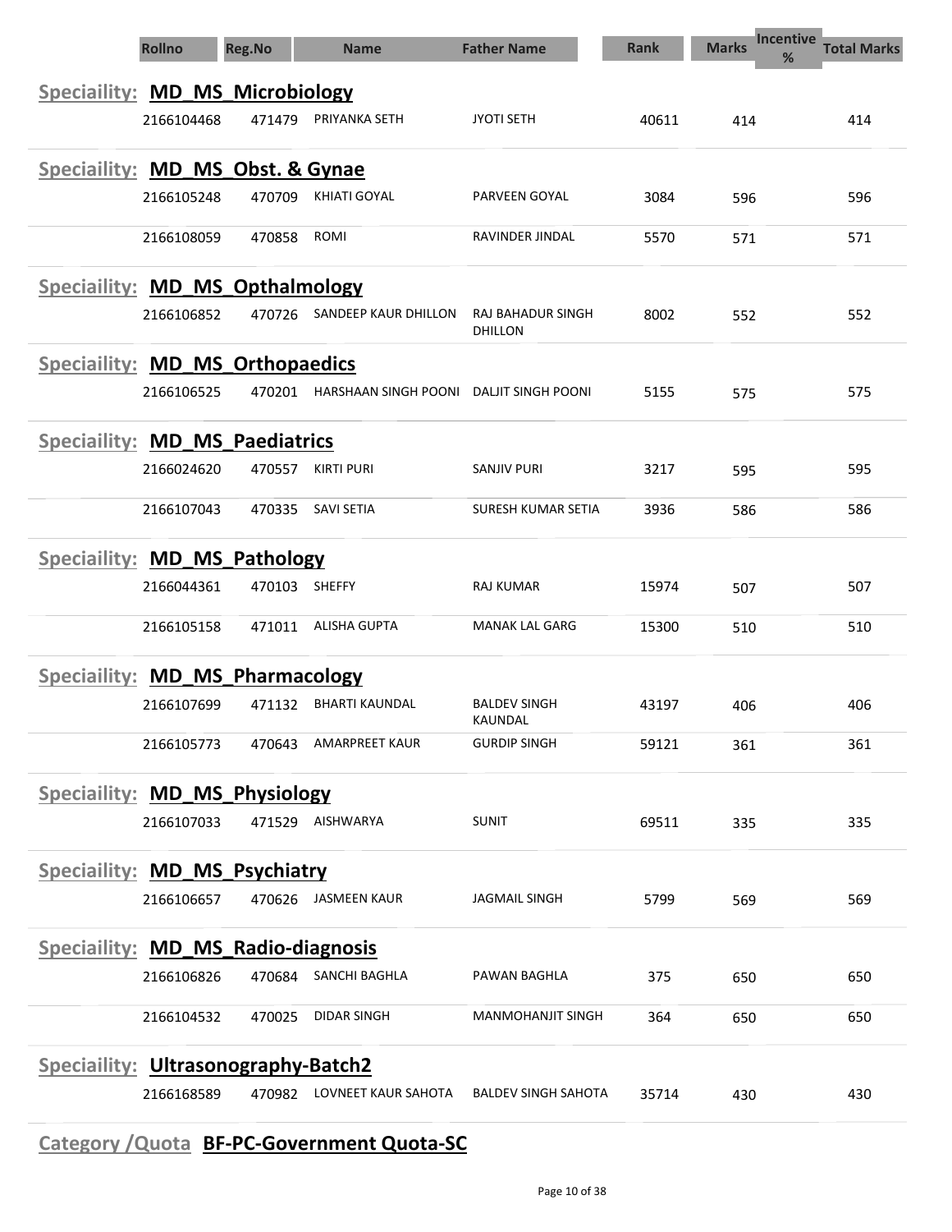| Rollno | Reg.No | Name | Father Name | Rank | Marks | Incentive % | Total Marks |
|---|---|---|---|---|---|---|---|
| **Speciality: MD_MS_Microbiology** | | | | | | | |
| 2166104468 | 471479 | PRIYANKA SETH | JYOTI SETH | 40611 | 414 | | 414 |
| **Speciality: MD_MS_Obst. & Gynae** | | | | | | | |
| 2166105248 | 470709 | KHIATI GOYAL | PARVEEN GOYAL | 3084 | 596 | | 596 |
| 2166108059 | 470858 | ROMI | RAVINDER JINDAL | 5570 | 571 | | 571 |
| **Speciality: MD_MS_Opthalmology** | | | | | | | |
| 2166106852 | 470726 | SANDEEP KAUR DHILLON | RAJ BAHADUR SINGH DHILLON | 8002 | 552 | | 552 |
| **Speciality: MD_MS_Orthopaedics** | | | | | | | |
| 2166106525 | 470201 | HARSHAAN SINGH POONI | DALJIT SINGH POONI | 5155 | 575 | | 575 |
| **Speciality: MD_MS_Paediatrics** | | | | | | | |
| 2166024620 | 470557 | KIRTI PURI | SANJIV PURI | 3217 | 595 | | 595 |
| 2166107043 | 470335 | SAVI SETIA | SURESH KUMAR SETIA | 3936 | 586 | | 586 |
| **Speciality: MD_MS_Pathology** | | | | | | | |
| 2166044361 | 470103 | SHEFFY | RAJ KUMAR | 15974 | 507 | | 507 |
| 2166105158 | 471011 | ALISHA GUPTA | MANAK LAL GARG | 15300 | 510 | | 510 |
| **Speciality: MD_MS_Pharmacology** | | | | | | | |
| 2166107699 | 471132 | BHARTI KAUNDAL | BALDEV SINGH KAUNDAL | 43197 | 406 | | 406 |
| 2166105773 | 470643 | AMARPREET KAUR | GURDIP SINGH | 59121 | 361 | | 361 |
| **Speciality: MD_MS_Physiology** | | | | | | | |
| 2166107033 | 471529 | AISHWARYA | SUNIT | 69511 | 335 | | 335 |
| **Speciality: MD_MS_Psychiatry** | | | | | | | |
| 2166106657 | 470626 | JASMEEN KAUR | JAGMAIL SINGH | 5799 | 569 | | 569 |
| **Speciality: MD_MS_Radio-diagnosis** | | | | | | | |
| 2166106826 | 470684 | SANCHI BAGHLA | PAWAN BAGHLA | 375 | 650 | | 650 |
| 2166104532 | 470025 | DIDAR SINGH | MANMOHANJIT SINGH | 364 | 650 | | 650 |
| **Speciality: Ultrasonography-Batch2** | | | | | | | |
| 2166168589 | 470982 | LOVNEET KAUR SAHOTA | BALDEV SINGH SAHOTA | 35714 | 430 | | 430 |

**Category /Quota BF-PC-Government Quota-SC**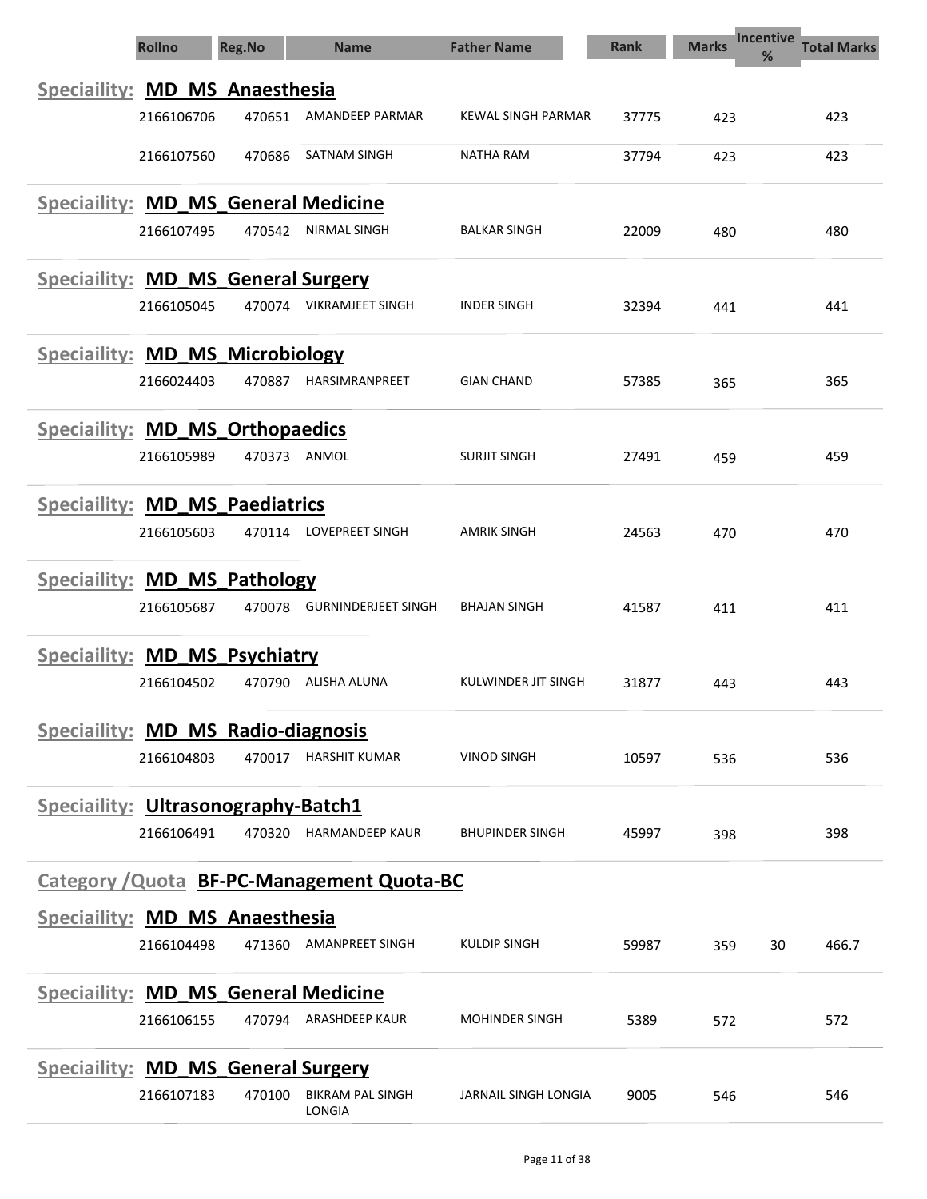| Rollno | Reg.No | Name | Father Name | Rank | Marks | Incentive % | Total Marks |
|---|---|---|---|---|---|---|---|

**Speciaility: MD_MS_Anaesthesia**

| Rollno | Reg.No | Name | Father Name | Rank | Marks | Incentive % | Total Marks |
|---|---|---|---|---|---|---|---|
| 2166106706 | 470651 | AMANDEEP PARMAR | KEWAL SINGH PARMAR | 37775 | 423 | | 423 |
| 2166107560 | 470686 | SATNAM SINGH | NATHA RAM | 37794 | 423 | | 423 |

**Speciaility: MD_MS_General Medicine**

| Rollno | Reg.No | Name | Father Name | Rank | Marks | Incentive % | Total Marks |
|---|---|---|---|---|---|---|---|
| 2166107495 | 470542 | NIRMAL SINGH | BALKAR SINGH | 22009 | 480 | | 480 |

**Speciaility: MD_MS_General Surgery**

| Rollno | Reg.No | Name | Father Name | Rank | Marks | Incentive % | Total Marks |
|---|---|---|---|---|---|---|---|
| 2166105045 | 470074 | VIKRAMJEET SINGH | INDER SINGH | 32394 | 441 | | 441 |

**Speciaility: MD_MS_Microbiology**

| Rollno | Reg.No | Name | Father Name | Rank | Marks | Incentive % | Total Marks |
|---|---|---|---|---|---|---|---|
| 2166024403 | 470887 | HARSIMRANPREET | GIAN CHAND | 57385 | 365 | | 365 |

**Speciaility: MD_MS_Orthopaedics**

| Rollno | Reg.No | Name | Father Name | Rank | Marks | Incentive % | Total Marks |
|---|---|---|---|---|---|---|---|
| 2166105989 | 470373 | ANMOL | SURJIT SINGH | 27491 | 459 | | 459 |

**Speciaility: MD_MS_Paediatrics**

| Rollno | Reg.No | Name | Father Name | Rank | Marks | Incentive % | Total Marks |
|---|---|---|---|---|---|---|---|
| 2166105603 | 470114 | LOVEPREET SINGH | AMRIK SINGH | 24563 | 470 | | 470 |

**Speciaility: MD_MS_Pathology**

| Rollno | Reg.No | Name | Father Name | Rank | Marks | Incentive % | Total Marks |
|---|---|---|---|---|---|---|---|
| 2166105687 | 470078 | GURNINDERJEET SINGH | BHAJAN SINGH | 41587 | 411 | | 411 |

**Speciaility: MD_MS_Psychiatry**

| Rollno | Reg.No | Name | Father Name | Rank | Marks | Incentive % | Total Marks |
|---|---|---|---|---|---|---|---|
| 2166104502 | 470790 | ALISHA ALUNA | KULWINDER JIT SINGH | 31877 | 443 | | 443 |

**Speciaility: MD_MS_Radio-diagnosis**

| Rollno | Reg.No | Name | Father Name | Rank | Marks | Incentive % | Total Marks |
|---|---|---|---|---|---|---|---|
| 2166104803 | 470017 | HARSHIT KUMAR | VINOD SINGH | 10597 | 536 | | 536 |

**Speciaility: Ultrasonography-Batch1**

| Rollno | Reg.No | Name | Father Name | Rank | Marks | Incentive % | Total Marks |
|---|---|---|---|---|---|---|---|
| 2166106491 | 470320 | HARMANDEEP KAUR | BHUPINDER SINGH | 45997 | 398 | | 398 |

**Category /Quota BF-PC-Management Quota-BC**

**Speciaility: MD_MS_Anaesthesia**

| Rollno | Reg.No | Name | Father Name | Rank | Marks | Incentive % | Total Marks |
|---|---|---|---|---|---|---|---|
| 2166104498 | 471360 | AMANPREET SINGH | KULDIP SINGH | 59987 | 359 | 30 | 466.7 |

**Speciaility: MD_MS_General Medicine**

| Rollno | Reg.No | Name | Father Name | Rank | Marks | Incentive % | Total Marks |
|---|---|---|---|---|---|---|---|
| 2166106155 | 470794 | ARASHDEEP KAUR | MOHINDER SINGH | 5389 | 572 | | 572 |

**Speciaility: MD_MS_General Surgery**

| Rollno | Reg.No | Name | Father Name | Rank | Marks | Incentive % | Total Marks |
|---|---|---|---|---|---|---|---|
| 2166107183 | 470100 | BIKRAM PAL SINGH LONGIA | JARNAIL SINGH LONGIA | 9005 | 546 | | 546 |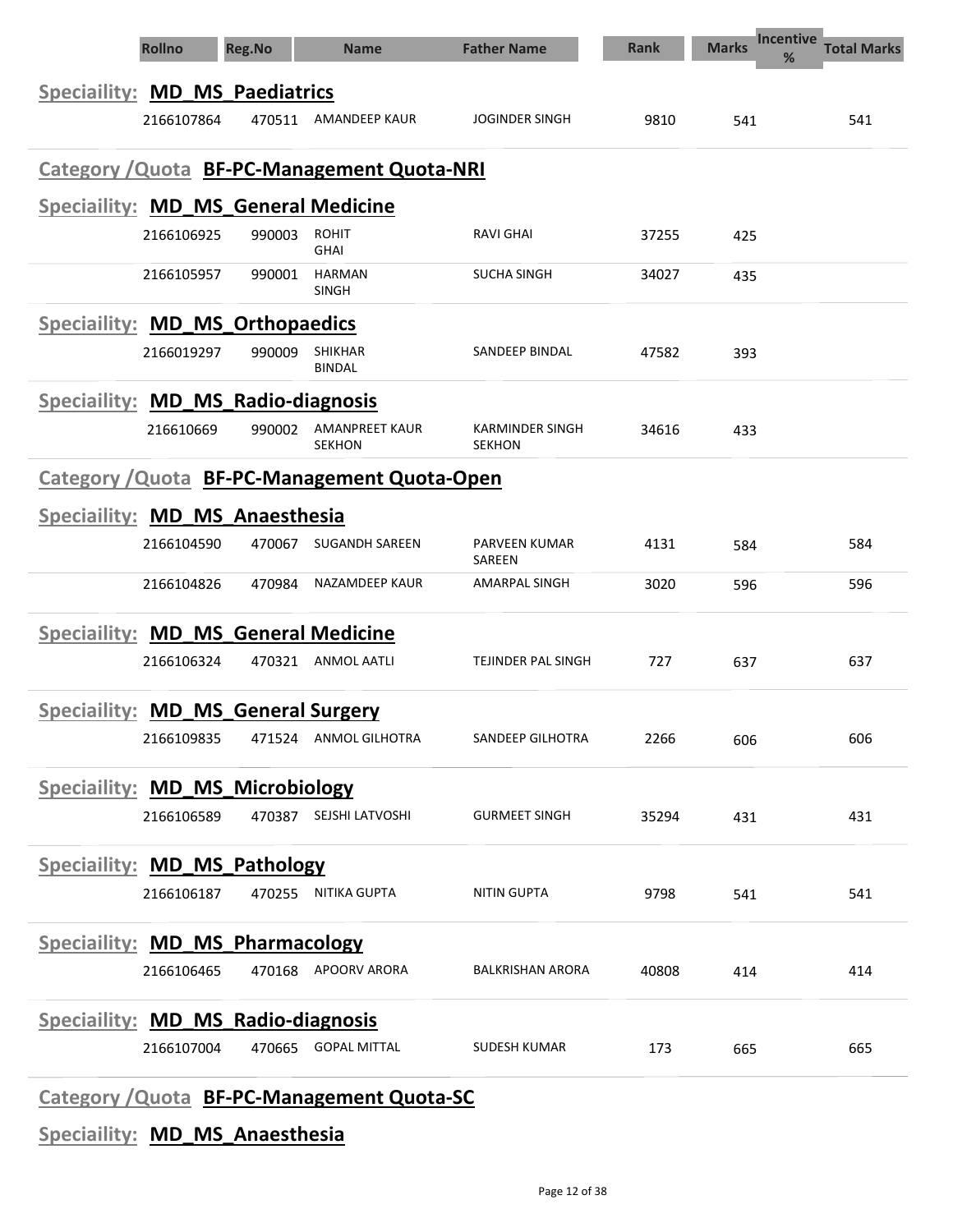| Rollno | Reg.No | Name | Father Name | Rank | Marks | Incentive % | Total Marks |
|---|---|---|---|---|---|---|---|

**Speciality: MD_MS_Paediatrics**

| Rollno | Reg.No | Name | Father Name | Rank | Marks | Incentive % | Total Marks |
|---|---|---|---|---|---|---|---|
| 2166107864 | 470511 | AMANDEEP KAUR | JOGINDER SINGH | 9810 | 541 | | 541 |

## Category /Quota BF-PC-Management Quota-NRI

**Speciality: MD_MS_General Medicine**

| Rollno | Reg.No | Name | Father Name | Rank | Marks | Incentive % | Total Marks |
|---|---|---|---|---|---|---|---|
| 2166106925 | 990003 | ROHIT GHAI | RAVI GHAI | 37255 | 425 | | |
| 2166105957 | 990001 | HARMAN SINGH | SUCHA SINGH | 34027 | 435 | | |

**Speciality: MD_MS_Orthopaedics**

| Rollno | Reg.No | Name | Father Name | Rank | Marks | Incentive % | Total Marks |
|---|---|---|---|---|---|---|---|
| 2166019297 | 990009 | SHIKHAR BINDAL | SANDEEP BINDAL | 47582 | 393 | | |

**Speciality: MD_MS_Radio-diagnosis**

| Rollno | Reg.No | Name | Father Name | Rank | Marks | Incentive % | Total Marks |
|---|---|---|---|---|---|---|---|
| 216610669 | 990002 | AMANPREET KAUR SEKHON | KARMINDER SINGH SEKHON | 34616 | 433 | | |

## Category /Quota BF-PC-Management Quota-Open

**Speciality: MD_MS_Anaesthesia**

| Rollno | Reg.No | Name | Father Name | Rank | Marks | Incentive % | Total Marks |
|---|---|---|---|---|---|---|---|
| 2166104590 | 470067 | SUGANDH SAREEN | PARVEEN KUMAR SAREEN | 4131 | 584 | | 584 |
| 2166104826 | 470984 | NAZAMDEEP KAUR | AMARPAL SINGH | 3020 | 596 | | 596 |

**Speciality: MD_MS_General Medicine**

| Rollno | Reg.No | Name | Father Name | Rank | Marks | Incentive % | Total Marks |
|---|---|---|---|---|---|---|---|
| 2166106324 | 470321 | ANMOL AATLI | TEJINDER PAL SINGH | 727 | 637 | | 637 |

**Speciality: MD_MS_General Surgery**

| Rollno | Reg.No | Name | Father Name | Rank | Marks | Incentive % | Total Marks |
|---|---|---|---|---|---|---|---|
| 2166109835 | 471524 | ANMOL GILHOTRA | SANDEEP GILHOTRA | 2266 | 606 | | 606 |

**Speciality: MD_MS_Microbiology**

| Rollno | Reg.No | Name | Father Name | Rank | Marks | Incentive % | Total Marks |
|---|---|---|---|---|---|---|---|
| 2166106589 | 470387 | SEJSHI LATVOSHI | GURMEET SINGH | 35294 | 431 | | 431 |

**Speciality: MD_MS_Pathology**

| Rollno | Reg.No | Name | Father Name | Rank | Marks | Incentive % | Total Marks |
|---|---|---|---|---|---|---|---|
| 2166106187 | 470255 | NITIKA GUPTA | NITIN GUPTA | 9798 | 541 | | 541 |

**Speciality: MD_MS_Pharmacology**

| Rollno | Reg.No | Name | Father Name | Rank | Marks | Incentive % | Total Marks |
|---|---|---|---|---|---|---|---|
| 2166106465 | 470168 | APOORV ARORA | BALKRISHAN ARORA | 40808 | 414 | | 414 |

**Speciality: MD_MS_Radio-diagnosis**

| Rollno | Reg.No | Name | Father Name | Rank | Marks | Incentive % | Total Marks |
|---|---|---|---|---|---|---|---|
| 2166107004 | 470665 | GOPAL MITTAL | SUDESH KUMAR | 173 | 665 | | 665 |

## Category /Quota BF-PC-Management Quota-SC

**Speciality: MD_MS_Anaesthesia**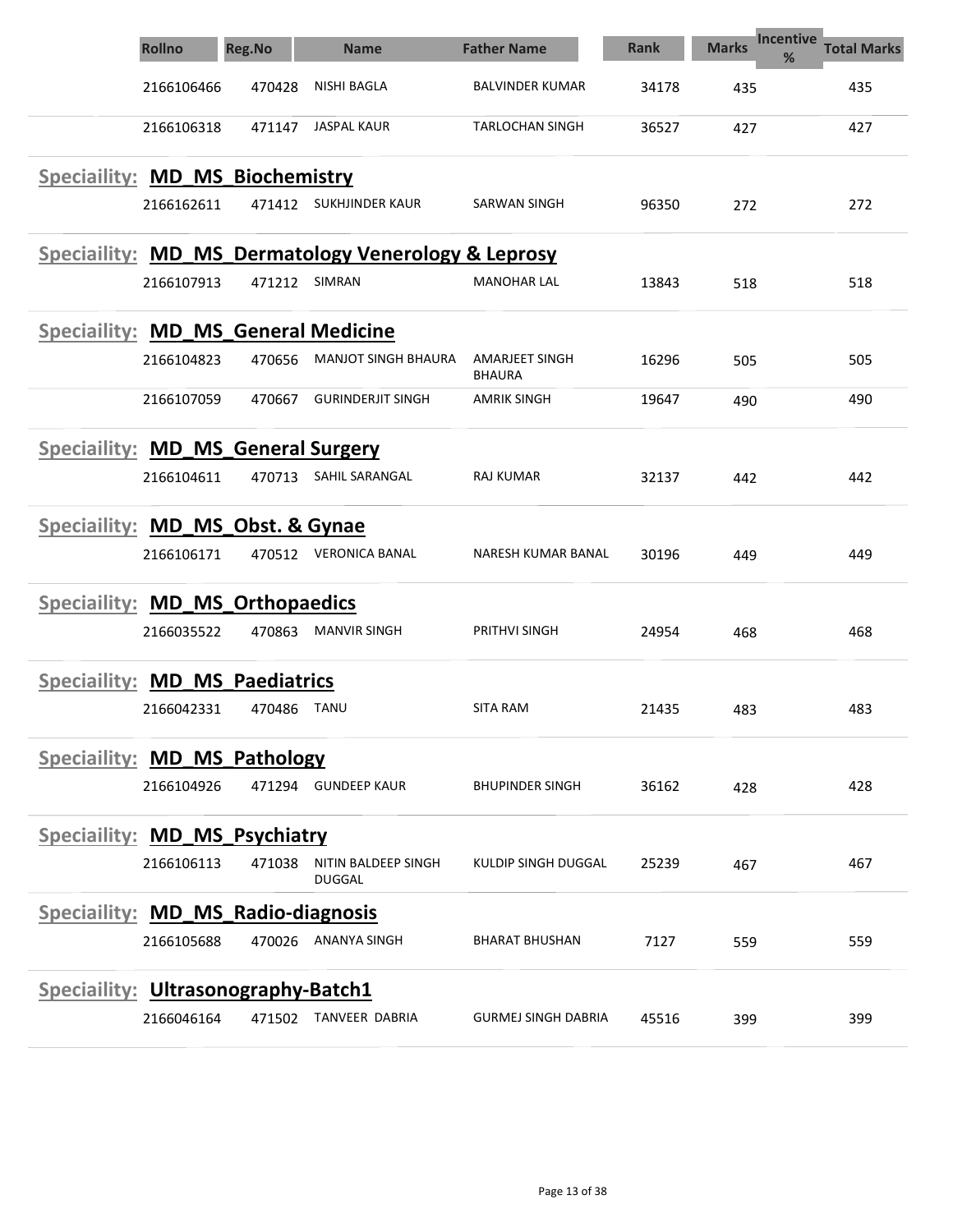| Rollno | Reg.No | Name | Father Name | Rank | Marks | Incentive % | Total Marks |
|---|---|---|---|---|---|---|---|
| 2166106466 | 470428 | NISHI BAGLA | BALVINDER KUMAR | 34178 | 435 | | 435 |
| 2166106318 | 471147 | JASPAL KAUR | TARLOCHAN SINGH | 36527 | 427 | | 427 |

**Speciaility: MD_MS_Biochemistry**

| Rollno | Reg.No | Name | Father Name | Rank | Marks | Incentive % | Total Marks |
|---|---|---|---|---|---|---|---|
| 2166162611 | 471412 | SUKHJINDER KAUR | SARWAN SINGH | 96350 | 272 | | 272 |

**Speciaility: MD_MS_Dermatology Venerology & Leprosy**

| Rollno | Reg.No | Name | Father Name | Rank | Marks | Incentive % | Total Marks |
|---|---|---|---|---|---|---|---|
| 2166107913 | 471212 | SIMRAN | MANOHAR LAL | 13843 | 518 | | 518 |

**Speciaility: MD_MS_General Medicine**

| Rollno | Reg.No | Name | Father Name | Rank | Marks | Incentive % | Total Marks |
|---|---|---|---|---|---|---|---|
| 2166104823 | 470656 | MANJOT SINGH BHAURA | AMARJEET SINGH BHAURA | 16296 | 505 | | 505 |
| 2166107059 | 470667 | GURINDERJIT SINGH | AMRIK SINGH | 19647 | 490 | | 490 |

**Speciaility: MD_MS_General Surgery**

| Rollno | Reg.No | Name | Father Name | Rank | Marks | Incentive % | Total Marks |
|---|---|---|---|---|---|---|---|
| 2166104611 | 470713 | SAHIL SARANGAL | RAJ KUMAR | 32137 | 442 | | 442 |

**Speciaility: MD_MS_Obst. & Gynae**

| Rollno | Reg.No | Name | Father Name | Rank | Marks | Incentive % | Total Marks |
|---|---|---|---|---|---|---|---|
| 2166106171 | 470512 | VERONICA BANAL | NARESH KUMAR BANAL | 30196 | 449 | | 449 |

**Speciaility: MD_MS_Orthopaedics**

| Rollno | Reg.No | Name | Father Name | Rank | Marks | Incentive % | Total Marks |
|---|---|---|---|---|---|---|---|
| 2166035522 | 470863 | MANVIR SINGH | PRITHVI SINGH | 24954 | 468 | | 468 |

**Speciaility: MD_MS_Paediatrics**

| Rollno | Reg.No | Name | Father Name | Rank | Marks | Incentive % | Total Marks |
|---|---|---|---|---|---|---|---|
| 2166042331 | 470486 | TANU | SITA RAM | 21435 | 483 | | 483 |

**Speciaility: MD_MS_Pathology**

| Rollno | Reg.No | Name | Father Name | Rank | Marks | Incentive % | Total Marks |
|---|---|---|---|---|---|---|---|
| 2166104926 | 471294 | GUNDEEP KAUR | BHUPINDER SINGH | 36162 | 428 | | 428 |

**Speciaility: MD_MS_Psychiatry**

| Rollno | Reg.No | Name | Father Name | Rank | Marks | Incentive % | Total Marks |
|---|---|---|---|---|---|---|---|
| 2166106113 | 471038 | NITIN BALDEEP SINGH DUGGAL | KULDIP SINGH DUGGAL | 25239 | 467 | | 467 |

**Speciaility: MD_MS_Radio-diagnosis**

| Rollno | Reg.No | Name | Father Name | Rank | Marks | Incentive % | Total Marks |
|---|---|---|---|---|---|---|---|
| 2166105688 | 470026 | ANANYA SINGH | BHARAT BHUSHAN | 7127 | 559 | | 559 |

**Speciaility: Ultrasonography-Batch1**

| Rollno | Reg.No | Name | Father Name | Rank | Marks | Incentive % | Total Marks |
|---|---|---|---|---|---|---|---|
| 2166046164 | 471502 | TANVEER DABRIA | GURMEJ SINGH DABRIA | 45516 | 399 | | 399 |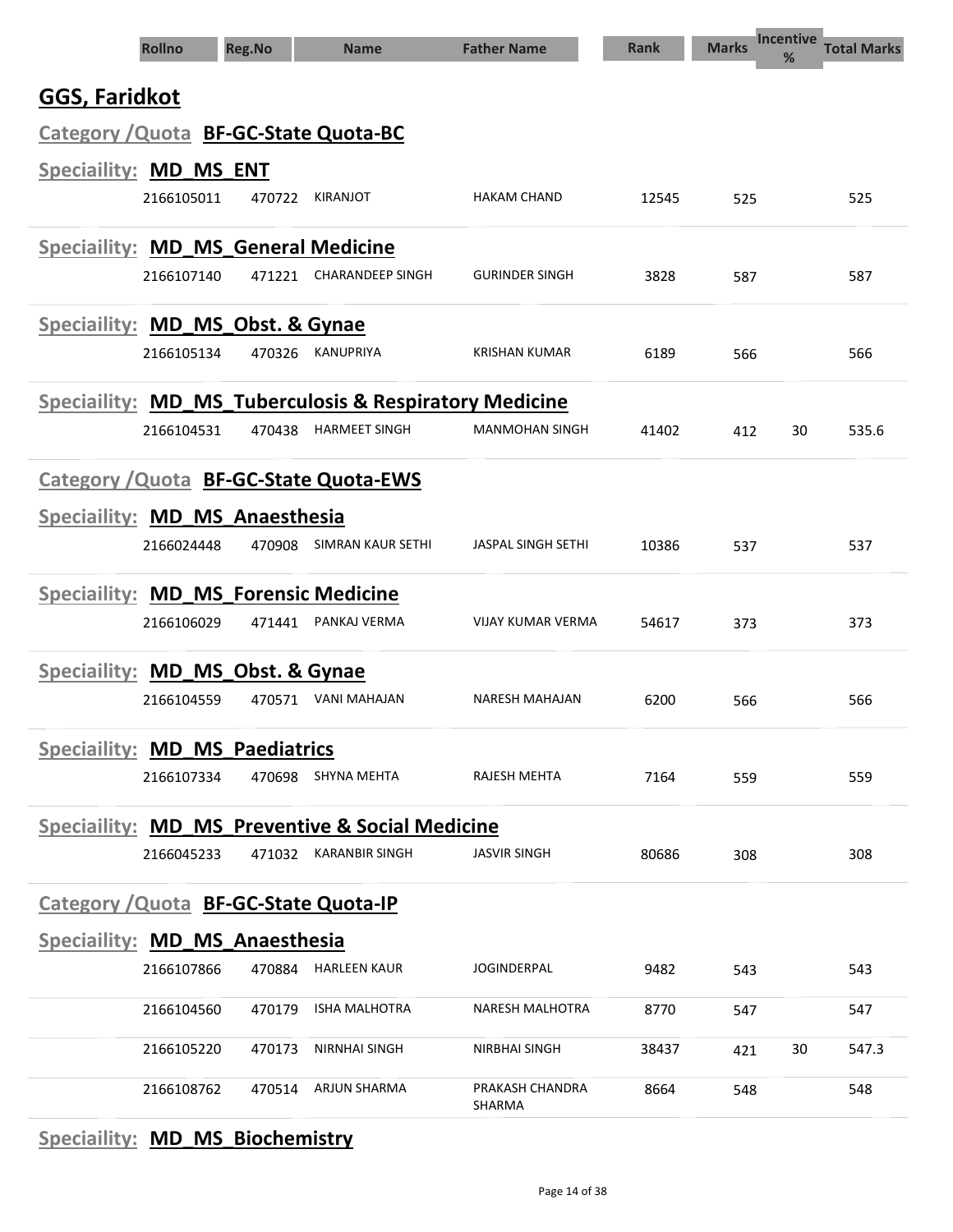| Rollno | Reg.No | Name | Father Name | Rank | Marks | Incentive % | Total Marks |
|---|---|---|---|---|---|---|---|

## GGS, Faridkot

### Category /Quota BF-GC-State Quota-BC

#### Speciaility: MD_MS_ENT

| Rollno | Reg.No | Name | Father Name | Rank | Marks | Incentive % | Total Marks |
|---|---|---|---|---|---|---|---|
| 2166105011 | 470722 | KIRANJOT | HAKAM CHAND | 12545 | 525 | | 525 |

#### Speciaility: MD_MS_General Medicine

| Rollno | Reg.No | Name | Father Name | Rank | Marks | Incentive % | Total Marks |
|---|---|---|---|---|---|---|---|
| 2166107140 | 471221 | CHARANDEEP SINGH | GURINDER SINGH | 3828 | 587 | | 587 |

#### Speciaility: MD_MS_Obst. & Gynae

| Rollno | Reg.No | Name | Father Name | Rank | Marks | Incentive % | Total Marks |
|---|---|---|---|---|---|---|---|
| 2166105134 | 470326 | KANUPRIYA | KRISHAN KUMAR | 6189 | 566 | | 566 |

#### Speciaility: MD_MS_Tuberculosis & Respiratory Medicine

| Rollno | Reg.No | Name | Father Name | Rank | Marks | Incentive % | Total Marks |
|---|---|---|---|---|---|---|---|
| 2166104531 | 470438 | HARMEET SINGH | MANMOHAN SINGH | 41402 | 412 | 30 | 535.6 |

### Category /Quota BF-GC-State Quota-EWS

#### Speciaility: MD_MS_Anaesthesia

| Rollno | Reg.No | Name | Father Name | Rank | Marks | Incentive % | Total Marks |
|---|---|---|---|---|---|---|---|
| 2166024448 | 470908 | SIMRAN KAUR SETHI | JASPAL SINGH SETHI | 10386 | 537 | | 537 |

#### Speciaility: MD_MS_Forensic Medicine

| Rollno | Reg.No | Name | Father Name | Rank | Marks | Incentive % | Total Marks |
|---|---|---|---|---|---|---|---|
| 2166106029 | 471441 | PANKAJ VERMA | VIJAY KUMAR VERMA | 54617 | 373 | | 373 |

#### Speciaility: MD_MS_Obst. & Gynae

| Rollno | Reg.No | Name | Father Name | Rank | Marks | Incentive % | Total Marks |
|---|---|---|---|---|---|---|---|
| 2166104559 | 470571 | VANI MAHAJAN | NARESH MAHAJAN | 6200 | 566 | | 566 |

#### Speciaility: MD_MS_Paediatrics

| Rollno | Reg.No | Name | Father Name | Rank | Marks | Incentive % | Total Marks |
|---|---|---|---|---|---|---|---|
| 2166107334 | 470698 | SHYNA MEHTA | RAJESH MEHTA | 7164 | 559 | | 559 |

#### Speciaility: MD_MS_Preventive & Social Medicine

| Rollno | Reg.No | Name | Father Name | Rank | Marks | Incentive % | Total Marks |
|---|---|---|---|---|---|---|---|
| 2166045233 | 471032 | KARANBIR SINGH | JASVIR SINGH | 80686 | 308 | | 308 |

### Category /Quota BF-GC-State Quota-IP

#### Speciaility: MD_MS_Anaesthesia

| Rollno | Reg.No | Name | Father Name | Rank | Marks | Incentive % | Total Marks |
|---|---|---|---|---|---|---|---|
| 2166107866 | 470884 | HARLEEN KAUR | JOGINDERPAL | 9482 | 543 | | 543 |
| 2166104560 | 470179 | ISHA MALHOTRA | NARESH MALHOTRA | 8770 | 547 | | 547 |
| 2166105220 | 470173 | NIRNHAI SINGH | NIRBHAI SINGH | 38437 | 421 | 30 | 547.3 |
| 2166108762 | 470514 | ARJUN SHARMA | PRAKASH CHANDRA SHARMA | 8664 | 548 | | 548 |

#### Speciaility: MD_MS_Biochemistry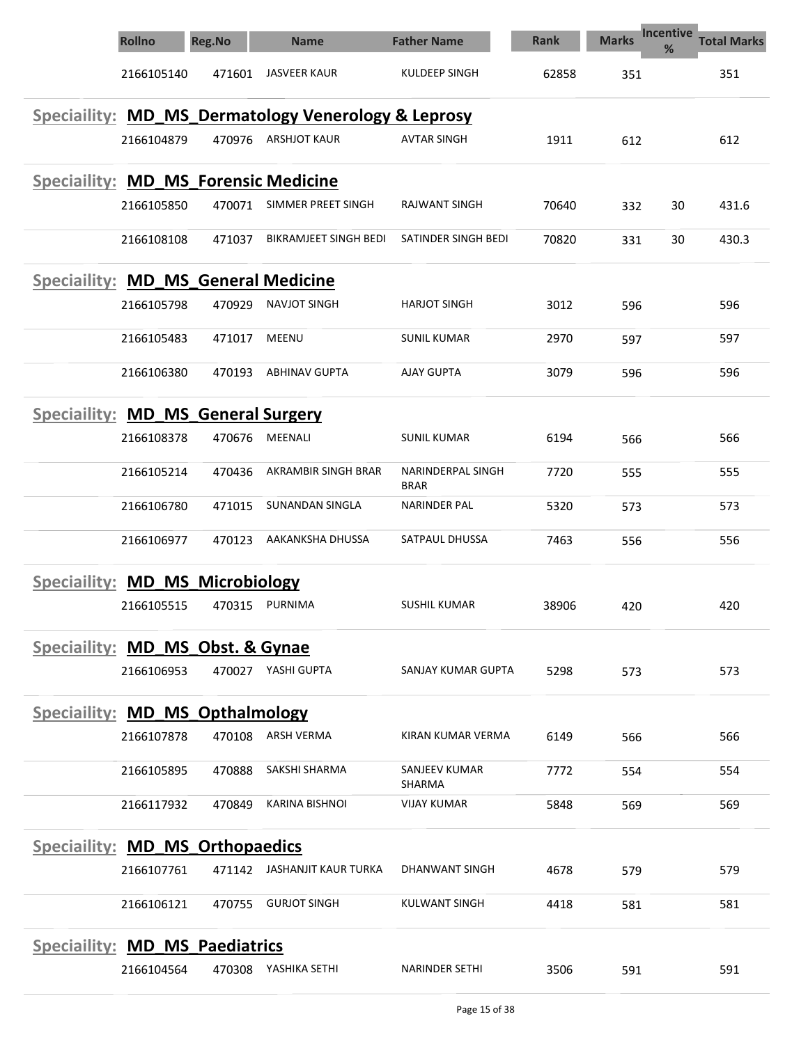| Rollno | Reg.No | Name | Father Name | Rank | Marks | Incentive % | Total Marks |
|---|---|---|---|---|---|---|---|
| 2166105140 | 471601 | JASVEER KAUR | KULDEEP SINGH | 62858 | 351 | | 351 |

## Speciaility: MD_MS_Dermatology Venerology & Leprosy

| Rollno | Reg.No | Name | Father Name | Rank | Marks | Incentive % | Total Marks |
|---|---|---|---|---|---|---|---|
| 2166104879 | 470976 | ARSHJOT KAUR | AVTAR SINGH | 1911 | 612 | | 612 |

## Speciaility: MD_MS_Forensic Medicine

| Rollno | Reg.No | Name | Father Name | Rank | Marks | Incentive % | Total Marks |
|---|---|---|---|---|---|---|---|
| 2166105850 | 470071 | SIMMER PREET SINGH | RAJWANT SINGH | 70640 | 332 | 30 | 431.6 |
| 2166108108 | 471037 | BIKRAMJEET SINGH BEDI | SATINDER SINGH BEDI | 70820 | 331 | 30 | 430.3 |

## Speciaility: MD_MS_General Medicine

| Rollno | Reg.No | Name | Father Name | Rank | Marks | Incentive % | Total Marks |
|---|---|---|---|---|---|---|---|
| 2166105798 | 470929 | NAVJOT SINGH | HARJOT SINGH | 3012 | 596 | | 596 |
| 2166105483 | 471017 | MEENU | SUNIL KUMAR | 2970 | 597 | | 597 |
| 2166106380 | 470193 | ABHINAV GUPTA | AJAY GUPTA | 3079 | 596 | | 596 |

## Speciaility: MD_MS_General Surgery

| Rollno | Reg.No | Name | Father Name | Rank | Marks | Incentive % | Total Marks |
|---|---|---|---|---|---|---|---|
| 2166108378 | 470676 | MEENALI | SUNIL KUMAR | 6194 | 566 | | 566 |
| 2166105214 | 470436 | AKRAMBIR SINGH BRAR | NARINDERPAL SINGH BRAR | 7720 | 555 | | 555 |
| 2166106780 | 471015 | SUNANDAN SINGLA | NARINDER PAL | 5320 | 573 | | 573 |
| 2166106977 | 470123 | AAKANKSHA DHUSSA | SATPAUL DHUSSA | 7463 | 556 | | 556 |

## Speciaility: MD_MS_Microbiology

| Rollno | Reg.No | Name | Father Name | Rank | Marks | Incentive % | Total Marks |
|---|---|---|---|---|---|---|---|
| 2166105515 | 470315 | PURNIMA | SUSHIL KUMAR | 38906 | 420 | | 420 |

## Speciaility: MD_MS_Obst. & Gynae

| Rollno | Reg.No | Name | Father Name | Rank | Marks | Incentive % | Total Marks |
|---|---|---|---|---|---|---|---|
| 2166106953 | 470027 | YASHI GUPTA | SANJAY KUMAR GUPTA | 5298 | 573 | | 573 |

## Speciaility: MD_MS_Opthalmology

| Rollno | Reg.No | Name | Father Name | Rank | Marks | Incentive % | Total Marks |
|---|---|---|---|---|---|---|---|
| 2166107878 | 470108 | ARSH VERMA | KIRAN KUMAR VERMA | 6149 | 566 | | 566 |
| 2166105895 | 470888 | SAKSHI SHARMA | SANJEEV KUMAR SHARMA | 7772 | 554 | | 554 |
| 2166117932 | 470849 | KARINA BISHNOI | VIJAY KUMAR | 5848 | 569 | | 569 |

## Speciaility: MD_MS_Orthopaedics

| Rollno | Reg.No | Name | Father Name | Rank | Marks | Incentive % | Total Marks |
|---|---|---|---|---|---|---|---|
| 2166107761 | 471142 | JASHANJIT KAUR TURKA | DHANWANT SINGH | 4678 | 579 | | 579 |
| 2166106121 | 470755 | GURJOT SINGH | KULWANT SINGH | 4418 | 581 | | 581 |

## Speciaility: MD_MS_Paediatrics

| Rollno | Reg.No | Name | Father Name | Rank | Marks | Incentive % | Total Marks |
|---|---|---|---|---|---|---|---|
| 2166104564 | 470308 | YASHIKA SETHI | NARINDER SETHI | 3506 | 591 | | 591 |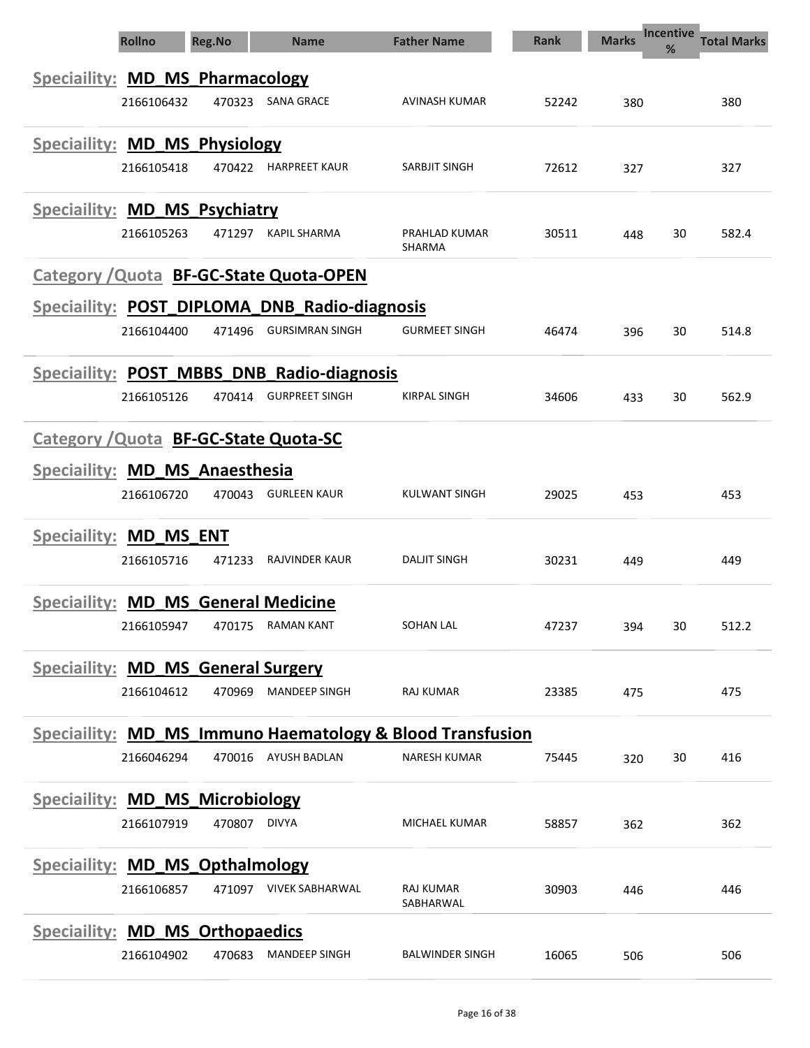| Rollno | Reg.No | Name | Father Name | Rank | Marks | Incentive % | Total Marks |
|---|---|---|---|---|---|---|---|

**Speciaility: MD_MS_Pharmacology**

| Rollno | Reg.No | Name | Father Name | Rank | Marks | Incentive % | Total Marks |
|---|---|---|---|---|---|---|---|
| 2166106432 | 470323 | SANA GRACE | AVINASH KUMAR | 52242 | 380 | | 380 |

**Speciaility: MD_MS_Physiology**

| Rollno | Reg.No | Name | Father Name | Rank | Marks | Incentive % | Total Marks |
|---|---|---|---|---|---|---|---|
| 2166105418 | 470422 | HARPREET KAUR | SARBJIT SINGH | 72612 | 327 | | 327 |

**Speciaility: MD_MS_Psychiatry**

| Rollno | Reg.No | Name | Father Name | Rank | Marks | Incentive % | Total Marks |
|---|---|---|---|---|---|---|---|
| 2166105263 | 471297 | KAPIL SHARMA | PRAHLAD KUMAR SHARMA | 30511 | 448 | 30 | 582.4 |

## Category /Quota BF-GC-State Quota-OPEN

**Speciaility: POST_DIPLOMA_DNB_Radio-diagnosis**

| Rollno | Reg.No | Name | Father Name | Rank | Marks | Incentive % | Total Marks |
|---|---|---|---|---|---|---|---|
| 2166104400 | 471496 | GURSIMRAN SINGH | GURMEET SINGH | 46474 | 396 | 30 | 514.8 |

**Speciaility: POST_MBBS_DNB_Radio-diagnosis**

| Rollno | Reg.No | Name | Father Name | Rank | Marks | Incentive % | Total Marks |
|---|---|---|---|---|---|---|---|
| 2166105126 | 470414 | GURPREET SINGH | KIRPAL SINGH | 34606 | 433 | 30 | 562.9 |

## Category /Quota BF-GC-State Quota-SC

**Speciaility: MD_MS_Anaesthesia**

| Rollno | Reg.No | Name | Father Name | Rank | Marks | Incentive % | Total Marks |
|---|---|---|---|---|---|---|---|
| 2166106720 | 470043 | GURLEEN KAUR | KULWANT SINGH | 29025 | 453 | | 453 |

**Speciaility: MD_MS_ENT**

| Rollno | Reg.No | Name | Father Name | Rank | Marks | Incentive % | Total Marks |
|---|---|---|---|---|---|---|---|
| 2166105716 | 471233 | RAJVINDER KAUR | DALJIT SINGH | 30231 | 449 | | 449 |

**Speciaility: MD_MS_General Medicine**

| Rollno | Reg.No | Name | Father Name | Rank | Marks | Incentive % | Total Marks |
|---|---|---|---|---|---|---|---|
| 2166105947 | 470175 | RAMAN KANT | SOHAN LAL | 47237 | 394 | 30 | 512.2 |

**Speciaility: MD_MS_General Surgery**

| Rollno | Reg.No | Name | Father Name | Rank | Marks | Incentive % | Total Marks |
|---|---|---|---|---|---|---|---|
| 2166104612 | 470969 | MANDEEP SINGH | RAJ KUMAR | 23385 | 475 | | 475 |

**Speciaility: MD_MS_Immuno Haematology & Blood Transfusion**

| Rollno | Reg.No | Name | Father Name | Rank | Marks | Incentive % | Total Marks |
|---|---|---|---|---|---|---|---|
| 2166046294 | 470016 | AYUSH BADLAN | NARESH KUMAR | 75445 | 320 | 30 | 416 |

**Speciaility: MD_MS_Microbiology**

| Rollno | Reg.No | Name | Father Name | Rank | Marks | Incentive % | Total Marks |
|---|---|---|---|---|---|---|---|
| 2166107919 | 470807 | DIVYA | MICHAEL KUMAR | 58857 | 362 | | 362 |

**Speciaility: MD_MS_Opthalmology**

| Rollno | Reg.No | Name | Father Name | Rank | Marks | Incentive % | Total Marks |
|---|---|---|---|---|---|---|---|
| 2166106857 | 471097 | VIVEK SABHARWAL | RAJ KUMAR SABHARWAL | 30903 | 446 | | 446 |

**Speciaility: MD_MS_Orthopaedics**

| Rollno | Reg.No | Name | Father Name | Rank | Marks | Incentive % | Total Marks |
|---|---|---|---|---|---|---|---|
| 2166104902 | 470683 | MANDEEP SINGH | BALWINDER SINGH | 16065 | 506 | | 506 |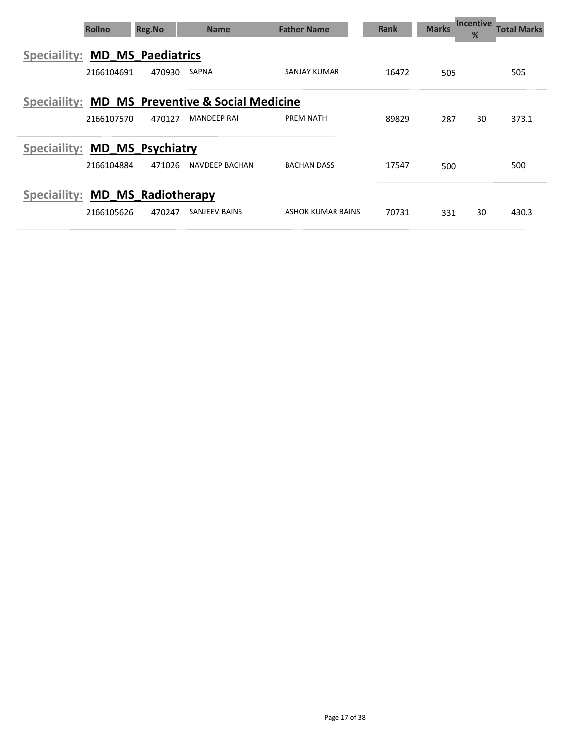| Rollno | Reg.No | Name | Father Name | Rank | Marks | Incentive % | Total Marks |
|---|---|---|---|---|---|---|---|

**Speciaility: MD_MS_Paediatrics**

| Rollno | Reg.No | Name | Father Name | Rank | Marks | Incentive % | Total Marks |
|---|---|---|---|---|---|---|---|
| 2166104691 | 470930 | SAPNA | SANJAY KUMAR | 16472 | 505 | | 505 |

**Speciaility: MD_MS_Preventive & Social Medicine**

| Rollno | Reg.No | Name | Father Name | Rank | Marks | Incentive % | Total Marks |
|---|---|---|---|---|---|---|---|
| 2166107570 | 470127 | MANDEEP RAI | PREM NATH | 89829 | 287 | 30 | 373.1 |

**Speciaility: MD_MS_Psychiatry**

| Rollno | Reg.No | Name | Father Name | Rank | Marks | Incentive % | Total Marks |
|---|---|---|---|---|---|---|---|
| 2166104884 | 471026 | NAVDEEP BACHAN | BACHAN DASS | 17547 | 500 | | 500 |

**Speciaility: MD_MS_Radiotherapy**

| Rollno | Reg.No | Name | Father Name | Rank | Marks | Incentive % | Total Marks |
|---|---|---|---|---|---|---|---|
| 2166105626 | 470247 | SANJEEV BAINS | ASHOK KUMAR BAINS | 70731 | 331 | 30 | 430.3 |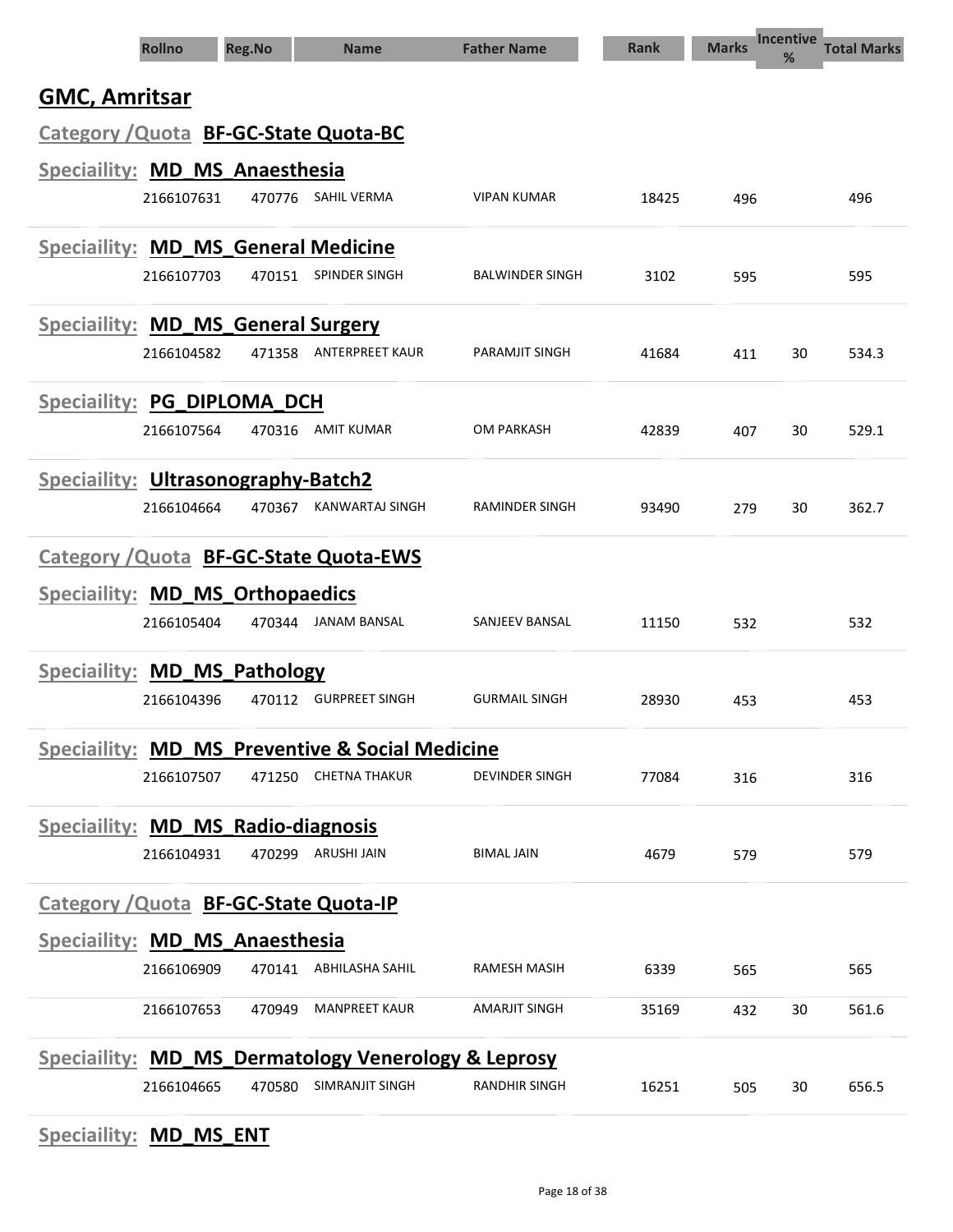| Rollno | Reg.No | Name | Father Name | Rank | Marks | Incentive % | Total Marks |
|---|---|---|---|---|---|---|---|

## GMC, Amritsar

### Category /Quota BF-GC-State Quota-BC

#### Speciaility: MD_MS_Anaesthesia

| Rollno | Reg.No | Name | Father Name | Rank | Marks | Incentive % | Total Marks |
|---|---|---|---|---|---|---|---|
| 2166107631 | 470776 | SAHIL VERMA | VIPAN KUMAR | 18425 | 496 | | 496 |

#### Speciaility: MD_MS_General Medicine

| Rollno | Reg.No | Name | Father Name | Rank | Marks | Incentive % | Total Marks |
|---|---|---|---|---|---|---|---|
| 2166107703 | 470151 | SPINDER SINGH | BALWINDER SINGH | 3102 | 595 | | 595 |

#### Speciaility: MD_MS_General Surgery

| Rollno | Reg.No | Name | Father Name | Rank | Marks | Incentive % | Total Marks |
|---|---|---|---|---|---|---|---|
| 2166104582 | 471358 | ANTERPREET KAUR | PARAMJIT SINGH | 41684 | 411 | 30 | 534.3 |

#### Speciaility: PG_DIPLOMA_DCH

| Rollno | Reg.No | Name | Father Name | Rank | Marks | Incentive % | Total Marks |
|---|---|---|---|---|---|---|---|
| 2166107564 | 470316 | AMIT KUMAR | OM PARKASH | 42839 | 407 | 30 | 529.1 |

#### Speciaility: Ultrasonography-Batch2

| Rollno | Reg.No | Name | Father Name | Rank | Marks | Incentive % | Total Marks |
|---|---|---|---|---|---|---|---|
| 2166104664 | 470367 | KANWARTAJ SINGH | RAMINDER SINGH | 93490 | 279 | 30 | 362.7 |

### Category /Quota BF-GC-State Quota-EWS

#### Speciaility: MD_MS_Orthopaedics

| Rollno | Reg.No | Name | Father Name | Rank | Marks | Incentive % | Total Marks |
|---|---|---|---|---|---|---|---|
| 2166105404 | 470344 | JANAM BANSAL | SANJEEV BANSAL | 11150 | 532 | | 532 |

#### Speciaility: MD_MS_Pathology

| Rollno | Reg.No | Name | Father Name | Rank | Marks | Incentive % | Total Marks |
|---|---|---|---|---|---|---|---|
| 2166104396 | 470112 | GURPREET SINGH | GURMAIL SINGH | 28930 | 453 | | 453 |

#### Speciaility: MD_MS_Preventive & Social Medicine

| Rollno | Reg.No | Name | Father Name | Rank | Marks | Incentive % | Total Marks |
|---|---|---|---|---|---|---|---|
| 2166107507 | 471250 | CHETNA THAKUR | DEVINDER SINGH | 77084 | 316 | | 316 |

#### Speciaility: MD_MS_Radio-diagnosis

| Rollno | Reg.No | Name | Father Name | Rank | Marks | Incentive % | Total Marks |
|---|---|---|---|---|---|---|---|
| 2166104931 | 470299 | ARUSHI JAIN | BIMAL JAIN | 4679 | 579 | | 579 |

### Category /Quota BF-GC-State Quota-IP

#### Speciaility: MD_MS_Anaesthesia

| Rollno | Reg.No | Name | Father Name | Rank | Marks | Incentive % | Total Marks |
|---|---|---|---|---|---|---|---|
| 2166106909 | 470141 | ABHILASHA SAHIL | RAMESH MASIH | 6339 | 565 | | 565 |
| 2166107653 | 470949 | MANPREET KAUR | AMARJIT SINGH | 35169 | 432 | 30 | 561.6 |

#### Speciaility: MD_MS_Dermatology Venerology & Leprosy

| Rollno | Reg.No | Name | Father Name | Rank | Marks | Incentive % | Total Marks |
|---|---|---|---|---|---|---|---|
| 2166104665 | 470580 | SIMRANJIT SINGH | RANDHIR SINGH | 16251 | 505 | 30 | 656.5 |

#### Speciaility: MD_MS_ENT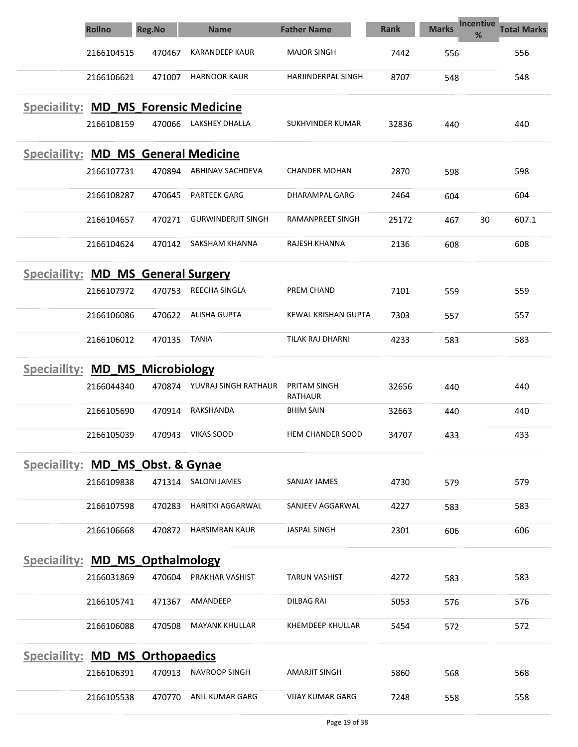| Rollno | Reg.No | Name | Father Name | Rank | Marks | Incentive % | Total Marks |
|---|---|---|---|---|---|---|---|
| 2166104515 | 470467 | KARANDEEP KAUR | MAJOR SINGH | 7442 | 556 | | 556 |
| 2166106621 | 471007 | HARNOOR KAUR | HARJINDERPAL SINGH | 8707 | 548 | | 548 |

**Speciaility: MD_MS_Forensic Medicine**

| Rollno | Reg.No | Name | Father Name | Rank | Marks | Incentive % | Total Marks |
|---|---|---|---|---|---|---|---|
| 2166108159 | 470066 | LAKSHEY DHALLA | SUKHVINDER KUMAR | 32836 | 440 | | 440 |

**Speciaility: MD_MS_General Medicine**

| Rollno | Reg.No | Name | Father Name | Rank | Marks | Incentive % | Total Marks |
|---|---|---|---|---|---|---|---|
| 2166107731 | 470894 | ABHINAV SACHDEVA | CHANDER MOHAN | 2870 | 598 | | 598 |
| 2166108287 | 470645 | PARTEEK GARG | DHARAMPAL GARG | 2464 | 604 | | 604 |
| 2166104657 | 470271 | GURWINDERJIT SINGH | RAMANPREET SINGH | 25172 | 467 | 30 | 607.1 |
| 2166104624 | 470142 | SAKSHAM KHANNA | RAJESH KHANNA | 2136 | 608 | | 608 |

**Speciaility: MD_MS_General Surgery**

| Rollno | Reg.No | Name | Father Name | Rank | Marks | Incentive % | Total Marks |
|---|---|---|---|---|---|---|---|
| 2166107972 | 470753 | REECHA SINGLA | PREM CHAND | 7101 | 559 | | 559 |
| 2166106086 | 470622 | ALISHA GUPTA | KEWAL KRISHAN GUPTA | 7303 | 557 | | 557 |
| 2166106012 | 470135 | TANIA | TILAK RAJ DHARNI | 4233 | 583 | | 583 |

**Speciaility: MD_MS_Microbiology**

| Rollno | Reg.No | Name | Father Name | Rank | Marks | Incentive % | Total Marks |
|---|---|---|---|---|---|---|---|
| 2166044340 | 470874 | YUVRAJ SINGH RATHAUR | PRITAM SINGH RATHAUR | 32656 | 440 | | 440 |
| 2166105690 | 470914 | RAKSHANDA | BHIM SAIN | 32663 | 440 | | 440 |
| 2166105039 | 470943 | VIKAS SOOD | HEM CHANDER SOOD | 34707 | 433 | | 433 |

**Speciaility: MD_MS_Obst. & Gynae**

| Rollno | Reg.No | Name | Father Name | Rank | Marks | Incentive % | Total Marks |
|---|---|---|---|---|---|---|---|
| 2166109838 | 471314 | SALONI JAMES | SANJAY JAMES | 4730 | 579 | | 579 |
| 2166107598 | 470283 | HARITKI AGGARWAL | SANJEEV AGGARWAL | 4227 | 583 | | 583 |
| 2166106668 | 470872 | HARSIMRAN KAUR | JASPAL SINGH | 2301 | 606 | | 606 |

**Speciaility: MD_MS_Opthalmology**

| Rollno | Reg.No | Name | Father Name | Rank | Marks | Incentive % | Total Marks |
|---|---|---|---|---|---|---|---|
| 2166031869 | 470604 | PRAKHAR VASHIST | TARUN VASHIST | 4272 | 583 | | 583 |
| 2166105741 | 471367 | AMANDEEP | DILBAG RAI | 5053 | 576 | | 576 |
| 2166106088 | 470508 | MAYANK KHULLAR | KHEMDEEP KHULLAR | 5454 | 572 | | 572 |

**Speciaility: MD_MS_Orthopaedics**

| Rollno | Reg.No | Name | Father Name | Rank | Marks | Incentive % | Total Marks |
|---|---|---|---|---|---|---|---|
| 2166106391 | 470913 | NAVROOP SINGH | AMARJIT SINGH | 5860 | 568 | | 568 |
| 2166105538 | 470770 | ANIL KUMAR GARG | VIJAY KUMAR GARG | 7248 | 558 | | 558 |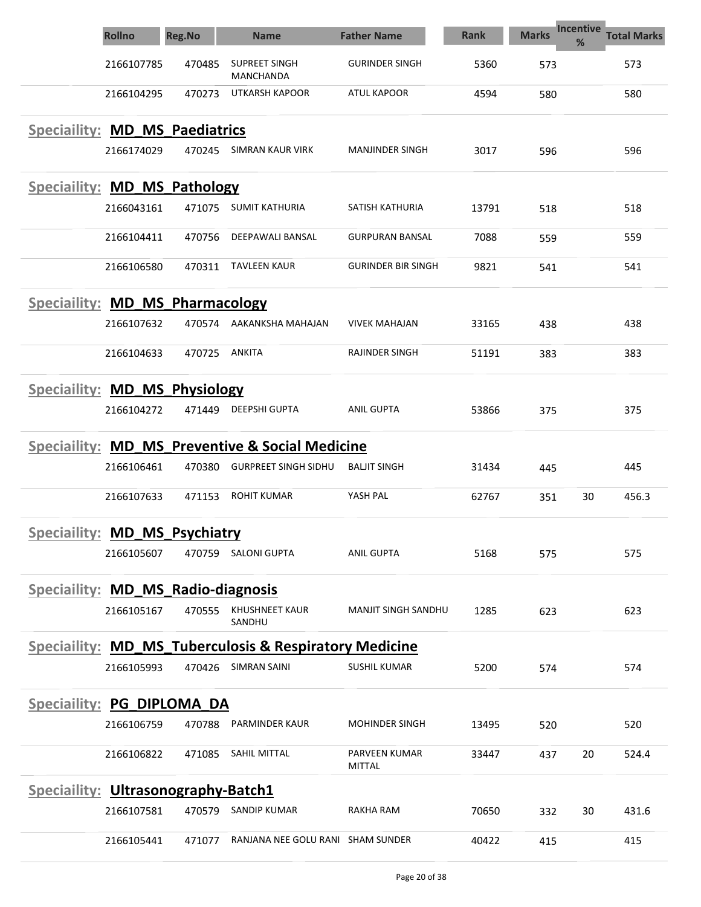| Rollno | Reg.No | Name | Father Name | Rank | Marks | Incentive % | Total Marks |
|---|---|---|---|---|---|---|---|
| 2166107785 | 470485 | SUPREET SINGH MANCHANDA | GURINDER SINGH | 5360 | 573 | | 573 |
| 2166104295 | 470273 | UTKARSH KAPOOR | ATUL KAPOOR | 4594 | 580 | | 580 |

## Speciaility: MD_MS_Paediatrics

| Rollno | Reg.No | Name | Father Name | Rank | Marks | Incentive % | Total Marks |
|---|---|---|---|---|---|---|---|
| 2166174029 | 470245 | SIMRAN KAUR VIRK | MANJINDER SINGH | 3017 | 596 | | 596 |

## Speciaility: MD_MS_Pathology

| Rollno | Reg.No | Name | Father Name | Rank | Marks | Incentive % | Total Marks |
|---|---|---|---|---|---|---|---|
| 2166043161 | 471075 | SUMIT KATHURIA | SATISH KATHURIA | 13791 | 518 | | 518 |
| 2166104411 | 470756 | DEEPAWALI BANSAL | GURPURAN BANSAL | 7088 | 559 | | 559 |
| 2166106580 | 470311 | TAVLEEN KAUR | GURINDER BIR SINGH | 9821 | 541 | | 541 |

## Speciaility: MD_MS_Pharmacology

| Rollno | Reg.No | Name | Father Name | Rank | Marks | Incentive % | Total Marks |
|---|---|---|---|---|---|---|---|
| 2166107632 | 470574 | AAKANKSHA MAHAJAN | VIVEK MAHAJAN | 33165 | 438 | | 438 |
| 2166104633 | 470725 | ANKITA | RAJINDER SINGH | 51191 | 383 | | 383 |

## Speciaility: MD_MS_Physiology

| Rollno | Reg.No | Name | Father Name | Rank | Marks | Incentive % | Total Marks |
|---|---|---|---|---|---|---|---|
| 2166104272 | 471449 | DEEPSHI GUPTA | ANIL GUPTA | 53866 | 375 | | 375 |

## Speciaility: MD_MS_Preventive & Social Medicine

| Rollno | Reg.No | Name | Father Name | Rank | Marks | Incentive % | Total Marks |
|---|---|---|---|---|---|---|---|
| 2166106461 | 470380 | GURPREET SINGH SIDHU | BALJIT SINGH | 31434 | 445 | | 445 |
| 2166107633 | 471153 | ROHIT KUMAR | YASH PAL | 62767 | 351 | 30 | 456.3 |

## Speciaility: MD_MS_Psychiatry

| Rollno | Reg.No | Name | Father Name | Rank | Marks | Incentive % | Total Marks |
|---|---|---|---|---|---|---|---|
| 2166105607 | 470759 | SALONI GUPTA | ANIL GUPTA | 5168 | 575 | | 575 |

## Speciaility: MD_MS_Radio-diagnosis

| Rollno | Reg.No | Name | Father Name | Rank | Marks | Incentive % | Total Marks |
|---|---|---|---|---|---|---|---|
| 2166105167 | 470555 | KHUSHNEET KAUR SANDHU | MANJIT SINGH SANDHU | 1285 | 623 | | 623 |

## Speciaility: MD_MS_Tuberculosis & Respiratory Medicine

| Rollno | Reg.No | Name | Father Name | Rank | Marks | Incentive % | Total Marks |
|---|---|---|---|---|---|---|---|
| 2166105993 | 470426 | SIMRAN SAINI | SUSHIL KUMAR | 5200 | 574 | | 574 |

## Speciaility: PG_DIPLOMA_DA

| Rollno | Reg.No | Name | Father Name | Rank | Marks | Incentive % | Total Marks |
|---|---|---|---|---|---|---|---|
| 2166106759 | 470788 | PARMINDER KAUR | MOHINDER SINGH | 13495 | 520 | | 520 |
| 2166106822 | 471085 | SAHIL MITTAL | PARVEEN KUMAR MITTAL | 33447 | 437 | 20 | 524.4 |

## Speciaility: Ultrasonography-Batch1

| Rollno | Reg.No | Name | Father Name | Rank | Marks | Incentive % | Total Marks |
|---|---|---|---|---|---|---|---|
| 2166107581 | 470579 | SANDIP KUMAR | RAKHA RAM | 70650 | 332 | 30 | 431.6 |
| 2166105441 | 471077 | RANJANA NEE GOLU RANI | SHAM SUNDER | 40422 | 415 | | 415 |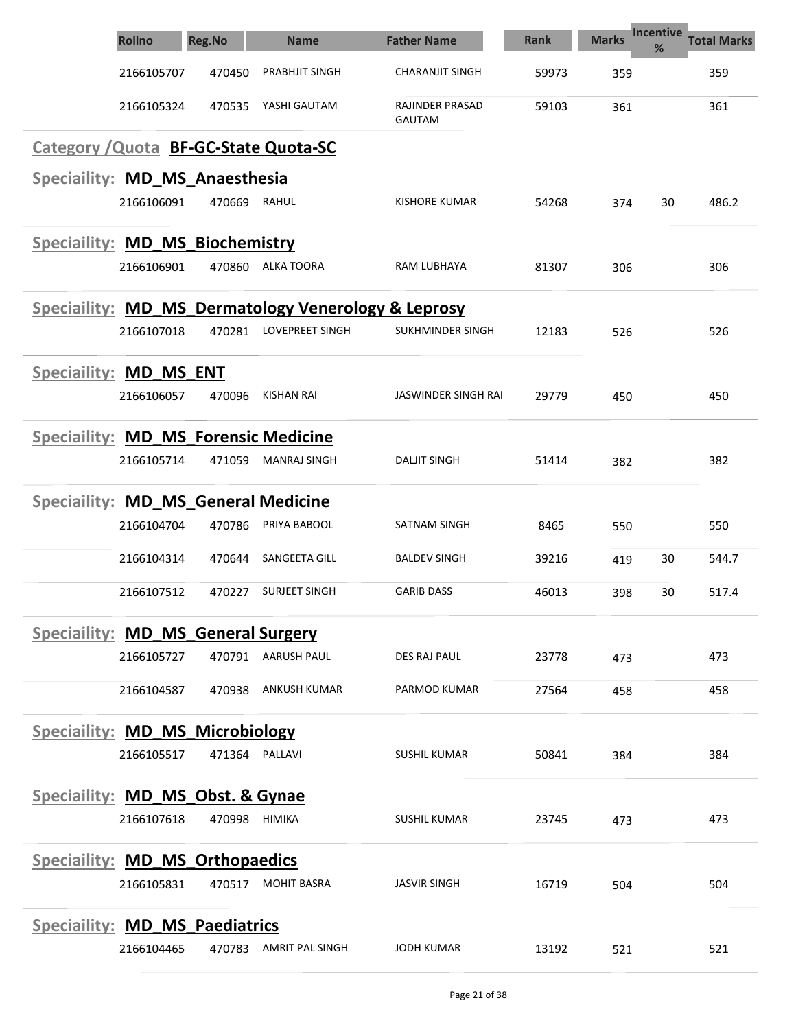| Rollno | Reg.No | Name | Father Name | Rank | Marks | Incentive % | Total Marks |
|---|---|---|---|---|---|---|---|
| 2166105707 | 470450 | PRABHJIT SINGH | CHARANJIT SINGH | 59973 | 359 | | 359 |
| 2166105324 | 470535 | YASHI GAUTAM | RAJINDER PRASAD GAUTAM | 59103 | 361 | | 361 |

## Category /Quota BF-GC-State Quota-SC

### Speciaility: MD_MS_Anaesthesia

| Rollno | Reg.No | Name | Father Name | Rank | Marks | Incentive % | Total Marks |
|---|---|---|---|---|---|---|---|
| 2166106091 | 470669 | RAHUL | KISHORE KUMAR | 54268 | 374 | 30 | 486.2 |

### Speciaility: MD_MS_Biochemistry

| Rollno | Reg.No | Name | Father Name | Rank | Marks | Incentive % | Total Marks |
|---|---|---|---|---|---|---|---|
| 2166106901 | 470860 | ALKA TOORA | RAM LUBHAYA | 81307 | 306 | | 306 |

### Speciaility: MD_MS_Dermatology Venerology & Leprosy

| Rollno | Reg.No | Name | Father Name | Rank | Marks | Incentive % | Total Marks |
|---|---|---|---|---|---|---|---|
| 2166107018 | 470281 | LOVEPREET SINGH | SUKHMINDER SINGH | 12183 | 526 | | 526 |

### Speciaility: MD_MS_ENT

| Rollno | Reg.No | Name | Father Name | Rank | Marks | Incentive % | Total Marks |
|---|---|---|---|---|---|---|---|
| 2166106057 | 470096 | KISHAN RAI | JASWINDER SINGH RAI | 29779 | 450 | | 450 |

### Speciaility: MD_MS_Forensic Medicine

| Rollno | Reg.No | Name | Father Name | Rank | Marks | Incentive % | Total Marks |
|---|---|---|---|---|---|---|---|
| 2166105714 | 471059 | MANRAJ SINGH | DALJIT SINGH | 51414 | 382 | | 382 |

### Speciaility: MD_MS_General Medicine

| Rollno | Reg.No | Name | Father Name | Rank | Marks | Incentive % | Total Marks |
|---|---|---|---|---|---|---|---|
| 2166104704 | 470786 | PRIYA BABOOL | SATNAM SINGH | 8465 | 550 | | 550 |
| 2166104314 | 470644 | SANGEETA GILL | BALDEV SINGH | 39216 | 419 | 30 | 544.7 |
| 2166107512 | 470227 | SURJEET SINGH | GARIB DASS | 46013 | 398 | 30 | 517.4 |

### Speciaility: MD_MS_General Surgery

| Rollno | Reg.No | Name | Father Name | Rank | Marks | Incentive % | Total Marks |
|---|---|---|---|---|---|---|---|
| 2166105727 | 470791 | AARUSH PAUL | DES RAJ PAUL | 23778 | 473 | | 473 |
| 2166104587 | 470938 | ANKUSH KUMAR | PARMOD KUMAR | 27564 | 458 | | 458 |

### Speciaility: MD_MS_Microbiology

| Rollno | Reg.No | Name | Father Name | Rank | Marks | Incentive % | Total Marks |
|---|---|---|---|---|---|---|---|
| 2166105517 | 471364 | PALLAVI | SUSHIL KUMAR | 50841 | 384 | | 384 |

### Speciaility: MD_MS_Obst. & Gynae

| Rollno | Reg.No | Name | Father Name | Rank | Marks | Incentive % | Total Marks |
|---|---|---|---|---|---|---|---|
| 2166107618 | 470998 | HIMIKA | SUSHIL KUMAR | 23745 | 473 | | 473 |

### Speciaility: MD_MS_Orthopaedics

| Rollno | Reg.No | Name | Father Name | Rank | Marks | Incentive % | Total Marks |
|---|---|---|---|---|---|---|---|
| 2166105831 | 470517 | MOHIT BASRA | JASVIR SINGH | 16719 | 504 | | 504 |

### Speciaility: MD_MS_Paediatrics

| Rollno | Reg.No | Name | Father Name | Rank | Marks | Incentive % | Total Marks |
|---|---|---|---|---|---|---|---|
| 2166104465 | 470783 | AMRIT PAL SINGH | JODH KUMAR | 13192 | 521 | | 521 |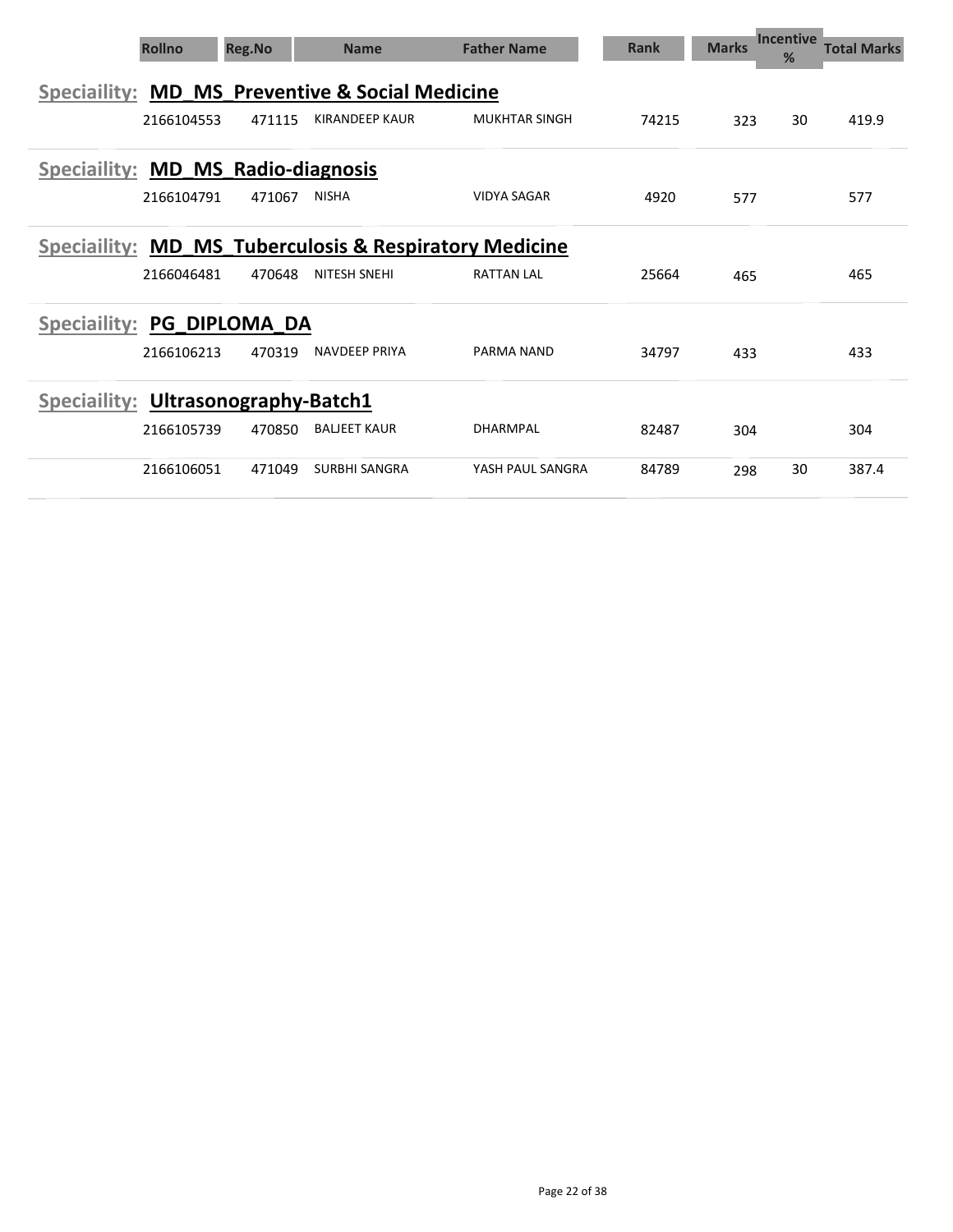| Rollno | Reg.No | Name | Father Name | Rank | Marks | Incentive % | Total Marks |
|---|---|---|---|---|---|---|---|

**Speciaility: MD_MS_Preventive & Social Medicine**

| Rollno | Reg.No | Name | Father Name | Rank | Marks | Incentive % | Total Marks |
|---|---|---|---|---|---|---|---|
| 2166104553 | 471115 | KIRANDEEP KAUR | MUKHTAR SINGH | 74215 | 323 | 30 | 419.9 |

**Speciaility: MD_MS_Radio-diagnosis**

| Rollno | Reg.No | Name | Father Name | Rank | Marks | Incentive % | Total Marks |
|---|---|---|---|---|---|---|---|
| 2166104791 | 471067 | NISHA | VIDYA SAGAR | 4920 | 577 | | 577 |

**Speciaility: MD_MS_Tuberculosis & Respiratory Medicine**

| Rollno | Reg.No | Name | Father Name | Rank | Marks | Incentive % | Total Marks |
|---|---|---|---|---|---|---|---|
| 2166046481 | 470648 | NITESH SNEHI | RATTAN LAL | 25664 | 465 | | 465 |

**Speciaility: PG_DIPLOMA_DA**

| Rollno | Reg.No | Name | Father Name | Rank | Marks | Incentive % | Total Marks |
|---|---|---|---|---|---|---|---|
| 2166106213 | 470319 | NAVDEEP PRIYA | PARMA NAND | 34797 | 433 | | 433 |

**Speciaility: Ultrasonography-Batch1**

| Rollno | Reg.No | Name | Father Name | Rank | Marks | Incentive % | Total Marks |
|---|---|---|---|---|---|---|---|
| 2166105739 | 470850 | BALJEET KAUR | DHARMPAL | 82487 | 304 | | 304 |
| 2166106051 | 471049 | SURBHI SANGRA | YASH PAUL SANGRA | 84789 | 298 | 30 | 387.4 |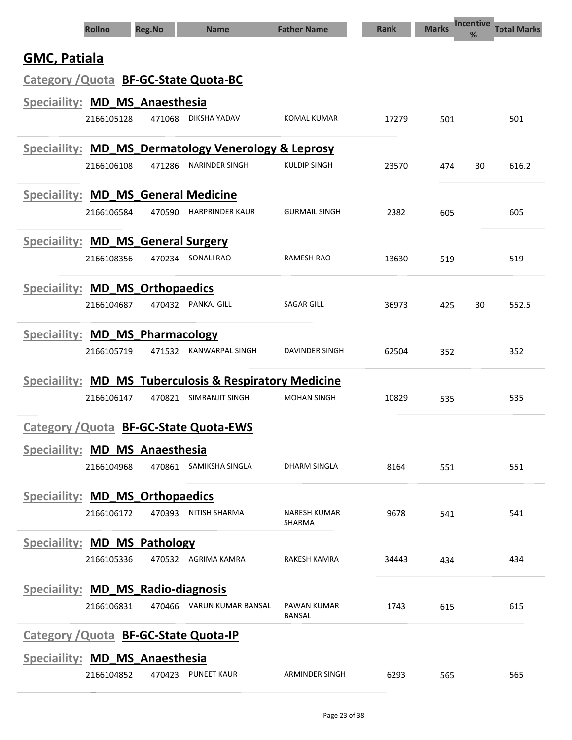| Rollno | Reg.No | Name | Father Name | Rank | Marks | Incentive % | Total Marks |
|---|---|---|---|---|---|---|---|

## GMC, Patiala

### Category /Quota **BF-GC-State Quota-BC**

#### Speciaility: **MD_MS_Anaesthesia**

| Rollno | Reg.No | Name | Father Name | Rank | Marks | Incentive % | Total Marks |
|---|---|---|---|---|---|---|---|
| 2166105128 | 471068 | DIKSHA YADAV | KOMAL KUMAR | 17279 | 501 | | 501 |

#### Speciaility: **MD_MS_Dermatology Venerology & Leprosy**

| Rollno | Reg.No | Name | Father Name | Rank | Marks | Incentive % | Total Marks |
|---|---|---|---|---|---|---|---|
| 2166106108 | 471286 | NARINDER SINGH | KULDIP SINGH | 23570 | 474 | 30 | 616.2 |

#### Speciaility: **MD_MS_General Medicine**

| Rollno | Reg.No | Name | Father Name | Rank | Marks | Incentive % | Total Marks |
|---|---|---|---|---|---|---|---|
| 2166106584 | 470590 | HARPRINDER KAUR | GURMAIL SINGH | 2382 | 605 | | 605 |

#### Speciaility: **MD_MS_General Surgery**

| Rollno | Reg.No | Name | Father Name | Rank | Marks | Incentive % | Total Marks |
|---|---|---|---|---|---|---|---|
| 2166108356 | 470234 | SONALI RAO | RAMESH RAO | 13630 | 519 | | 519 |

#### Speciaility: **MD_MS_Orthopaedics**

| Rollno | Reg.No | Name | Father Name | Rank | Marks | Incentive % | Total Marks |
|---|---|---|---|---|---|---|---|
| 2166104687 | 470432 | PANKAJ GILL | SAGAR GILL | 36973 | 425 | 30 | 552.5 |

#### Speciaility: **MD_MS_Pharmacology**

| Rollno | Reg.No | Name | Father Name | Rank | Marks | Incentive % | Total Marks |
|---|---|---|---|---|---|---|---|
| 2166105719 | 471532 | KANWARPAL SINGH | DAVINDER SINGH | 62504 | 352 | | 352 |

#### Speciaility: **MD_MS_Tuberculosis & Respiratory Medicine**

| Rollno | Reg.No | Name | Father Name | Rank | Marks | Incentive % | Total Marks |
|---|---|---|---|---|---|---|---|
| 2166106147 | 470821 | SIMRANJIT SINGH | MOHAN SINGH | 10829 | 535 | | 535 |

### Category /Quota **BF-GC-State Quota-EWS**

#### Speciaility: **MD_MS_Anaesthesia**

| Rollno | Reg.No | Name | Father Name | Rank | Marks | Incentive % | Total Marks |
|---|---|---|---|---|---|---|---|
| 2166104968 | 470861 | SAMIKSHA SINGLA | DHARM SINGLA | 8164 | 551 | | 551 |

#### Speciaility: **MD_MS_Orthopaedics**

| Rollno | Reg.No | Name | Father Name | Rank | Marks | Incentive % | Total Marks |
|---|---|---|---|---|---|---|---|
| 2166106172 | 470393 | NITISH SHARMA | NARESH KUMAR SHARMA | 9678 | 541 | | 541 |

#### Speciaility: **MD_MS_Pathology**

| Rollno | Reg.No | Name | Father Name | Rank | Marks | Incentive % | Total Marks |
|---|---|---|---|---|---|---|---|
| 2166105336 | 470532 | AGRIMA KAMRA | RAKESH KAMRA | 34443 | 434 | | 434 |

#### Speciaility: **MD_MS_Radio-diagnosis**

| Rollno | Reg.No | Name | Father Name | Rank | Marks | Incentive % | Total Marks |
|---|---|---|---|---|---|---|---|
| 2166106831 | 470466 | VARUN KUMAR BANSAL | PAWAN KUMAR BANSAL | 1743 | 615 | | 615 |

### Category /Quota **BF-GC-State Quota-IP**

#### Speciaility: **MD_MS_Anaesthesia**

| Rollno | Reg.No | Name | Father Name | Rank | Marks | Incentive % | Total Marks |
|---|---|---|---|---|---|---|---|
| 2166104852 | 470423 | PUNEET KAUR | ARMINDER SINGH | 6293 | 565 | | 565 |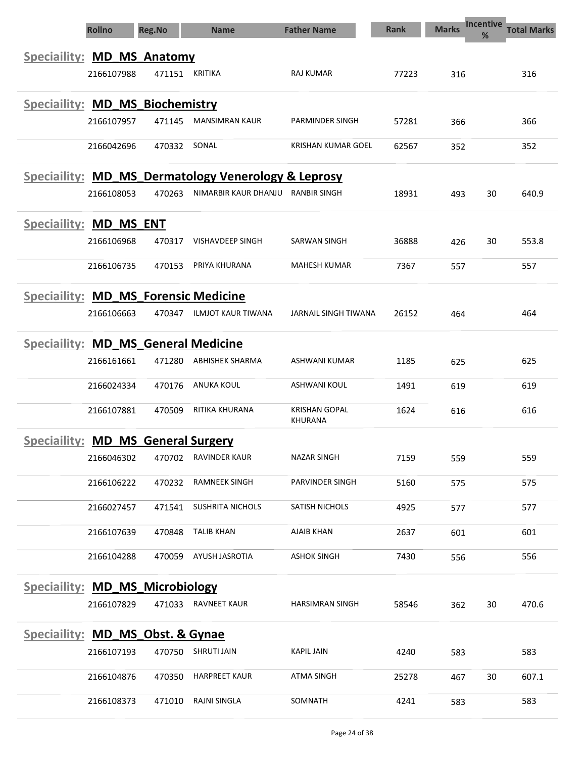| Rollno | Reg.No | Name | Father Name | Rank | Marks | Incentive % | Total Marks |
|---|---|---|---|---|---|---|---|
| **Speciality: MD_MS_Anatomy** | | | | | | | |
| 2166107988 | 471151 | KRITIKA | RAJ KUMAR | 77223 | 316 | | 316 |
| **Speciality: MD_MS_Biochemistry** | | | | | | | |
| 2166107957 | 471145 | MANSIMRAN KAUR | PARMINDER SINGH | 57281 | 366 | | 366 |
| 2166042696 | 470332 | SONAL | KRISHAN KUMAR GOEL | 62567 | 352 | | 352 |
| **Speciality: MD_MS_Dermatology Venerology & Leprosy** | | | | | | | |
| 2166108053 | 470263 | NIMARBIR KAUR DHANJU | RANBIR SINGH | 18931 | 493 | 30 | 640.9 |
| **Speciality: MD_MS_ENT** | | | | | | | |
| 2166106968 | 470317 | VISHAVDEEP SINGH | SARWAN SINGH | 36888 | 426 | 30 | 553.8 |
| 2166106735 | 470153 | PRIYA KHURANA | MAHESH KUMAR | 7367 | 557 | | 557 |
| **Speciality: MD_MS_Forensic Medicine** | | | | | | | |
| 2166106663 | 470347 | ILMJOT KAUR TIWANA | JARNAIL SINGH TIWANA | 26152 | 464 | | 464 |
| **Speciality: MD_MS_General Medicine** | | | | | | | |
| 2166161661 | 471280 | ABHISHEK SHARMA | ASHWANI KUMAR | 1185 | 625 | | 625 |
| 2166024334 | 470176 | ANUKA KOUL | ASHWANI KOUL | 1491 | 619 | | 619 |
| 2166107881 | 470509 | RITIKA KHURANA | KRISHAN GOPAL KHURANA | 1624 | 616 | | 616 |
| **Speciality: MD_MS_General Surgery** | | | | | | | |
| 2166046302 | 470702 | RAVINDER KAUR | NAZAR SINGH | 7159 | 559 | | 559 |
| 2166106222 | 470232 | RAMNEEK SINGH | PARVINDER SINGH | 5160 | 575 | | 575 |
| 2166027457 | 471541 | SUSHRITA NICHOLS | SATISH NICHOLS | 4925 | 577 | | 577 |
| 2166107639 | 470848 | TALIB KHAN | AJAIB KHAN | 2637 | 601 | | 601 |
| 2166104288 | 470059 | AYUSH JASROTIA | ASHOK SINGH | 7430 | 556 | | 556 |
| **Speciality: MD_MS_Microbiology** | | | | | | | |
| 2166107829 | 471033 | RAVNEET KAUR | HARSIMRAN SINGH | 58546 | 362 | 30 | 470.6 |
| **Speciality: MD_MS_Obst. & Gynae** | | | | | | | |
| 2166107193 | 470750 | SHRUTI JAIN | KAPIL JAIN | 4240 | 583 | | 583 |
| 2166104876 | 470350 | HARPREET KAUR | ATMA SINGH | 25278 | 467 | 30 | 607.1 |
| 2166108373 | 471010 | RAJNI SINGLA | SOMNATH | 4241 | 583 | | 583 |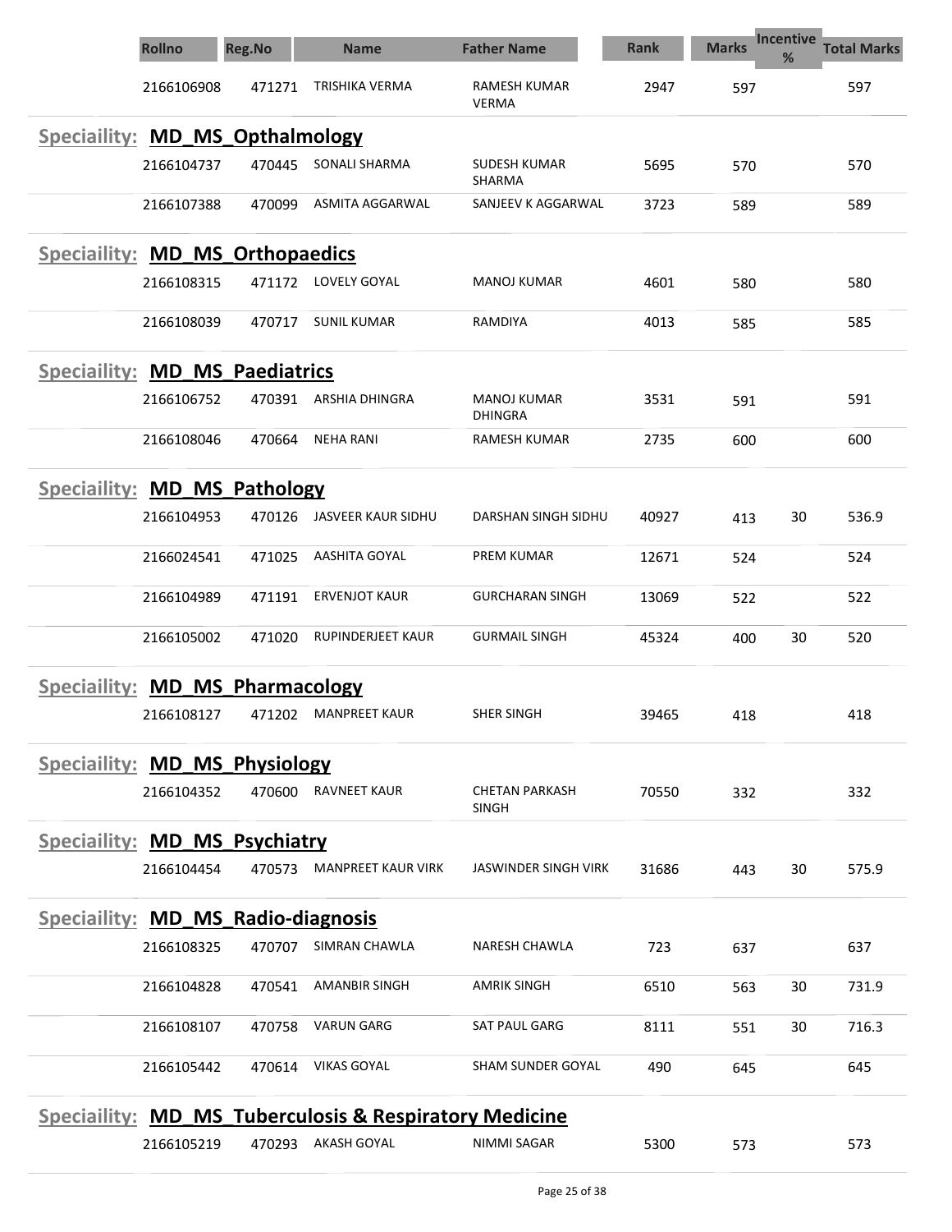| Rollno | Reg.No | Name | Father Name | Rank | Marks | Incentive % | Total Marks |
|---|---|---|---|---|---|---|---|
| 2166106908 | 471271 | TRISHIKA VERMA | RAMESH KUMAR VERMA | 2947 | 597 | | 597 |

**Speciaility: MD_MS_Opthalmology**

| Rollno | Reg.No | Name | Father Name | Rank | Marks | Incentive % | Total Marks |
|---|---|---|---|---|---|---|---|
| 2166104737 | 470445 | SONALI SHARMA | SUDESH KUMAR SHARMA | 5695 | 570 | | 570 |
| 2166107388 | 470099 | ASMITA AGGARWAL | SANJEEV K AGGARWAL | 3723 | 589 | | 589 |

**Speciaility: MD_MS_Orthopaedics**

| Rollno | Reg.No | Name | Father Name | Rank | Marks | Incentive % | Total Marks |
|---|---|---|---|---|---|---|---|
| 2166108315 | 471172 | LOVELY GOYAL | MANOJ KUMAR | 4601 | 580 | | 580 |
| 2166108039 | 470717 | SUNIL KUMAR | RAMDIYA | 4013 | 585 | | 585 |

**Speciaility: MD_MS_Paediatrics**

| Rollno | Reg.No | Name | Father Name | Rank | Marks | Incentive % | Total Marks |
|---|---|---|---|---|---|---|---|
| 2166106752 | 470391 | ARSHIA DHINGRA | MANOJ KUMAR DHINGRA | 3531 | 591 | | 591 |
| 2166108046 | 470664 | NEHA RANI | RAMESH KUMAR | 2735 | 600 | | 600 |

**Speciaility: MD_MS_Pathology**

| Rollno | Reg.No | Name | Father Name | Rank | Marks | Incentive % | Total Marks |
|---|---|---|---|---|---|---|---|
| 2166104953 | 470126 | JASVEER KAUR SIDHU | DARSHAN SINGH SIDHU | 40927 | 413 | 30 | 536.9 |
| 2166024541 | 471025 | AASHITA GOYAL | PREM KUMAR | 12671 | 524 | | 524 |
| 2166104989 | 471191 | ERVENJOT KAUR | GURCHARAN SINGH | 13069 | 522 | | 522 |
| 2166105002 | 471020 | RUPINDERJEET KAUR | GURMAIL SINGH | 45324 | 400 | 30 | 520 |

**Speciaility: MD_MS_Pharmacology**

| Rollno | Reg.No | Name | Father Name | Rank | Marks | Incentive % | Total Marks |
|---|---|---|---|---|---|---|---|
| 2166108127 | 471202 | MANPREET KAUR | SHER SINGH | 39465 | 418 | | 418 |

**Speciaility: MD_MS_Physiology**

| Rollno | Reg.No | Name | Father Name | Rank | Marks | Incentive % | Total Marks |
|---|---|---|---|---|---|---|---|
| 2166104352 | 470600 | RAVNEET KAUR | CHETAN PARKASH SINGH | 70550 | 332 | | 332 |

**Speciaility: MD_MS_Psychiatry**

| Rollno | Reg.No | Name | Father Name | Rank | Marks | Incentive % | Total Marks |
|---|---|---|---|---|---|---|---|
| 2166104454 | 470573 | MANPREET KAUR VIRK | JASWINDER SINGH VIRK | 31686 | 443 | 30 | 575.9 |

**Speciaility: MD_MS_Radio-diagnosis**

| Rollno | Reg.No | Name | Father Name | Rank | Marks | Incentive % | Total Marks |
|---|---|---|---|---|---|---|---|
| 2166108325 | 470707 | SIMRAN CHAWLA | NARESH CHAWLA | 723 | 637 | | 637 |
| 2166104828 | 470541 | AMANBIR SINGH | AMRIK SINGH | 6510 | 563 | 30 | 731.9 |
| 2166108107 | 470758 | VARUN GARG | SAT PAUL GARG | 8111 | 551 | 30 | 716.3 |
| 2166105442 | 470614 | VIKAS GOYAL | SHAM SUNDER GOYAL | 490 | 645 | | 645 |

**Speciaility: MD_MS_Tuberculosis & Respiratory Medicine**

| Rollno | Reg.No | Name | Father Name | Rank | Marks | Incentive % | Total Marks |
|---|---|---|---|---|---|---|---|
| 2166105219 | 470293 | AKASH GOYAL | NIMMI SAGAR | 5300 | 573 | | 573 |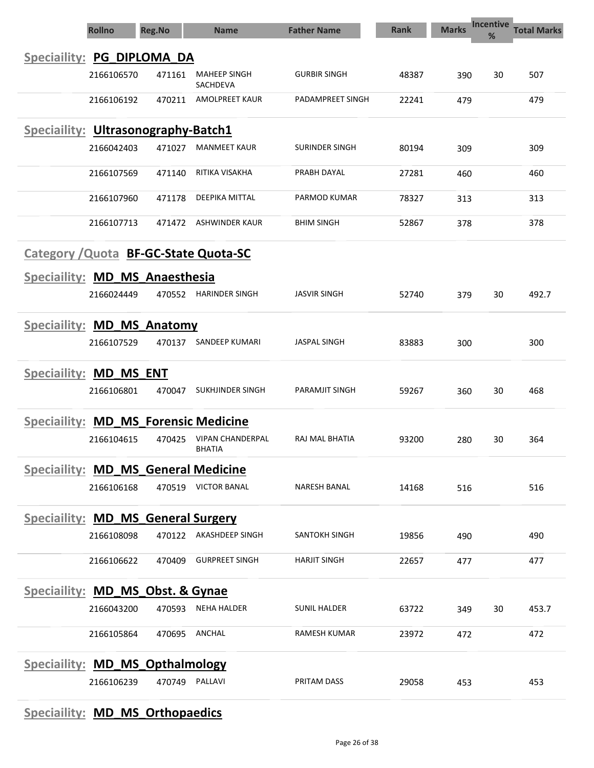| Rollno | Reg.No | Name | Father Name | Rank | Marks | Incentive % | Total Marks |
|---|---|---|---|---|---|---|---|

**Speciaility: PG_DIPLOMA_DA**

| Rollno | Reg.No | Name | Father Name | Rank | Marks | Incentive % | Total Marks |
|---|---|---|---|---|---|---|---|
| 2166106570 | 471161 | MAHEEP SINGH SACHDEVA | GURBIR SINGH | 48387 | 390 | 30 | 507 |
| 2166106192 | 470211 | AMOLPREET KAUR | PADAMPREET SINGH | 22241 | 479 | | 479 |

**Speciaility: Ultrasonography-Batch1**

| Rollno | Reg.No | Name | Father Name | Rank | Marks | Incentive % | Total Marks |
|---|---|---|---|---|---|---|---|
| 2166042403 | 471027 | MANMEET KAUR | SURINDER SINGH | 80194 | 309 | | 309 |
| 2166107569 | 471140 | RITIKA VISAKHA | PRABH DAYAL | 27281 | 460 | | 460 |
| 2166107960 | 471178 | DEEPIKA MITTAL | PARMOD KUMAR | 78327 | 313 | | 313 |
| 2166107713 | 471472 | ASHWINDER KAUR | BHIM SINGH | 52867 | 378 | | 378 |

**Category /Quota BF-GC-State Quota-SC**

**Speciaility: MD_MS_Anaesthesia**

| Rollno | Reg.No | Name | Father Name | Rank | Marks | Incentive % | Total Marks |
|---|---|---|---|---|---|---|---|
| 2166024449 | 470552 | HARINDER SINGH | JASVIR SINGH | 52740 | 379 | 30 | 492.7 |

**Speciaility: MD_MS_Anatomy**

| Rollno | Reg.No | Name | Father Name | Rank | Marks | Incentive % | Total Marks |
|---|---|---|---|---|---|---|---|
| 2166107529 | 470137 | SANDEEP KUMARI | JASPAL SINGH | 83883 | 300 | | 300 |

**Speciaility: MD_MS_ENT**

| Rollno | Reg.No | Name | Father Name | Rank | Marks | Incentive % | Total Marks |
|---|---|---|---|---|---|---|---|
| 2166106801 | 470047 | SUKHJINDER SINGH | PARAMJIT SINGH | 59267 | 360 | 30 | 468 |

**Speciaility: MD_MS_Forensic Medicine**

| Rollno | Reg.No | Name | Father Name | Rank | Marks | Incentive % | Total Marks |
|---|---|---|---|---|---|---|---|
| 2166104615 | 470425 | VIPAN CHANDERPAL BHATIA | RAJ MAL BHATIA | 93200 | 280 | 30 | 364 |

**Speciaility: MD_MS_General Medicine**

| Rollno | Reg.No | Name | Father Name | Rank | Marks | Incentive % | Total Marks |
|---|---|---|---|---|---|---|---|
| 2166106168 | 470519 | VICTOR BANAL | NARESH BANAL | 14168 | 516 | | 516 |

**Speciaility: MD_MS_General Surgery**

| Rollno | Reg.No | Name | Father Name | Rank | Marks | Incentive % | Total Marks |
|---|---|---|---|---|---|---|---|
| 2166108098 | 470122 | AKASHDEEP SINGH | SANTOKH SINGH | 19856 | 490 | | 490 |
| 2166106622 | 470409 | GURPREET SINGH | HARJIT SINGH | 22657 | 477 | | 477 |

**Speciaility: MD_MS_Obst. & Gynae**

| Rollno | Reg.No | Name | Father Name | Rank | Marks | Incentive % | Total Marks |
|---|---|---|---|---|---|---|---|
| 2166043200 | 470593 | NEHA HALDER | SUNIL HALDER | 63722 | 349 | 30 | 453.7 |
| 2166105864 | 470695 | ANCHAL | RAMESH KUMAR | 23972 | 472 | | 472 |

**Speciaility: MD_MS_Opthalmology**

| Rollno | Reg.No | Name | Father Name | Rank | Marks | Incentive % | Total Marks |
|---|---|---|---|---|---|---|---|
| 2166106239 | 470749 | PALLAVI | PRITAM DASS | 29058 | 453 | | 453 |

**Speciaility: MD_MS_Orthopaedics**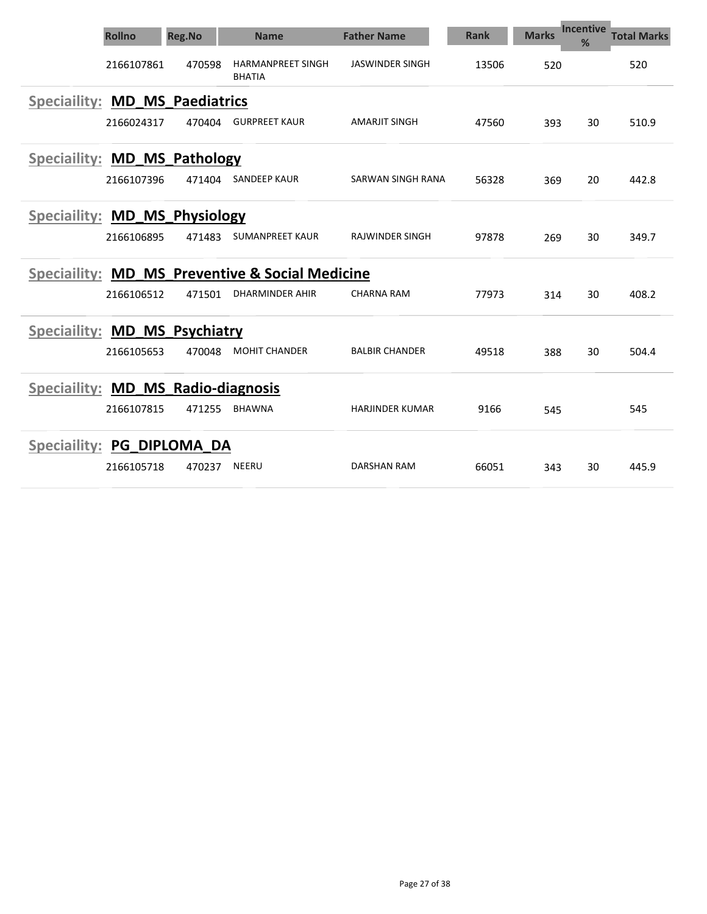| Rollno | Reg.No | Name | Father Name | Rank | Marks | Incentive % | Total Marks |
|---|---|---|---|---|---|---|---|
| 2166107861 | 470598 | HARMANPREET SINGH BHATIA | JASWINDER SINGH | 13506 | 520 | | 520 |

## Speciaility: MD_MS_Paediatrics

| Rollno | Reg.No | Name | Father Name | Rank | Marks | Incentive % | Total Marks |
|---|---|---|---|---|---|---|---|
| 2166024317 | 470404 | GURPREET KAUR | AMARJIT SINGH | 47560 | 393 | 30 | 510.9 |

## Speciaility: MD_MS_Pathology

| Rollno | Reg.No | Name | Father Name | Rank | Marks | Incentive % | Total Marks |
|---|---|---|---|---|---|---|---|
| 2166107396 | 471404 | SANDEEP KAUR | SARWAN SINGH RANA | 56328 | 369 | 20 | 442.8 |

## Speciaility: MD_MS_Physiology

| Rollno | Reg.No | Name | Father Name | Rank | Marks | Incentive % | Total Marks |
|---|---|---|---|---|---|---|---|
| 2166106895 | 471483 | SUMANPREET KAUR | RAJWINDER SINGH | 97878 | 269 | 30 | 349.7 |

## Speciaility: MD_MS_Preventive & Social Medicine

| Rollno | Reg.No | Name | Father Name | Rank | Marks | Incentive % | Total Marks |
|---|---|---|---|---|---|---|---|
| 2166106512 | 471501 | DHARMINDER AHIR | CHARNA RAM | 77973 | 314 | 30 | 408.2 |

## Speciaility: MD_MS_Psychiatry

| Rollno | Reg.No | Name | Father Name | Rank | Marks | Incentive % | Total Marks |
|---|---|---|---|---|---|---|---|
| 2166105653 | 470048 | MOHIT CHANDER | BALBIR CHANDER | 49518 | 388 | 30 | 504.4 |

## Speciaility: MD_MS_Radio-diagnosis

| Rollno | Reg.No | Name | Father Name | Rank | Marks | Incentive % | Total Marks |
|---|---|---|---|---|---|---|---|
| 2166107815 | 471255 | BHAWNA | HARJINDER KUMAR | 9166 | 545 | | 545 |

## Speciaility: PG_DIPLOMA_DA

| Rollno | Reg.No | Name | Father Name | Rank | Marks | Incentive % | Total Marks |
|---|---|---|---|---|---|---|---|
| 2166105718 | 470237 | NEERU | DARSHAN RAM | 66051 | 343 | 30 | 445.9 |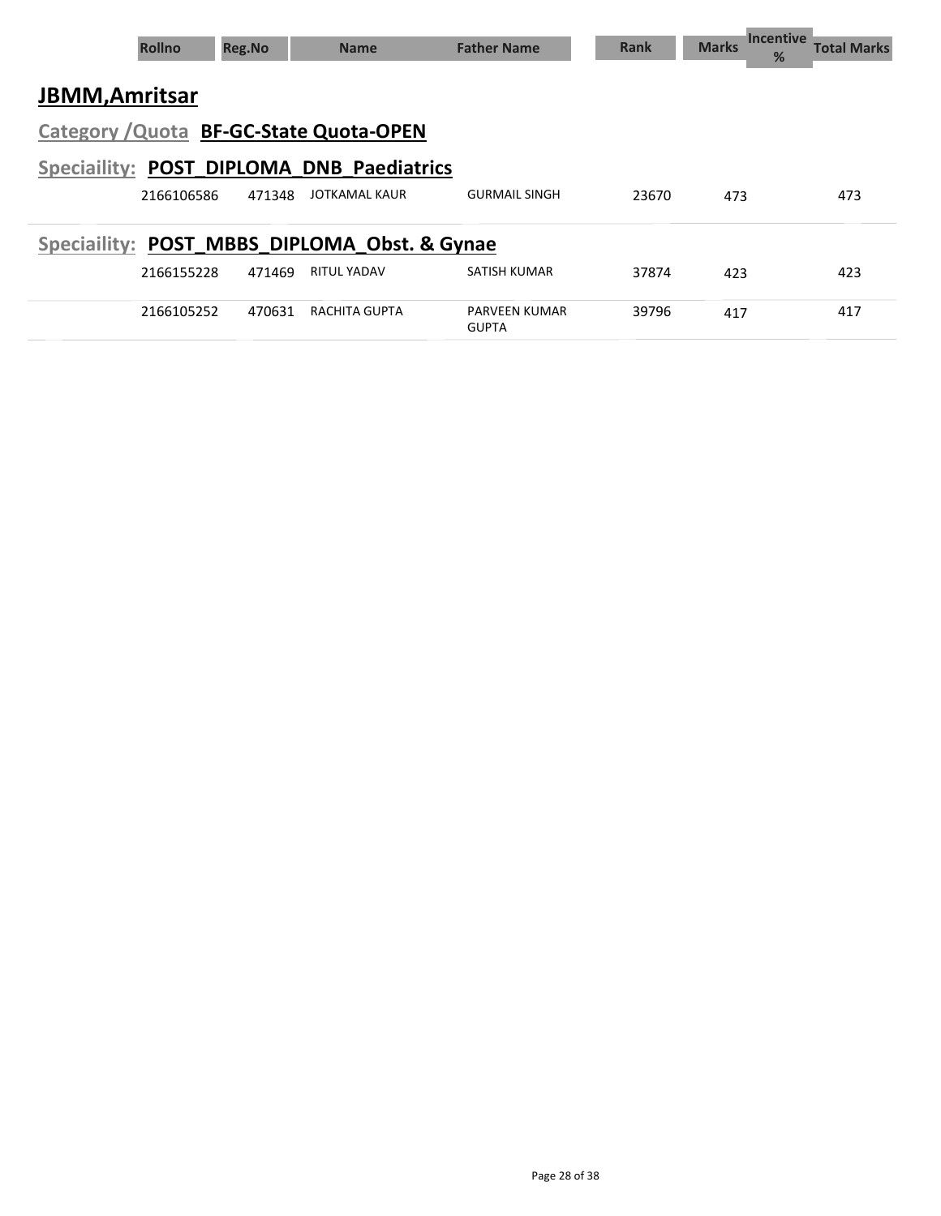| Rollno | Reg.No | Name | Father Name | Rank | Marks | Incentive % | Total Marks |
|---|---|---|---|---|---|---|---|

## JBMM,Amritsar

### Category /Quota BF-GC-State Quota-OPEN

#### Speciaility: POST_DIPLOMA_DNB_Paediatrics

| Rollno | Reg.No | Name | Father Name | Rank | Marks | Incentive % | Total Marks |
|---|---|---|---|---|---|---|---|
| 2166106586 | 471348 | JOTKAMAL KAUR | GURMAIL SINGH | 23670 | 473 | | 473 |

#### Speciaility: POST_MBBS_DIPLOMA_Obst. & Gynae

| Rollno | Reg.No | Name | Father Name | Rank | Marks | Incentive % | Total Marks |
|---|---|---|---|---|---|---|---|
| 2166155228 | 471469 | RITUL YADAV | SATISH KUMAR | 37874 | 423 | | 423 |
| 2166105252 | 470631 | RACHITA GUPTA | PARVEEN KUMAR GUPTA | 39796 | 417 | | 417 |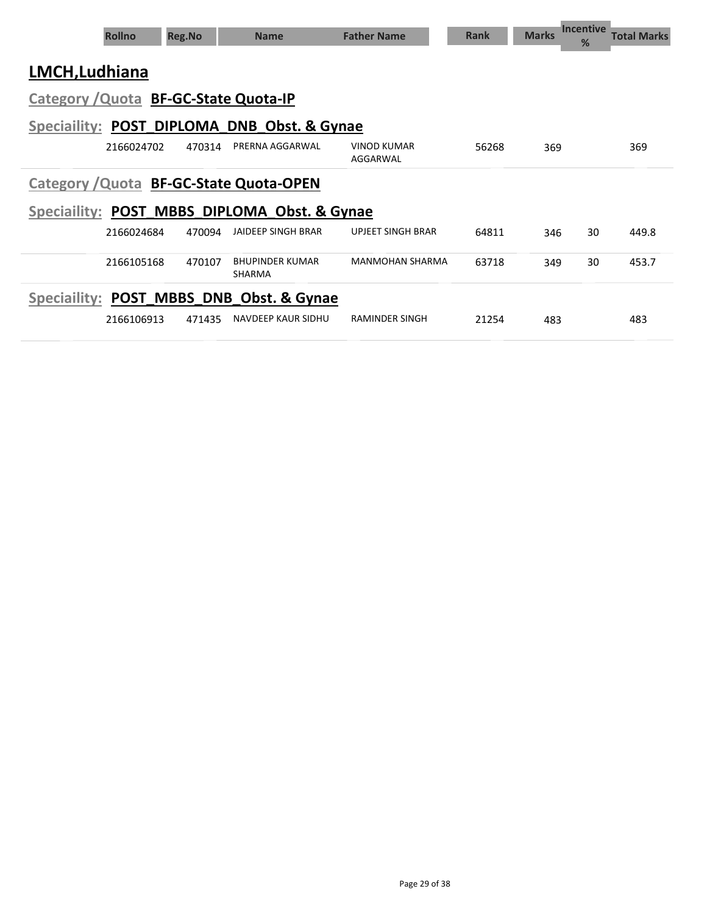| Rollno | Reg.No | Name | Father Name | Rank | Marks | Incentive % | Total Marks |
|---|---|---|---|---|---|---|---|

## LMCH,Ludhiana

### Category /Quota BF-GC-State Quota-IP

### Speciaility: POST_DIPLOMA_DNB_Obst. & Gynae

| Rollno | Reg.No | Name | Father Name | Rank | Marks | Incentive % | Total Marks |
|---|---|---|---|---|---|---|---|
| 2166024702 | 470314 | PRERNA AGGARWAL | VINOD KUMAR AGGARWAL | 56268 | 369 | | 369 |

### Category /Quota BF-GC-State Quota-OPEN

### Speciaility: POST_MBBS_DIPLOMA_Obst. & Gynae

| Rollno | Reg.No | Name | Father Name | Rank | Marks | Incentive % | Total Marks |
|---|---|---|---|---|---|---|---|
| 2166024684 | 470094 | JAIDEEP SINGH BRAR | UPJEET SINGH BRAR | 64811 | 346 | 30 | 449.8 |
| 2166105168 | 470107 | BHUPINDER KUMAR SHARMA | MANMOHAN SHARMA | 63718 | 349 | 30 | 453.7 |

### Speciaility: POST_MBBS_DNB_Obst. & Gynae

| Rollno | Reg.No | Name | Father Name | Rank | Marks | Incentive % | Total Marks |
|---|---|---|---|---|---|---|---|
| 2166106913 | 471435 | NAVDEEP KAUR SIDHU | RAMINDER SINGH | 21254 | 483 | | 483 |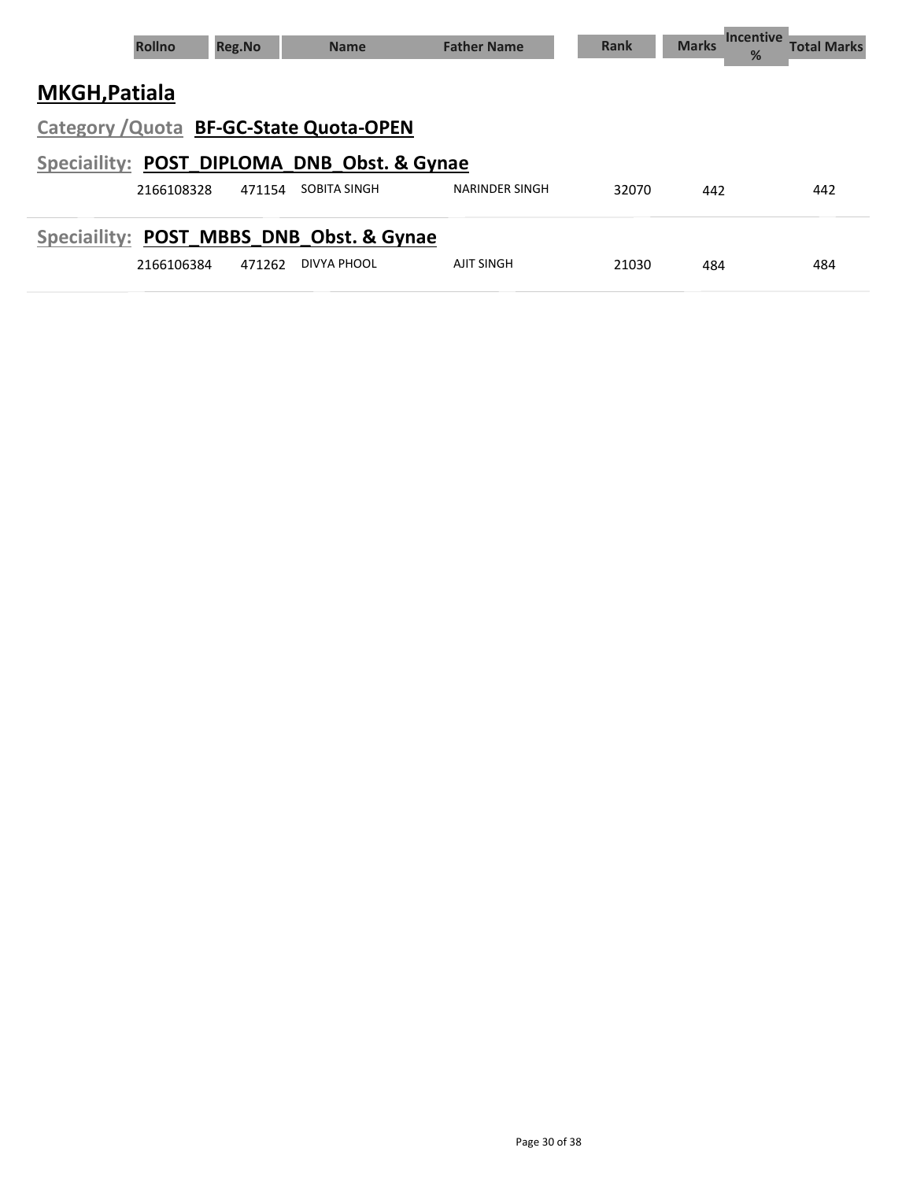| Rollno | Reg.No | Name | Father Name | Rank | Marks | Incentive % | Total Marks |
|---|---|---|---|---|---|---|---|

## MKGH,Patiala

### Category /Quota BF-GC-State Quota-OPEN

#### Speciaility: POST_DIPLOMA_DNB_Obst. & Gynae

| Rollno | Reg.No | Name | Father Name | Rank | Marks | Incentive % | Total Marks |
|---|---|---|---|---|---|---|---|
| 2166108328 | 471154 | SOBITA SINGH | NARINDER SINGH | 32070 | 442 | | 442 |

#### Speciaility: POST_MBBS_DNB_Obst. & Gynae

| Rollno | Reg.No | Name | Father Name | Rank | Marks | Incentive % | Total Marks |
|---|---|---|---|---|---|---|---|
| 2166106384 | 471262 | DIVYA PHOOL | AJIT SINGH | 21030 | 484 | | 484 |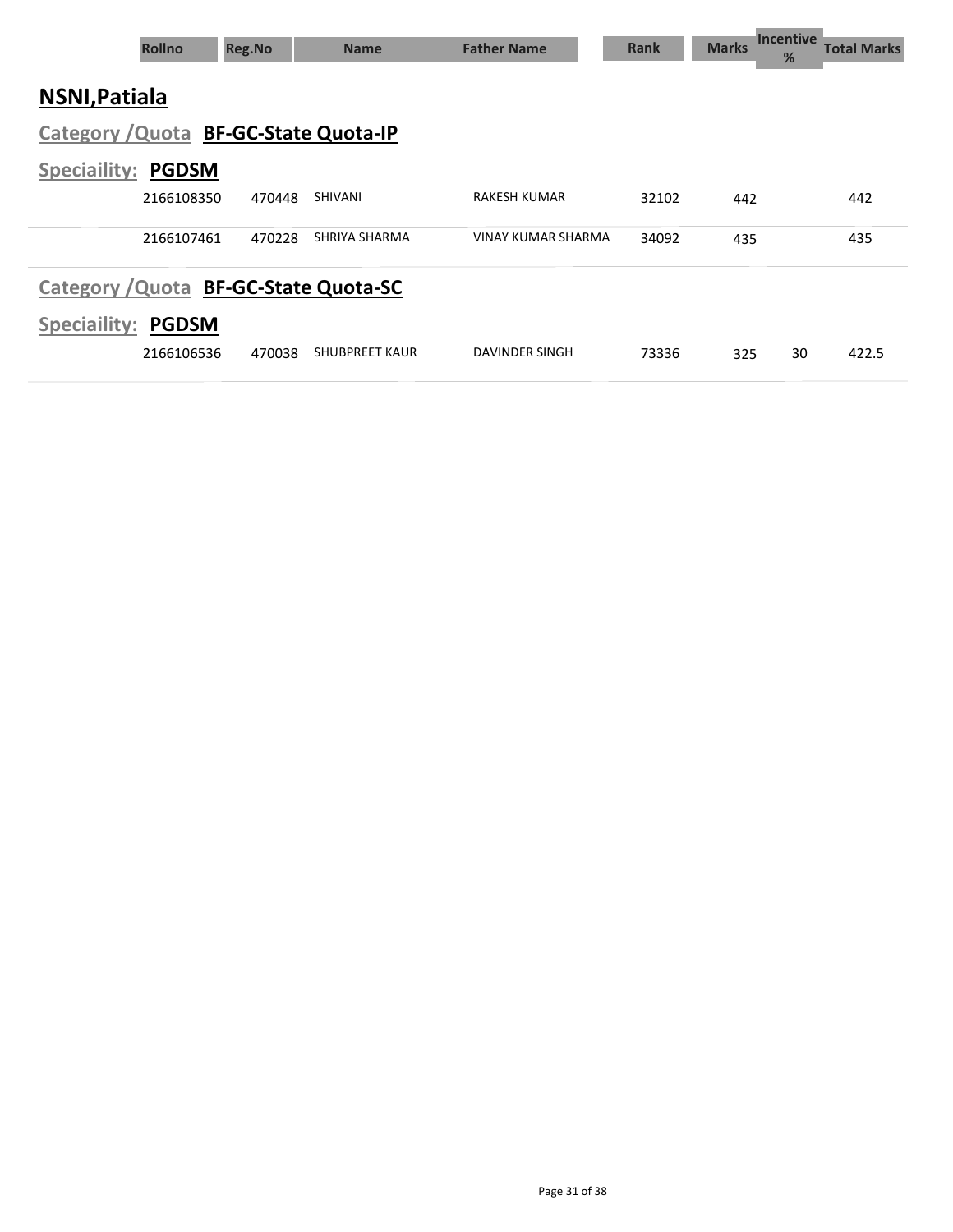| Rollno | Reg.No | Name | Father Name | Rank | Marks | Incentive % | Total Marks |
| --- | --- | --- | --- | --- | --- | --- | --- |

## NSNI,Patiala

### Category /Quota BF-GC-State Quota-IP

**Speciaility: PGDSM**

| Rollno | Reg.No | Name | Father Name | Rank | Marks | Incentive % | Total Marks |
| --- | --- | --- | --- | --- | --- | --- | --- |
| 2166108350 | 470448 | SHIVANI | RAKESH KUMAR | 32102 | 442 | | 442 |
| 2166107461 | 470228 | SHRIYA SHARMA | VINAY KUMAR SHARMA | 34092 | 435 | | 435 |

### Category /Quota BF-GC-State Quota-SC

**Speciaility: PGDSM**

| Rollno | Reg.No | Name | Father Name | Rank | Marks | Incentive % | Total Marks |
| --- | --- | --- | --- | --- | --- | --- | --- |
| 2166106536 | 470038 | SHUBPREET KAUR | DAVINDER SINGH | 73336 | 325 | 30 | 422.5 |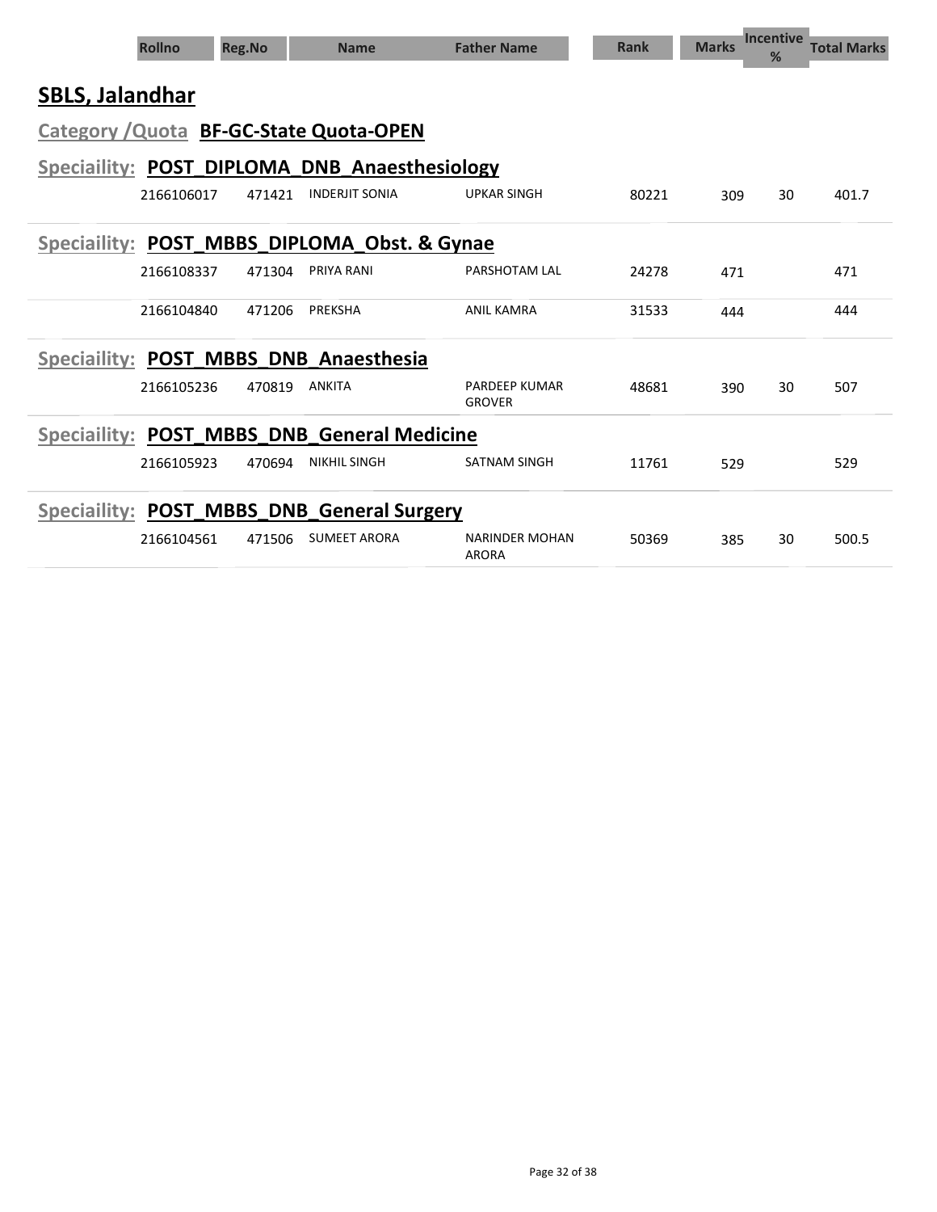| Rollno | Reg.No | Name | Father Name | Rank | Marks | Incentive % | Total Marks |
|---|---|---|---|---|---|---|---|

## SBLS, Jalandhar

### Category /Quota BF-GC-State Quota-OPEN

#### Speciaility: POST_DIPLOMA_DNB_Anaesthesiology

| Rollno | Reg.No | Name | Father Name | Rank | Marks | Incentive % | Total Marks |
|---|---|---|---|---|---|---|---|
| 2166106017 | 471421 | INDERJIT SONIA | UPKAR SINGH | 80221 | 309 | 30 | 401.7 |

#### Speciaility: POST_MBBS_DIPLOMA_Obst. & Gynae

| Rollno | Reg.No | Name | Father Name | Rank | Marks | Incentive % | Total Marks |
|---|---|---|---|---|---|---|---|
| 2166108337 | 471304 | PRIYA RANI | PARSHOTAM LAL | 24278 | 471 | | 471 |
| 2166104840 | 471206 | PREKSHA | ANIL KAMRA | 31533 | 444 | | 444 |

#### Speciaility: POST_MBBS_DNB_Anaesthesia

| Rollno | Reg.No | Name | Father Name | Rank | Marks | Incentive % | Total Marks |
|---|---|---|---|---|---|---|---|
| 2166105236 | 470819 | ANKITA | PARDEEP KUMAR GROVER | 48681 | 390 | 30 | 507 |

#### Speciaility: POST_MBBS_DNB_General Medicine

| Rollno | Reg.No | Name | Father Name | Rank | Marks | Incentive % | Total Marks |
|---|---|---|---|---|---|---|---|
| 2166105923 | 470694 | NIKHIL SINGH | SATNAM SINGH | 11761 | 529 | | 529 |

#### Speciaility: POST_MBBS_DNB_General Surgery

| Rollno | Reg.No | Name | Father Name | Rank | Marks | Incentive % | Total Marks |
|---|---|---|---|---|---|---|---|
| 2166104561 | 471506 | SUMEET ARORA | NARINDER MOHAN ARORA | 50369 | 385 | 30 | 500.5 |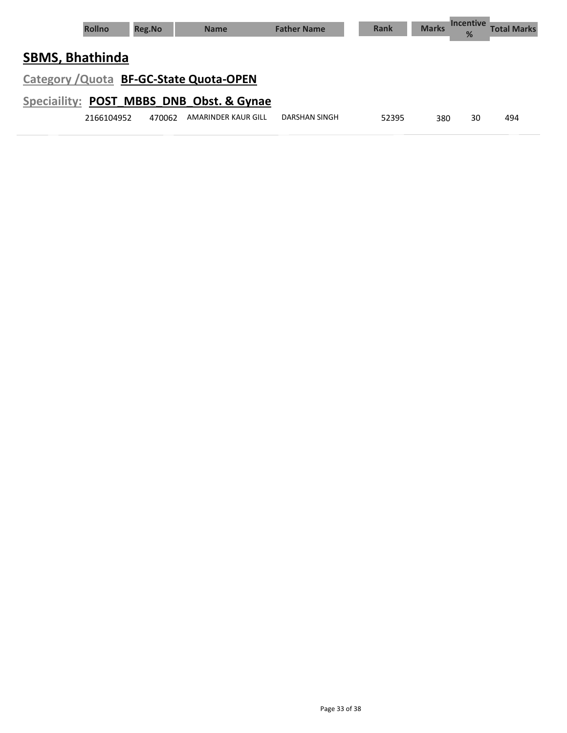| Rollno | Reg.No | Name | Father Name | Rank | Marks | Incentive % | Total Marks |
|---|---|---|---|---|---|---|---|

## SBMS, Bhathinda

### Category /Quota **BF-GC-State Quota-OPEN**

### Speciaility: **POST_MBBS_DNB_Obst. & Gynae**

| Rollno | Reg.No | Name | Father Name | Rank | Marks | Incentive % | Total Marks |
|---|---|---|---|---|---|---|---|
| 2166104952 | 470062 | AMARINDER KAUR GILL | DARSHAN SINGH | 52395 | 380 | 30 | 494 |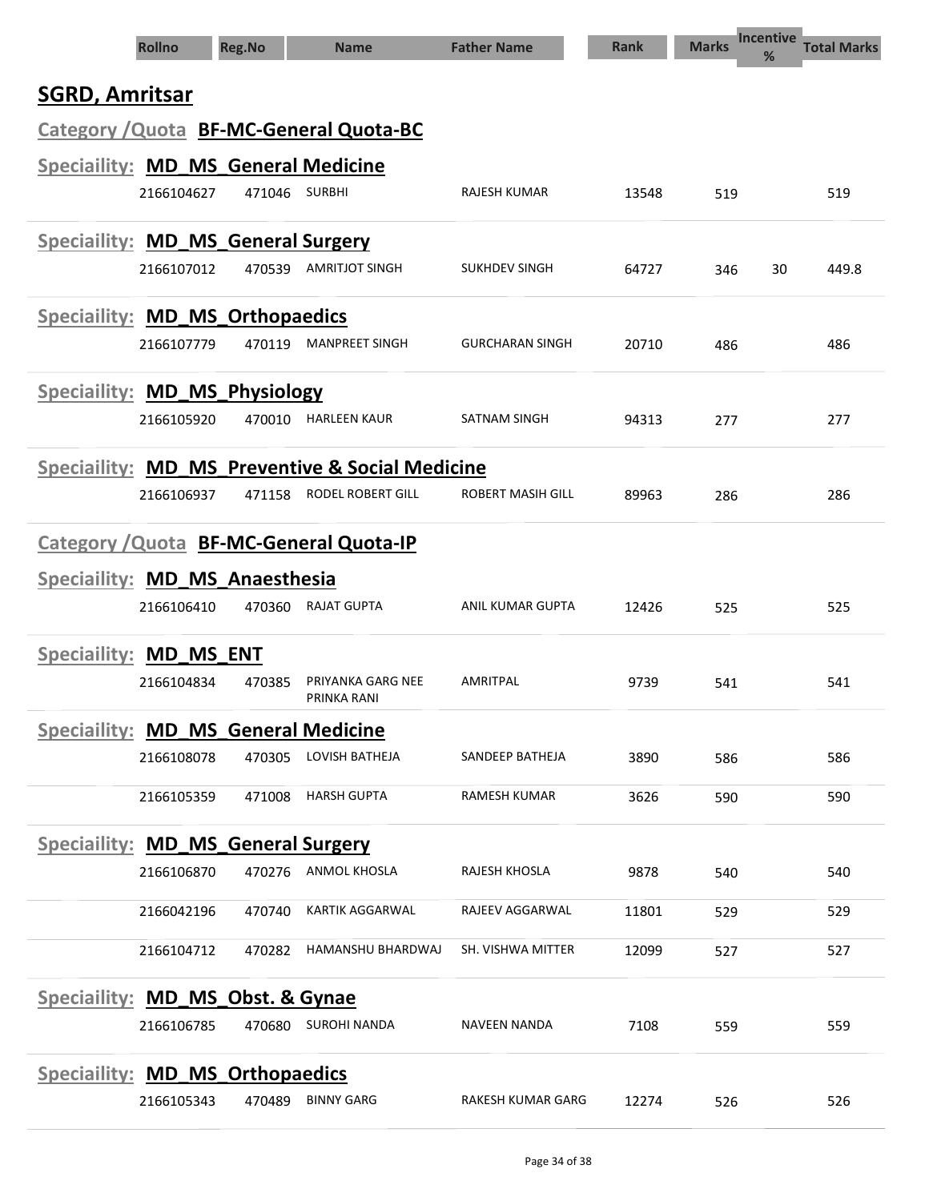| Rollno | Reg.No | Name | Father Name | Rank | Marks | Incentive % | Total Marks |
|---|---|---|---|---|---|---|---|

## SGRD, Amritsar

### Category /Quota BF-MC-General Quota-BC

#### Speciality: MD_MS_General Medicine

| Rollno | Reg.No | Name | Father Name | Rank | Marks | Incentive % | Total Marks |
|---|---|---|---|---|---|---|---|
| 2166104627 | 471046 | SURBHI | RAJESH KUMAR | 13548 | 519 | | 519 |

#### Speciality: MD_MS_General Surgery

| Rollno | Reg.No | Name | Father Name | Rank | Marks | Incentive % | Total Marks |
|---|---|---|---|---|---|---|---|
| 2166107012 | 470539 | AMRITJOT SINGH | SUKHDEV SINGH | 64727 | 346 | 30 | 449.8 |

#### Speciality: MD_MS_Orthopaedics

| Rollno | Reg.No | Name | Father Name | Rank | Marks | Incentive % | Total Marks |
|---|---|---|---|---|---|---|---|
| 2166107779 | 470119 | MANPREET SINGH | GURCHARAN SINGH | 20710 | 486 | | 486 |

#### Speciality: MD_MS_Physiology

| Rollno | Reg.No | Name | Father Name | Rank | Marks | Incentive % | Total Marks |
|---|---|---|---|---|---|---|---|
| 2166105920 | 470010 | HARLEEN KAUR | SATNAM SINGH | 94313 | 277 | | 277 |

#### Speciality: MD_MS_Preventive & Social Medicine

| Rollno | Reg.No | Name | Father Name | Rank | Marks | Incentive % | Total Marks |
|---|---|---|---|---|---|---|---|
| 2166106937 | 471158 | RODEL ROBERT GILL | ROBERT MASIH GILL | 89963 | 286 | | 286 |

### Category /Quota BF-MC-General Quota-IP

#### Speciality: MD_MS_Anaesthesia

| Rollno | Reg.No | Name | Father Name | Rank | Marks | Incentive % | Total Marks |
|---|---|---|---|---|---|---|---|
| 2166106410 | 470360 | RAJAT GUPTA | ANIL KUMAR GUPTA | 12426 | 525 | | 525 |

#### Speciality: MD_MS_ENT

| Rollno | Reg.No | Name | Father Name | Rank | Marks | Incentive % | Total Marks |
|---|---|---|---|---|---|---|---|
| 2166104834 | 470385 | PRIYANKA GARG NEE PRINKA RANI | AMRITPAL | 9739 | 541 | | 541 |

#### Speciality: MD_MS_General Medicine

| Rollno | Reg.No | Name | Father Name | Rank | Marks | Incentive % | Total Marks |
|---|---|---|---|---|---|---|---|
| 2166108078 | 470305 | LOVISH BATHEJA | SANDEEP BATHEJA | 3890 | 586 | | 586 |
| 2166105359 | 471008 | HARSH GUPTA | RAMESH KUMAR | 3626 | 590 | | 590 |

#### Speciality: MD_MS_General Surgery

| Rollno | Reg.No | Name | Father Name | Rank | Marks | Incentive % | Total Marks |
|---|---|---|---|---|---|---|---|
| 2166106870 | 470276 | ANMOL KHOSLA | RAJESH KHOSLA | 9878 | 540 | | 540 |
| 2166042196 | 470740 | KARTIK AGGARWAL | RAJEEV AGGARWAL | 11801 | 529 | | 529 |
| 2166104712 | 470282 | HAMANSHU BHARDWAJ | SH. VISHWA MITTER | 12099 | 527 | | 527 |

#### Speciality: MD_MS_Obst. & Gynae

| Rollno | Reg.No | Name | Father Name | Rank | Marks | Incentive % | Total Marks |
|---|---|---|---|---|---|---|---|
| 2166106785 | 470680 | SUROHI NANDA | NAVEEN NANDA | 7108 | 559 | | 559 |

#### Speciality: MD_MS_Orthopaedics

| Rollno | Reg.No | Name | Father Name | Rank | Marks | Incentive % | Total Marks |
|---|---|---|---|---|---|---|---|
| 2166105343 | 470489 | BINNY GARG | RAKESH KUMAR GARG | 12274 | 526 | | 526 |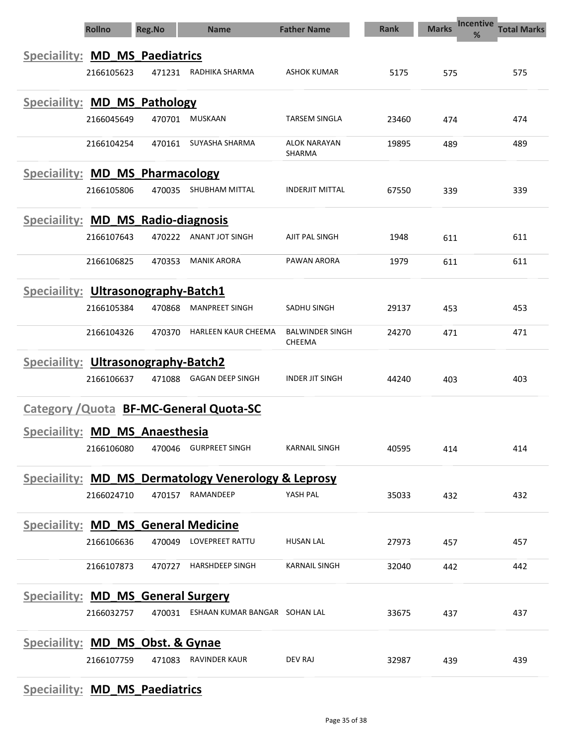| Rollno | Reg.No | Name | Father Name | Rank | Marks | Incentive % | Total Marks |
|---|---|---|---|---|---|---|---|

**Speciaility: MD_MS_Paediatrics**

| Rollno | Reg.No | Name | Father Name | Rank | Marks | Incentive % | Total Marks |
|---|---|---|---|---|---|---|---|
| 2166105623 | 471231 | RADHIKA SHARMA | ASHOK KUMAR | 5175 | 575 | | 575 |

**Speciaility: MD_MS_Pathology**

| Rollno | Reg.No | Name | Father Name | Rank | Marks | Incentive % | Total Marks |
|---|---|---|---|---|---|---|---|
| 2166045649 | 470701 | MUSKAAN | TARSEM SINGLA | 23460 | 474 | | 474 |
| 2166104254 | 470161 | SUYASHA SHARMA | ALOK NARAYAN SHARMA | 19895 | 489 | | 489 |

**Speciaility: MD_MS_Pharmacology**

| Rollno | Reg.No | Name | Father Name | Rank | Marks | Incentive % | Total Marks |
|---|---|---|---|---|---|---|---|
| 2166105806 | 470035 | SHUBHAM MITTAL | INDERJIT MITTAL | 67550 | 339 | | 339 |

**Speciaility: MD_MS_Radio-diagnosis**

| Rollno | Reg.No | Name | Father Name | Rank | Marks | Incentive % | Total Marks |
|---|---|---|---|---|---|---|---|
| 2166107643 | 470222 | ANANT JOT SINGH | AJIT PAL SINGH | 1948 | 611 | | 611 |
| 2166106825 | 470353 | MANIK ARORA | PAWAN ARORA | 1979 | 611 | | 611 |

**Speciaility: Ultrasonography-Batch1**

| Rollno | Reg.No | Name | Father Name | Rank | Marks | Incentive % | Total Marks |
|---|---|---|---|---|---|---|---|
| 2166105384 | 470868 | MANPREET SINGH | SADHU SINGH | 29137 | 453 | | 453 |
| 2166104326 | 470370 | HARLEEN KAUR CHEEMA | BALWINDER SINGH CHEEMA | 24270 | 471 | | 471 |

**Speciaility: Ultrasonography-Batch2**

| Rollno | Reg.No | Name | Father Name | Rank | Marks | Incentive % | Total Marks |
|---|---|---|---|---|---|---|---|
| 2166106637 | 471088 | GAGAN DEEP SINGH | INDER JIT SINGH | 44240 | 403 | | 403 |

## Category /Quota BF-MC-General Quota-SC

**Speciaility: MD_MS_Anaesthesia**

| Rollno | Reg.No | Name | Father Name | Rank | Marks | Incentive % | Total Marks |
|---|---|---|---|---|---|---|---|
| 2166106080 | 470046 | GURPREET SINGH | KARNAIL SINGH | 40595 | 414 | | 414 |

**Speciaility: MD_MS_Dermatology Venerology & Leprosy**

| Rollno | Reg.No | Name | Father Name | Rank | Marks | Incentive % | Total Marks |
|---|---|---|---|---|---|---|---|
| 2166024710 | 470157 | RAMANDEEP | YASH PAL | 35033 | 432 | | 432 |

**Speciaility: MD_MS_General Medicine**

| Rollno | Reg.No | Name | Father Name | Rank | Marks | Incentive % | Total Marks |
|---|---|---|---|---|---|---|---|
| 2166106636 | 470049 | LOVEPREET RATTU | HUSAN LAL | 27973 | 457 | | 457 |
| 2166107873 | 470727 | HARSHDEEP SINGH | KARNAIL SINGH | 32040 | 442 | | 442 |

**Speciaility: MD_MS_General Surgery**

| Rollno | Reg.No | Name | Father Name | Rank | Marks | Incentive % | Total Marks |
|---|---|---|---|---|---|---|---|
| 2166032757 | 470031 | ESHAAN KUMAR BANGAR | SOHAN LAL | 33675 | 437 | | 437 |

**Speciaility: MD_MS_Obst. & Gynae**

| Rollno | Reg.No | Name | Father Name | Rank | Marks | Incentive % | Total Marks |
|---|---|---|---|---|---|---|---|
| 2166107759 | 471083 | RAVINDER KAUR | DEV RAJ | 32987 | 439 | | 439 |

**Speciaility: MD_MS_Paediatrics**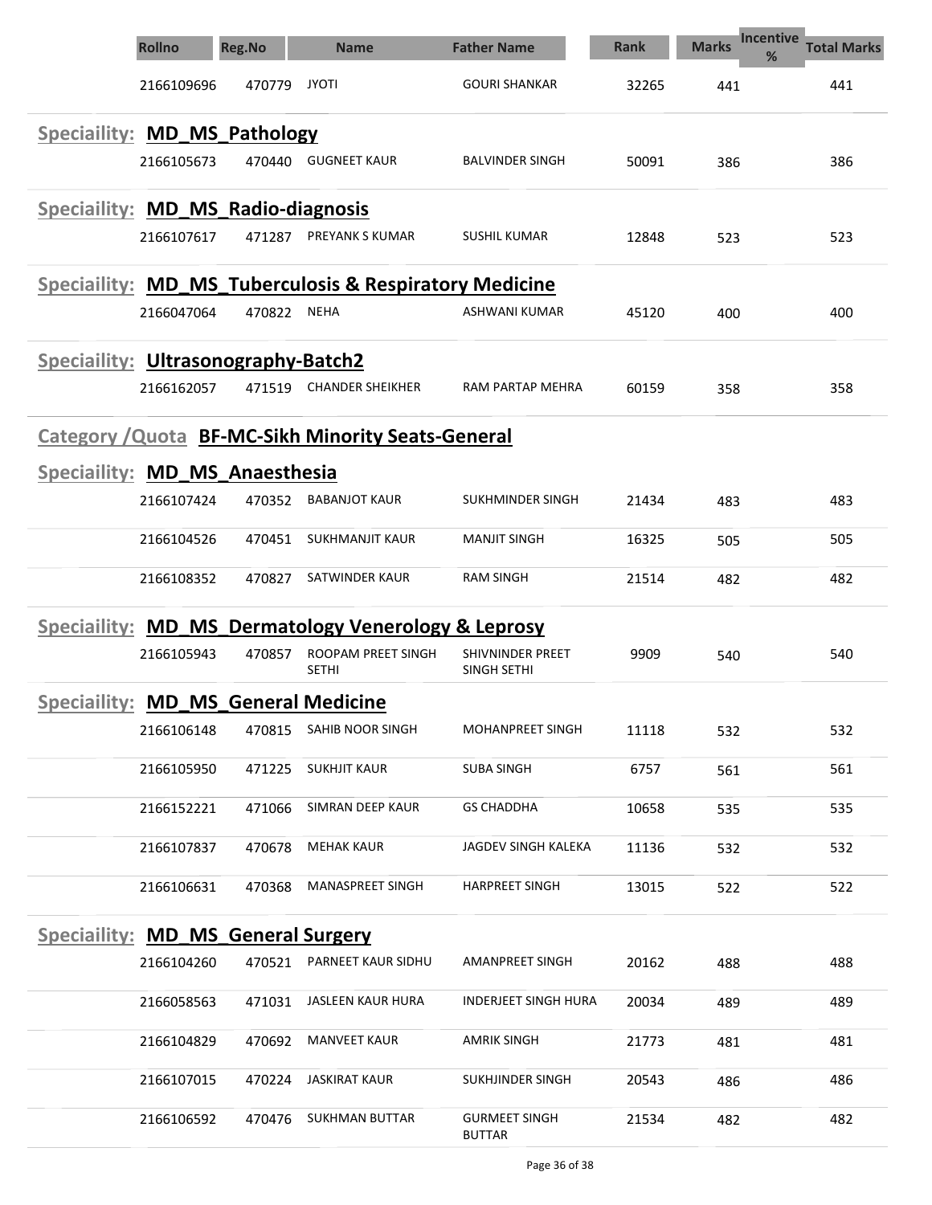| Rollno | Reg.No | Name | Father Name | Rank | Marks | Incentive % | Total Marks |
|---|---|---|---|---|---|---|---|
| 2166109696 | 470779 | JYOTI | GOURI SHANKAR | 32265 | 441 | | 441 |

## Speciaility: MD_MS_Pathology

| Rollno | Reg.No | Name | Father Name | Rank | Marks | Incentive % | Total Marks |
|---|---|---|---|---|---|---|---|
| 2166105673 | 470440 | GUGNEET KAUR | BALVINDER SINGH | 50091 | 386 | | 386 |

## Speciaility: MD_MS_Radio-diagnosis

| Rollno | Reg.No | Name | Father Name | Rank | Marks | Incentive % | Total Marks |
|---|---|---|---|---|---|---|---|
| 2166107617 | 471287 | PREYANK S KUMAR | SUSHIL KUMAR | 12848 | 523 | | 523 |

## Speciaility: MD_MS_Tuberculosis & Respiratory Medicine

| Rollno | Reg.No | Name | Father Name | Rank | Marks | Incentive % | Total Marks |
|---|---|---|---|---|---|---|---|
| 2166047064 | 470822 | NEHA | ASHWANI KUMAR | 45120 | 400 | | 400 |

## Speciaility: Ultrasonography-Batch2

| Rollno | Reg.No | Name | Father Name | Rank | Marks | Incentive % | Total Marks |
|---|---|---|---|---|---|---|---|
| 2166162057 | 471519 | CHANDER SHEIKHER | RAM PARTAP MEHRA | 60159 | 358 | | 358 |

# Category /Quota BF-MC-Sikh Minority Seats-General

## Speciaility: MD_MS_Anaesthesia

| Rollno | Reg.No | Name | Father Name | Rank | Marks | Incentive % | Total Marks |
|---|---|---|---|---|---|---|---|
| 2166107424 | 470352 | BABANJOT KAUR | SUKHMINDER SINGH | 21434 | 483 | | 483 |
| 2166104526 | 470451 | SUKHMANJIT KAUR | MANJIT SINGH | 16325 | 505 | | 505 |
| 2166108352 | 470827 | SATWINDER KAUR | RAM SINGH | 21514 | 482 | | 482 |

## Speciaility: MD_MS_Dermatology Venerology & Leprosy

| Rollno | Reg.No | Name | Father Name | Rank | Marks | Incentive % | Total Marks |
|---|---|---|---|---|---|---|---|
| 2166105943 | 470857 | ROOPAM PREET SINGH SETHI | SHIVNINDER PREET SINGH SETHI | 9909 | 540 | | 540 |

## Speciaility: MD_MS_General Medicine

| Rollno | Reg.No | Name | Father Name | Rank | Marks | Incentive % | Total Marks |
|---|---|---|---|---|---|---|---|
| 2166106148 | 470815 | SAHIB NOOR SINGH | MOHANPREET SINGH | 11118 | 532 | | 532 |
| 2166105950 | 471225 | SUKHJIT KAUR | SUBA SINGH | 6757 | 561 | | 561 |
| 2166152221 | 471066 | SIMRAN DEEP KAUR | GS CHADDHA | 10658 | 535 | | 535 |
| 2166107837 | 470678 | MEHAK KAUR | JAGDEV SINGH KALEKA | 11136 | 532 | | 532 |
| 2166106631 | 470368 | MANASPREET SINGH | HARPREET SINGH | 13015 | 522 | | 522 |

## Speciaility: MD_MS_General Surgery

| Rollno | Reg.No | Name | Father Name | Rank | Marks | Incentive % | Total Marks |
|---|---|---|---|---|---|---|---|
| 2166104260 | 470521 | PARNEET KAUR SIDHU | AMANPREET SINGH | 20162 | 488 | | 488 |
| 2166058563 | 471031 | JASLEEN KAUR HURA | INDERJEET SINGH HURA | 20034 | 489 | | 489 |
| 2166104829 | 470692 | MANVEET KAUR | AMRIK SINGH | 21773 | 481 | | 481 |
| 2166107015 | 470224 | JASKIRAT KAUR | SUKHJINDER SINGH | 20543 | 486 | | 486 |
| 2166106592 | 470476 | SUKHMAN BUTTAR | GURMEET SINGH BUTTAR | 21534 | 482 | | 482 |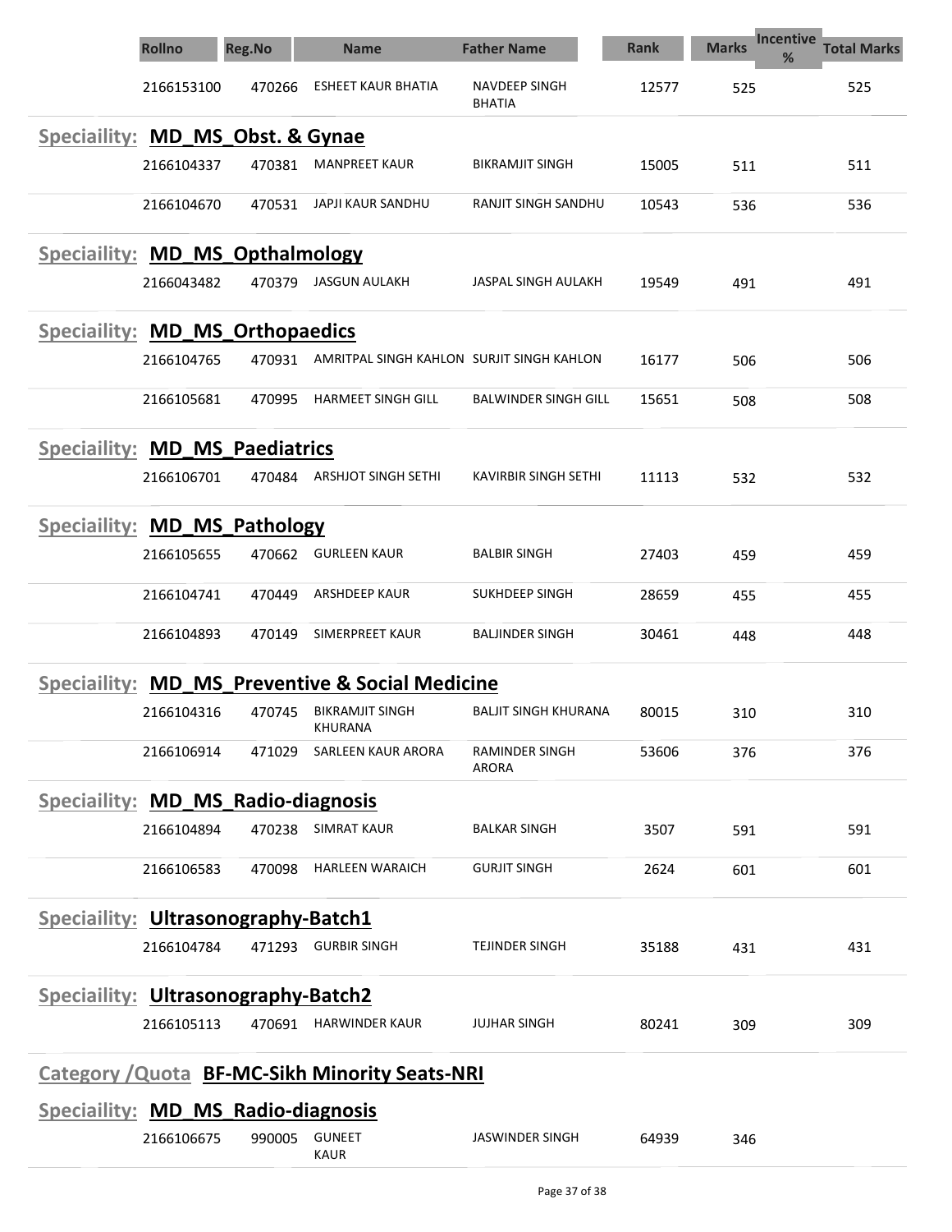| Rollno | Reg.No | Name | Father Name | Rank | Marks | Incentive % | Total Marks |
|---|---|---|---|---|---|---|---|
| 2166153100 | 470266 | ESHEET KAUR BHATIA | NAVDEEP SINGH BHATIA | 12577 | 525 | | 525 |

## Speciaility: MD_MS_Obst. & Gynae

| Rollno | Reg.No | Name | Father Name | Rank | Marks | Incentive % | Total Marks |
|---|---|---|---|---|---|---|---|
| 2166104337 | 470381 | MANPREET KAUR | BIKRAMJIT SINGH | 15005 | 511 | | 511 |
| 2166104670 | 470531 | JAPJI KAUR SANDHU | RANJIT SINGH SANDHU | 10543 | 536 | | 536 |

## Speciaility: MD_MS_Opthalmology

| Rollno | Reg.No | Name | Father Name | Rank | Marks | Incentive % | Total Marks |
|---|---|---|---|---|---|---|---|
| 2166043482 | 470379 | JASGUN AULAKH | JASPAL SINGH AULAKH | 19549 | 491 | | 491 |

## Speciaility: MD_MS_Orthopaedics

| Rollno | Reg.No | Name | Father Name | Rank | Marks | Incentive % | Total Marks |
|---|---|---|---|---|---|---|---|
| 2166104765 | 470931 | AMRITPAL SINGH KAHLON | SURJIT SINGH KAHLON | 16177 | 506 | | 506 |
| 2166105681 | 470995 | HARMEET SINGH GILL | BALWINDER SINGH GILL | 15651 | 508 | | 508 |

## Speciaility: MD_MS_Paediatrics

| Rollno | Reg.No | Name | Father Name | Rank | Marks | Incentive % | Total Marks |
|---|---|---|---|---|---|---|---|
| 2166106701 | 470484 | ARSHJOT SINGH SETHI | KAVIRBIR SINGH SETHI | 11113 | 532 | | 532 |

## Speciaility: MD_MS_Pathology

| Rollno | Reg.No | Name | Father Name | Rank | Marks | Incentive % | Total Marks |
|---|---|---|---|---|---|---|---|
| 2166105655 | 470662 | GURLEEN KAUR | BALBIR SINGH | 27403 | 459 | | 459 |
| 2166104741 | 470449 | ARSHDEEP KAUR | SUKHDEEP SINGH | 28659 | 455 | | 455 |
| 2166104893 | 470149 | SIMERPREET KAUR | BALJINDER SINGH | 30461 | 448 | | 448 |

## Speciaility: MD_MS_Preventive & Social Medicine

| Rollno | Reg.No | Name | Father Name | Rank | Marks | Incentive % | Total Marks |
|---|---|---|---|---|---|---|---|
| 2166104316 | 470745 | BIKRAMJIT SINGH KHURANA | BALJIT SINGH KHURANA | 80015 | 310 | | 310 |
| 2166106914 | 471029 | SARLEEN KAUR ARORA | RAMINDER SINGH ARORA | 53606 | 376 | | 376 |

## Speciaility: MD_MS_Radio-diagnosis

| Rollno | Reg.No | Name | Father Name | Rank | Marks | Incentive % | Total Marks |
|---|---|---|---|---|---|---|---|
| 2166104894 | 470238 | SIMRAT KAUR | BALKAR SINGH | 3507 | 591 | | 591 |
| 2166106583 | 470098 | HARLEEN WARAICH | GURJIT SINGH | 2624 | 601 | | 601 |

## Speciaility: Ultrasonography-Batch1

| Rollno | Reg.No | Name | Father Name | Rank | Marks | Incentive % | Total Marks |
|---|---|---|---|---|---|---|---|
| 2166104784 | 471293 | GURBIR SINGH | TEJINDER SINGH | 35188 | 431 | | 431 |

## Speciaility: Ultrasonography-Batch2

| Rollno | Reg.No | Name | Father Name | Rank | Marks | Incentive % | Total Marks |
|---|---|---|---|---|---|---|---|
| 2166105113 | 470691 | HARWINDER KAUR | JUJHAR SINGH | 80241 | 309 | | 309 |

# Category /Quota BF-MC-Sikh Minority Seats-NRI

## Speciaility: MD_MS_Radio-diagnosis

| Rollno | Reg.No | Name | Father Name | Rank | Marks | Incentive % | Total Marks |
|---|---|---|---|---|---|---|---|
| 2166106675 | 990005 | GUNEET KAUR | JASWINDER SINGH | 64939 | 346 | | |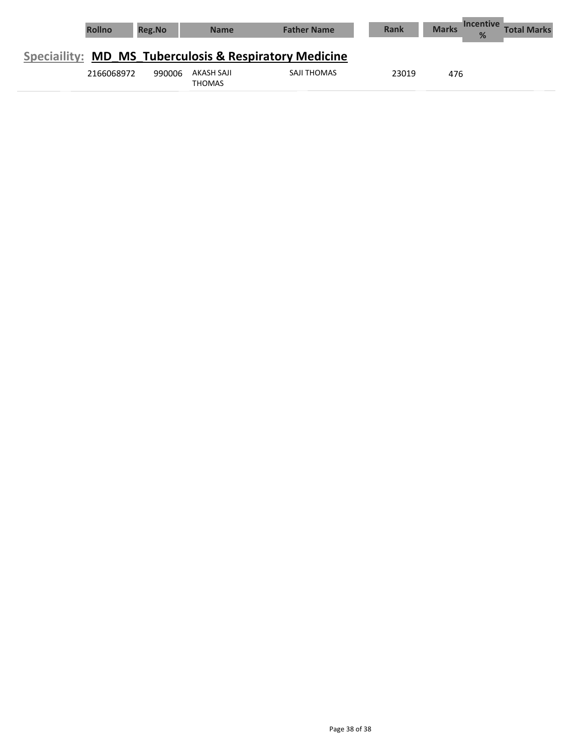| Rollno | Reg.No | Name | Father Name | Rank | Marks | Incentive % | Total Marks |
|---|---|---|---|---|---|---|---|

## Speciaility: MD_MS_Tuberculosis & Respiratory Medicine

| Rollno | Reg.No | Name | Father Name | Rank | Marks | Incentive % | Total Marks |
|---|---|---|---|---|---|---|---|
| 2166068972 | 990006 | AKASH SAJI THOMAS | SAJI THOMAS | 23019 | 476 | | |